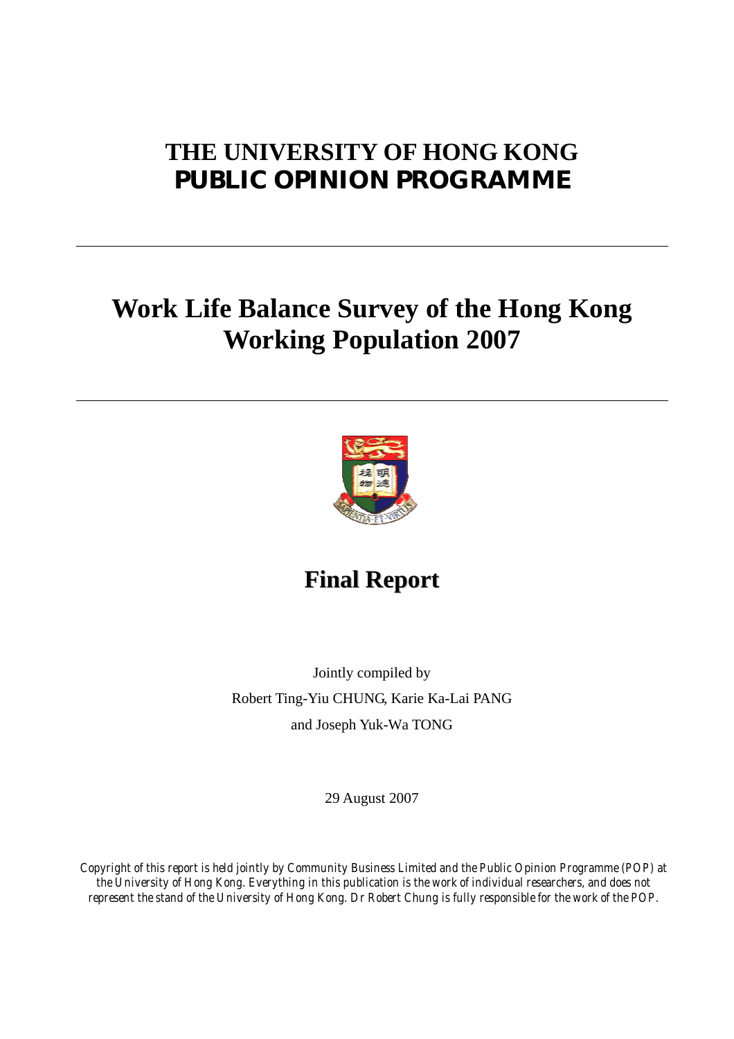# THE UNIVERSITY OF HONG KONG
# PUBLIC OPINION PROGRAMME

---

# Work Life Balance Survey of the Hong Kong Working Population 2007

---

## Final Report

Jointly compiled by

Robert Ting-Yiu CHUNG, Karie Ka-Lai PANG

and Joseph Yuk-Wa TONG

29 August 2007

*Copyright of this report is held jointly by Community Business Limited and the Public Opinion Programme (POP) at the University of Hong Kong. Everything in this publication is the work of individual researchers, and does not represent the stand of the University of Hong Kong. Dr Robert Chung is fully responsible for the work of the POP.*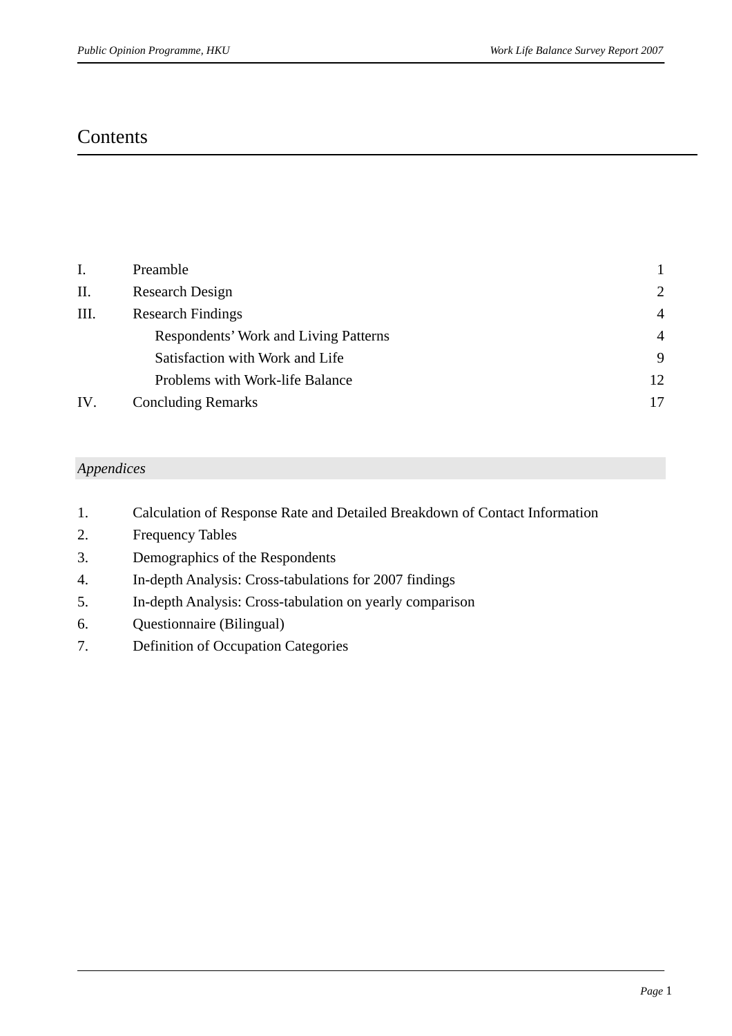# Contents

| | | |
|---|---|---|
| I. | Preamble | 1 |
| II. | Research Design | 2 |
| III. | Research Findings | 4 |
| | Respondents' Work and Living Patterns | 4 |
| | Satisfaction with Work and Life | 9 |
| | Problems with Work-life Balance | 12 |
| IV. | Concluding Remarks | 17 |

*Appendices*

1. Calculation of Response Rate and Detailed Breakdown of Contact Information
2. Frequency Tables
3. Demographics of the Respondents
4. In-depth Analysis: Cross-tabulations for 2007 findings
5. In-depth Analysis: Cross-tabulation on yearly comparison
6. Questionnaire (Bilingual)
7. Definition of Occupation Categories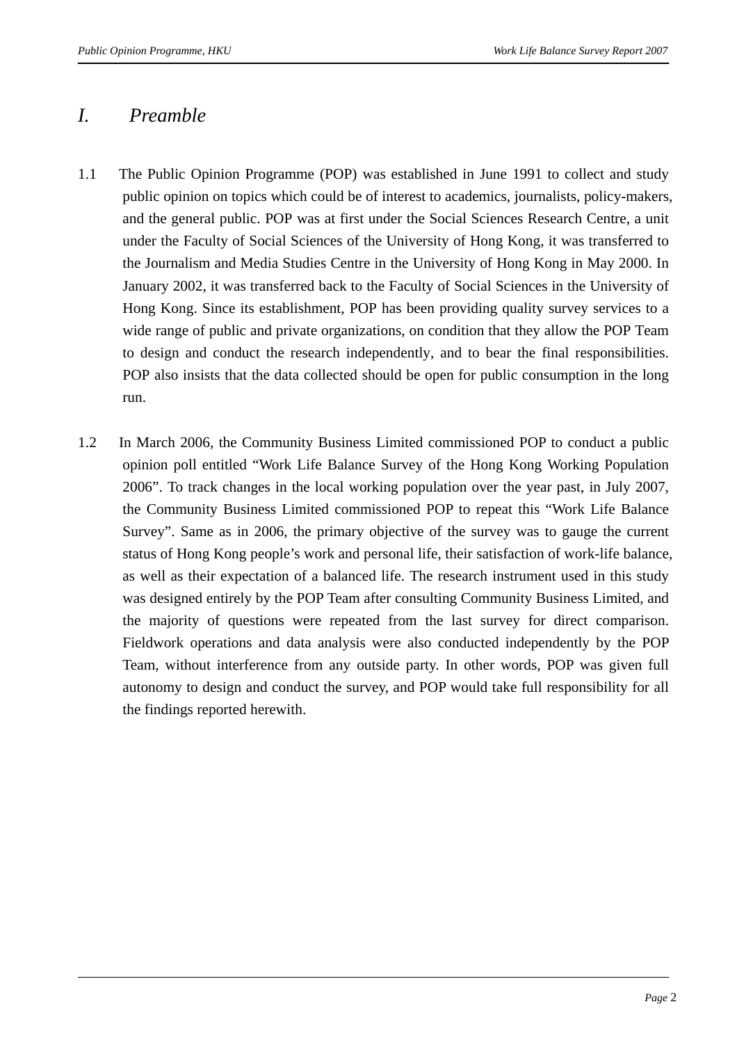# *I. Preamble*

1.1 The Public Opinion Programme (POP) was established in June 1991 to collect and study public opinion on topics which could be of interest to academics, journalists, policy-makers, and the general public. POP was at first under the Social Sciences Research Centre, a unit under the Faculty of Social Sciences of the University of Hong Kong, it was transferred to the Journalism and Media Studies Centre in the University of Hong Kong in May 2000. In January 2002, it was transferred back to the Faculty of Social Sciences in the University of Hong Kong. Since its establishment, POP has been providing quality survey services to a wide range of public and private organizations, on condition that they allow the POP Team to design and conduct the research independently, and to bear the final responsibilities. POP also insists that the data collected should be open for public consumption in the long run.

1.2 In March 2006, the Community Business Limited commissioned POP to conduct a public opinion poll entitled "Work Life Balance Survey of the Hong Kong Working Population 2006". To track changes in the local working population over the year past, in July 2007, the Community Business Limited commissioned POP to repeat this "Work Life Balance Survey". Same as in 2006, the primary objective of the survey was to gauge the current status of Hong Kong people's work and personal life, their satisfaction of work-life balance, as well as their expectation of a balanced life. The research instrument used in this study was designed entirely by the POP Team after consulting Community Business Limited, and the majority of questions were repeated from the last survey for direct comparison. Fieldwork operations and data analysis were also conducted independently by the POP Team, without interference from any outside party. In other words, POP was given full autonomy to design and conduct the survey, and POP would take full responsibility for all the findings reported herewith.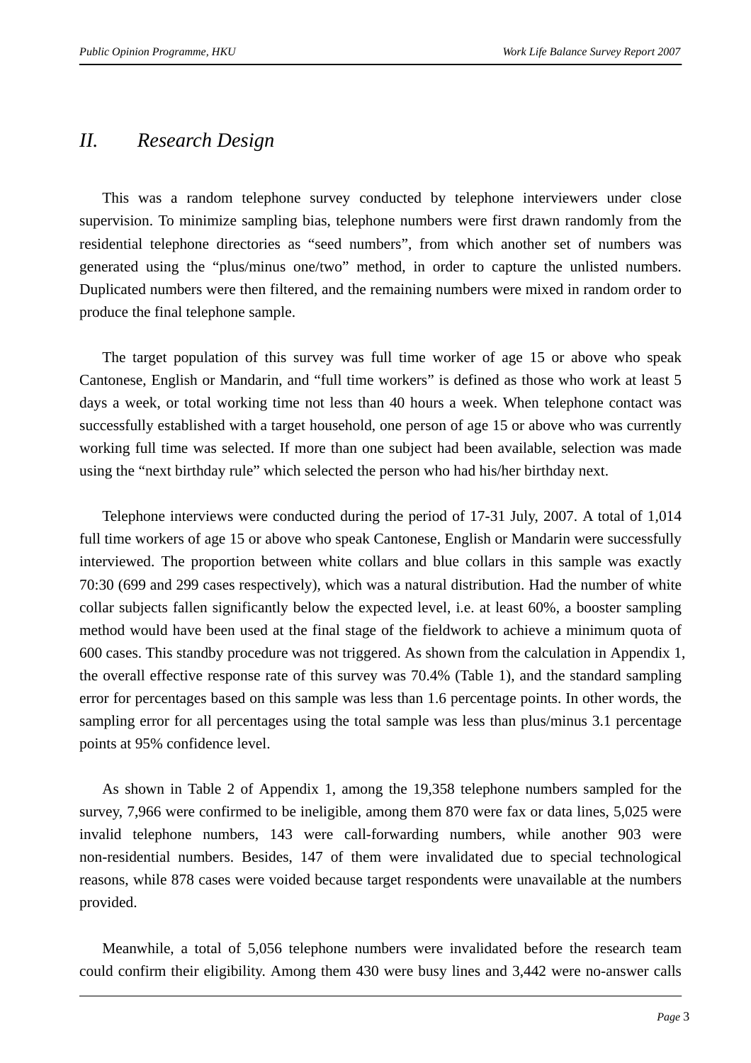## *II. Research Design*

This was a random telephone survey conducted by telephone interviewers under close supervision. To minimize sampling bias, telephone numbers were first drawn randomly from the residential telephone directories as "seed numbers", from which another set of numbers was generated using the "plus/minus one/two" method, in order to capture the unlisted numbers. Duplicated numbers were then filtered, and the remaining numbers were mixed in random order to produce the final telephone sample.

The target population of this survey was full time worker of age 15 or above who speak Cantonese, English or Mandarin, and "full time workers" is defined as those who work at least 5 days a week, or total working time not less than 40 hours a week. When telephone contact was successfully established with a target household, one person of age 15 or above who was currently working full time was selected. If more than one subject had been available, selection was made using the "next birthday rule" which selected the person who had his/her birthday next.

Telephone interviews were conducted during the period of 17-31 July, 2007. A total of 1,014 full time workers of age 15 or above who speak Cantonese, English or Mandarin were successfully interviewed. The proportion between white collars and blue collars in this sample was exactly 70:30 (699 and 299 cases respectively), which was a natural distribution. Had the number of white collar subjects fallen significantly below the expected level, i.e. at least 60%, a booster sampling method would have been used at the final stage of the fieldwork to achieve a minimum quota of 600 cases. This standby procedure was not triggered. As shown from the calculation in Appendix 1, the overall effective response rate of this survey was 70.4% (Table 1), and the standard sampling error for percentages based on this sample was less than 1.6 percentage points. In other words, the sampling error for all percentages using the total sample was less than plus/minus 3.1 percentage points at 95% confidence level.

As shown in Table 2 of Appendix 1, among the 19,358 telephone numbers sampled for the survey, 7,966 were confirmed to be ineligible, among them 870 were fax or data lines, 5,025 were invalid telephone numbers, 143 were call-forwarding numbers, while another 903 were non-residential numbers. Besides, 147 of them were invalidated due to special technological reasons, while 878 cases were voided because target respondents were unavailable at the numbers provided.

Meanwhile, a total of 5,056 telephone numbers were invalidated before the research team could confirm their eligibility. Among them 430 were busy lines and 3,442 were no-answer calls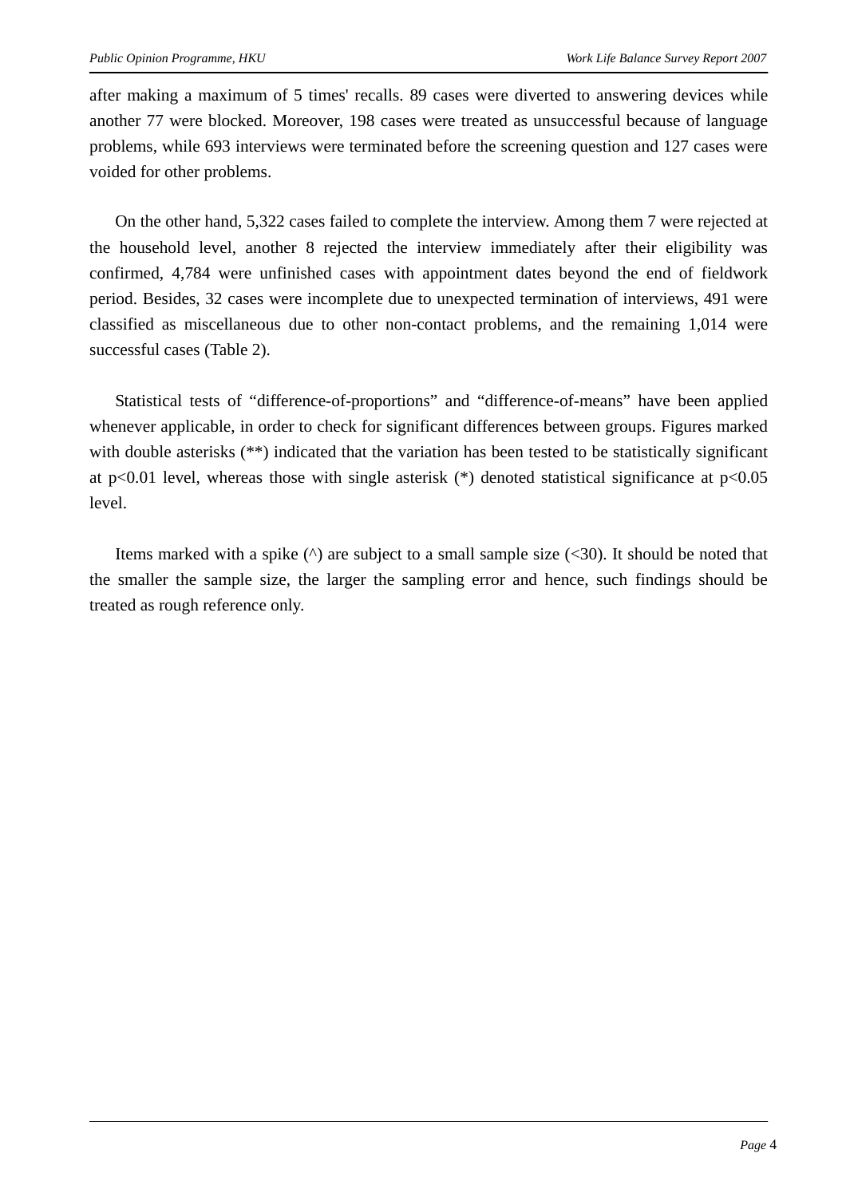after making a maximum of 5 times' recalls. 89 cases were diverted to answering devices while another 77 were blocked. Moreover, 198 cases were treated as unsuccessful because of language problems, while 693 interviews were terminated before the screening question and 127 cases were voided for other problems.

On the other hand, 5,322 cases failed to complete the interview. Among them 7 were rejected at the household level, another 8 rejected the interview immediately after their eligibility was confirmed, 4,784 were unfinished cases with appointment dates beyond the end of fieldwork period. Besides, 32 cases were incomplete due to unexpected termination of interviews, 491 were classified as miscellaneous due to other non-contact problems, and the remaining 1,014 were successful cases (Table 2).

Statistical tests of “difference-of-proportions” and “difference-of-means” have been applied whenever applicable, in order to check for significant differences between groups. Figures marked with double asterisks (**) indicated that the variation has been tested to be statistically significant at $p<0.01$ level, whereas those with single asterisk (*) denoted statistical significance at $p<0.05$ level.

Items marked with a spike (^) are subject to a small sample size (<30). It should be noted that the smaller the sample size, the larger the sampling error and hence, such findings should be treated as rough reference only.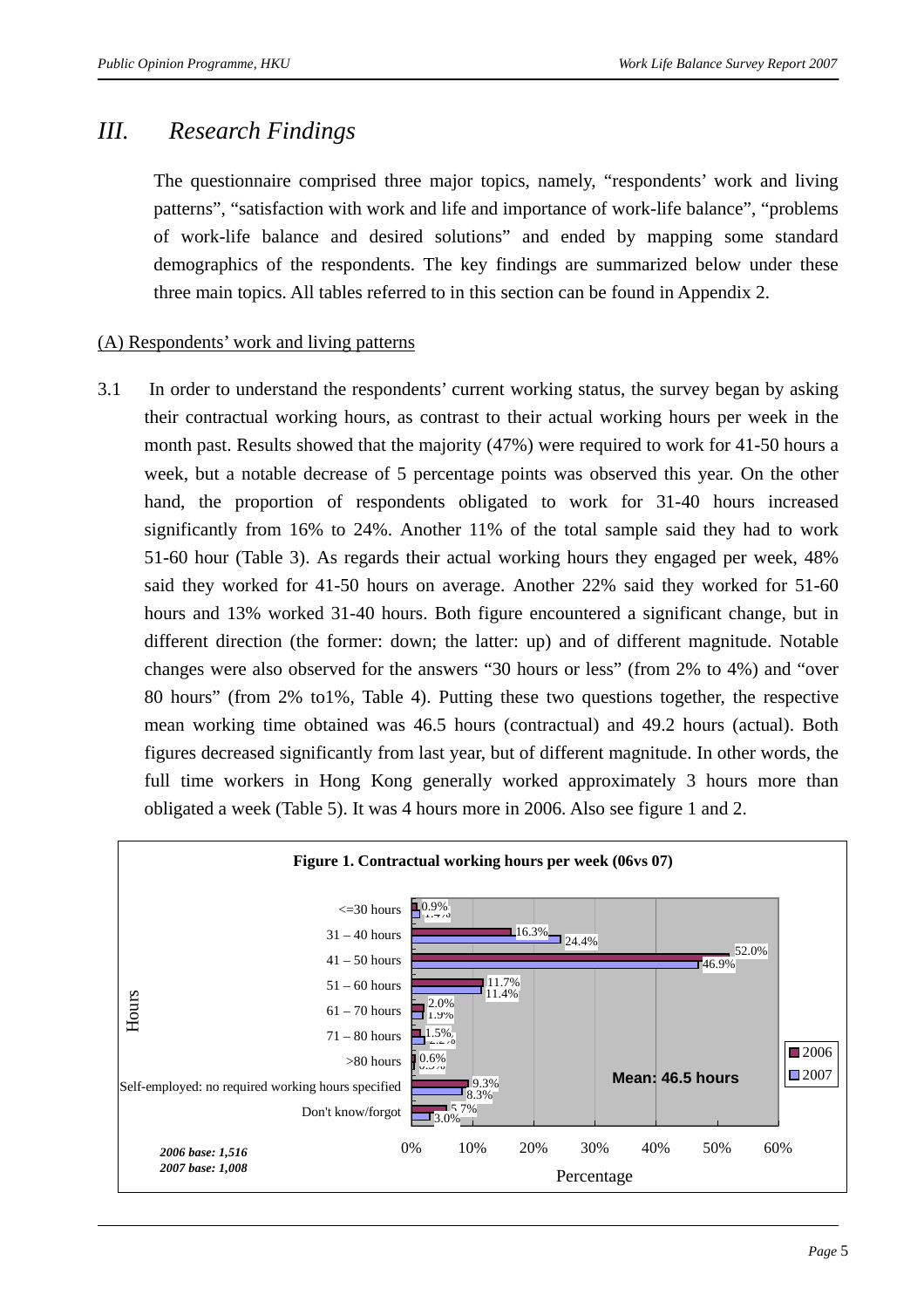# III. Research Findings

The questionnaire comprised three major topics, namely, "respondents' work and living patterns", "satisfaction with work and life and importance of work-life balance", "problems of work-life balance and desired solutions" and ended by mapping some standard demographics of the respondents. The key findings are summarized below under these three main topics. All tables referred to in this section can be found in Appendix 2.

(A) Respondents' work and living patterns

3.1 In order to understand the respondents' current working status, the survey began by asking their contractual working hours, as contrast to their actual working hours per week in the month past. Results showed that the majority (47%) were required to work for 41-50 hours a week, but a notable decrease of 5 percentage points was observed this year. On the other hand, the proportion of respondents obligated to work for 31-40 hours increased significantly from 16% to 24%. Another 11% of the total sample said they had to work 51-60 hour (Table 3). As regards their actual working hours they engaged per week, 48% said they worked for 41-50 hours on average. Another 22% said they worked for 51-60 hours and 13% worked 31-40 hours. Both figure encountered a significant change, but in different direction (the former: down; the latter: up) and of different magnitude. Notable changes were also observed for the answers "30 hours or less" (from 2% to 4%) and "over 80 hours" (from 2% to1%, Table 4). Putting these two questions together, the respective mean working time obtained was 46.5 hours (contractual) and 49.2 hours (actual). Both figures decreased significantly from last year, but of different magnitude. In other words, the full time workers in Hong Kong generally worked approximately 3 hours more than obligated a week (Table 5). It was 4 hours more in 2006. Also see figure 1 and 2.

**Figure 1. Contractual working hours per week (06vs 07)**

| Hours | 2006 | 2007 |
|---|---|---|
| <=30 hours | 0.9% | 1.4% |
| 31 – 40 hours | 16.3% | 24.4% |
| 41 – 50 hours | 52.0% | 46.9% |
| 51 – 60 hours | 11.7% | 11.4% |
| 61 – 70 hours | 2.0% | 1.9% |
| 71 – 80 hours | 1.5% | 2.2% |
| >80 hours | 0.6% | 0.3% |
| Self-employed: no required working hours specified | 9.3% | 8.3% |
| Don't know/forgot | 5.7% | 3.0% |

Mean: 46.5 hours

*2006 base: 1,516*
*2007 base: 1,008*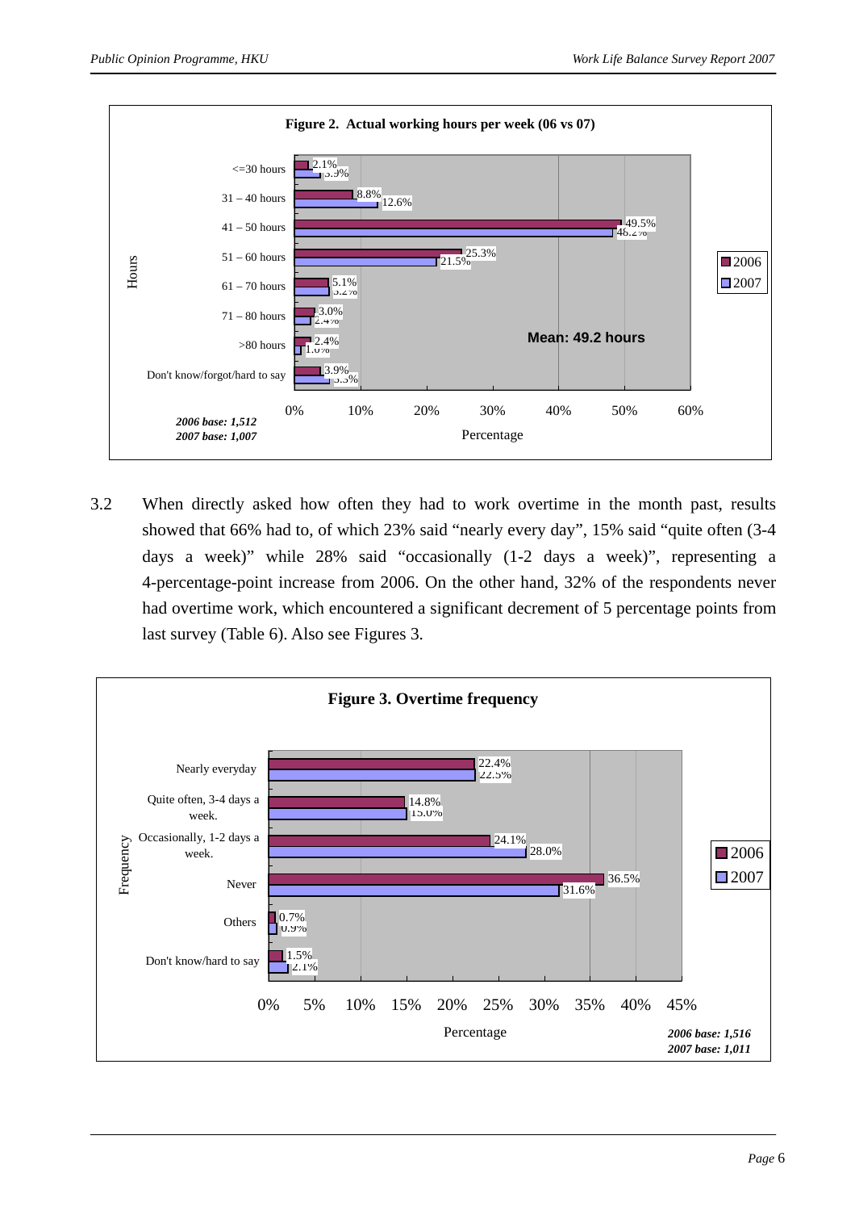**Figure 2. Actual working hours per week (06 vs 07)**

| Hours | 2006 | 2007 |
|---|---|---|
| <=30 hours | 2.1% | 3.9% |
| 31 – 40 hours | 8.8% | 12.6% |
| 41 – 50 hours | 49.5% | 48.2% |
| 51 – 60 hours | 25.3% | 21.5% |
| 61 – 70 hours | 5.1% | 5.2% |
| 71 – 80 hours | 3.0% | 2.4% |
| >80 hours | 2.4% | 1.0% |
| Don't know/forgot/hard to say | 3.9% | 5.5% |

Mean: 49.2 hours

*2006 base: 1,512*
*2007 base: 1,007*

3.2 When directly asked how often they had to work overtime in the month past, results showed that 66% had to, of which 23% said "nearly every day", 15% said "quite often (3-4 days a week)" while 28% said "occasionally (1-2 days a week)", representing a 4-percentage-point increase from 2006. On the other hand, 32% of the respondents never had overtime work, which encountered a significant decrement of 5 percentage points from last survey (Table 6). Also see Figures 3.

**Figure 3. Overtime frequency**

| Frequency | 2006 | 2007 |
|---|---|---|
| Nearly everyday | 22.4% | 22.5% |
| Quite often, 3-4 days a week. | 14.8% | 15.0% |
| Occasionally, 1-2 days a week. | 24.1% | 28.0% |
| Never | 36.5% | 31.6% |
| Others | 0.7% | 0.9% |
| Don't know/hard to say | 1.5% | 2.1% |

*2006 base: 1,516*
*2007 base: 1,011*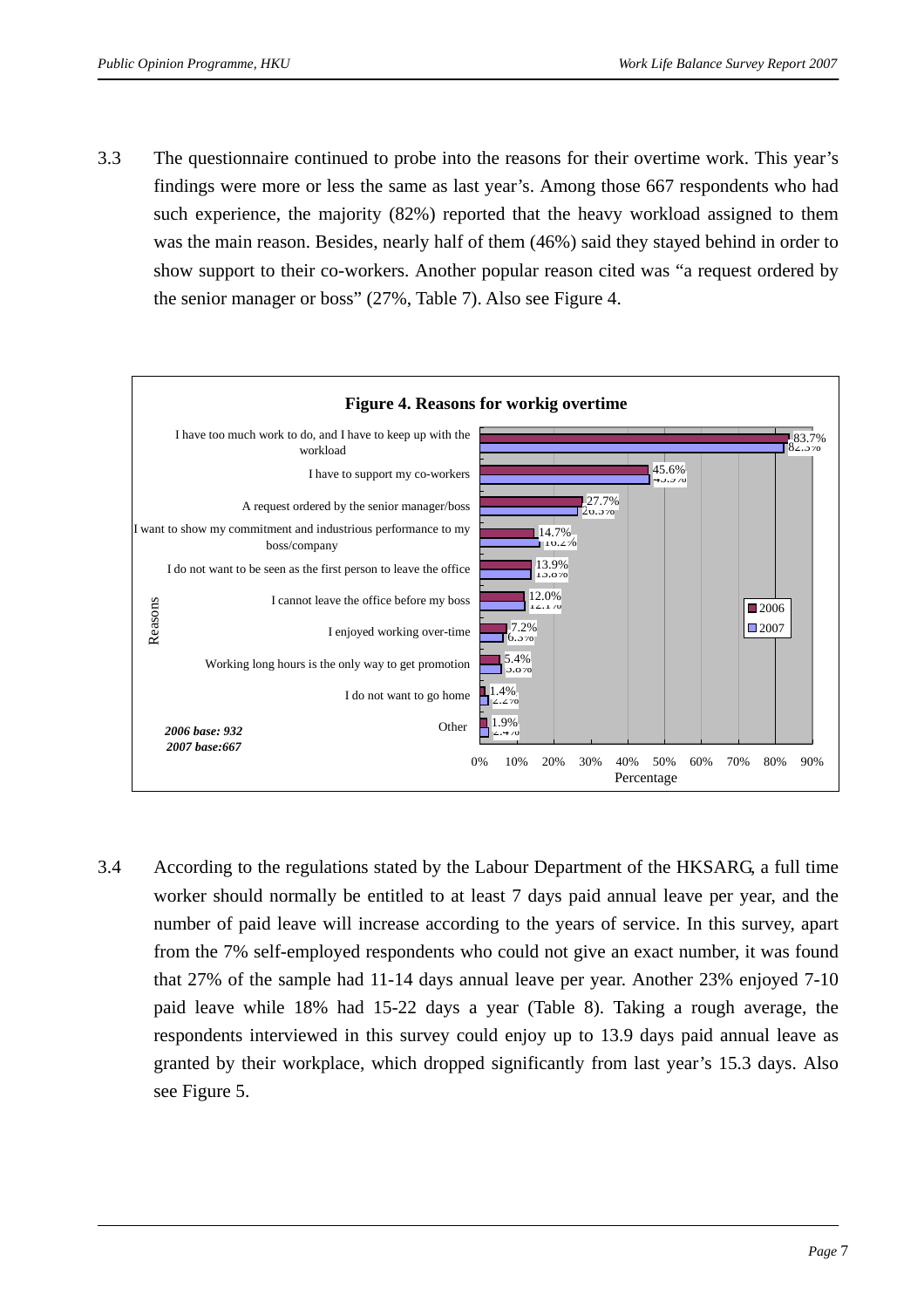3.3 The questionnaire continued to probe into the reasons for their overtime work. This year's findings were more or less the same as last year's. Among those 667 respondents who had such experience, the majority (82%) reported that the heavy workload assigned to them was the main reason. Besides, nearly half of them (46%) said they stayed behind in order to show support to their co-workers. Another popular reason cited was "a request ordered by the senior manager or boss" (27%, Table 7). Also see Figure 4.

**Figure 4. Reasons for workig overtime**

| Reasons | 2006 | 2007 |
|---|---|---|
| I have too much work to do, and I have to keep up with the workload | 83.7% | 82.3% |
| I have to support my co-workers | 45.6% | 45.9% |
| A request ordered by the senior manager/boss | 27.7% | 26.5% |
| I want to show my commitment and industrious performance to my boss/company | 14.7% | 16.2% |
| I do not want to be seen as the first person to leave the office | 13.9% | 13.8% |
| I cannot leave the office before my boss | 12.0% | 12.1% |
| I enjoyed working over-time | 7.2% | 6.3% |
| Working long hours is the only way to get promotion | 5.4% | 5.8% |
| I do not want to go home | 1.4% | 2.2% |
| Other | 1.9% | 2.4% |

*2006 base: 932*
*2007 base:667*

3.4 According to the regulations stated by the Labour Department of the HKSARG, a full time worker should normally be entitled to at least 7 days paid annual leave per year, and the number of paid leave will increase according to the years of service. In this survey, apart from the 7% self-employed respondents who could not give an exact number, it was found that 27% of the sample had 11-14 days annual leave per year. Another 23% enjoyed 7-10 paid leave while 18% had 15-22 days a year (Table 8). Taking a rough average, the respondents interviewed in this survey could enjoy up to 13.9 days paid annual leave as granted by their workplace, which dropped significantly from last year's 15.3 days. Also see Figure 5.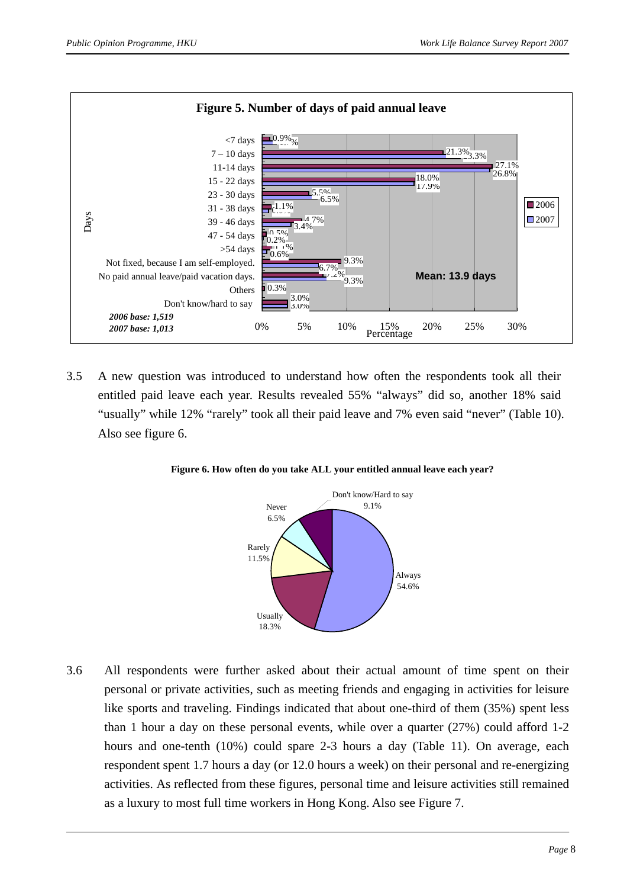**Figure 5. Number of days of paid annual leave**

| Days | 2006 | 2007 |
|---|---|---|
| <7 days | 0.9% | |
| 7 – 10 days | 21.3% | 23.3% |
| 11-14 days | 27.1% | 26.8% |
| 15 - 22 days | 18.0% | 17.9% |
| 23 - 30 days | 5.5% | 6.5% |
| 31 - 38 days | 1.1% | |
| 39 - 46 days | 4.7% | 3.4% |
| 47 - 54 days | 0.5% | 0.2% |
| >54 days | | 0.6% |
| Not fixed, because I am self-employed. | 9.3% | 6.7% |
| No paid annual leave/paid vacation days. | 7.2% | 9.3% |
| Others | 0.3% | |
| Don't know/hard to say | 3.0% | 3.0% |

Mean: 13.9 days

*2006 base: 1,519*
*2007 base: 1,013*

3.5 A new question was introduced to understand how often the respondents took all their entitled paid leave each year. Results revealed 55% "always" did so, another 18% said "usually" while 12% "rarely" took all their paid leave and 7% even said "never" (Table 10). Also see figure 6.

**Figure 6. How often do you take ALL your entitled annual leave each year?**

| Response | Percentage |
|---|---|
| Always | 54.6% |
| Usually | 18.3% |
| Rarely | 11.5% |
| Never | 6.5% |
| Don't know/Hard to say | 9.1% |

3.6 All respondents were further asked about their actual amount of time spent on their personal or private activities, such as meeting friends and engaging in activities for leisure like sports and traveling. Findings indicated that about one-third of them (35%) spent less than 1 hour a day on these personal events, while over a quarter (27%) could afford 1-2 hours and one-tenth (10%) could spare 2-3 hours a day (Table 11). On average, each respondent spent 1.7 hours a day (or 12.0 hours a week) on their personal and re-energizing activities. As reflected from these figures, personal time and leisure activities still remained as a luxury to most full time workers in Hong Kong. Also see Figure 7.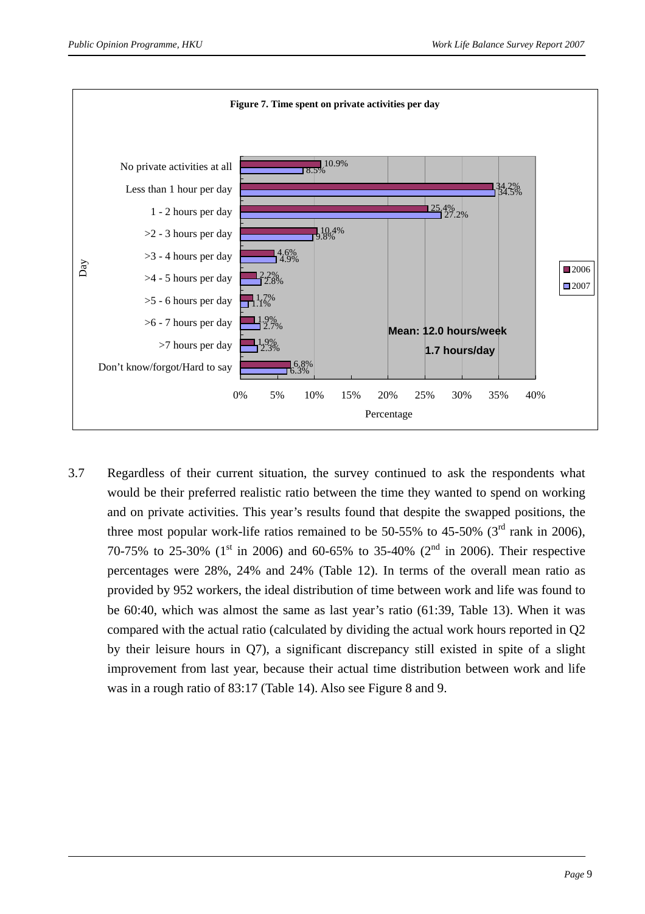**Figure 7. Time spent on private activities per day**

| Day | 2006 | 2007 |
|---|---|---|
| No private activities at all | 10.9% | 8.5% |
| Less than 1 hour per day | 34.2% | 34.5% |
| 1 - 2 hours per day | 25.4% | 27.2% |
| >2 - 3 hours per day | 10.4% | 9.8% |
| >3 - 4 hours per day | 4.6% | 4.9% |
| >4 - 5 hours per day | 2.2% | 2.8% |
| >5 - 6 hours per day | 1.7% | 1.1% |
| >6 - 7 hours per day | 1.9% | 2.7% |
| >7 hours per day | 1.9% | 2.3% |
| Don't know/forgot/Hard to say | 6.8% | 6.3% |

Mean: 12.0 hours/week

1.7 hours/day

3.7 Regardless of their current situation, the survey continued to ask the respondents what would be their preferred realistic ratio between the time they wanted to spend on working and on private activities. This year's results found that despite the swapped positions, the three most popular work-life ratios remained to be 50-55% to 45-50% (3rd rank in 2006), 70-75% to 25-30% (1st in 2006) and 60-65% to 35-40% (2nd in 2006). Their respective percentages were 28%, 24% and 24% (Table 12). In terms of the overall mean ratio as provided by 952 workers, the ideal distribution of time between work and life was found to be 60:40, which was almost the same as last year's ratio (61:39, Table 13). When it was compared with the actual ratio (calculated by dividing the actual work hours reported in Q2 by their leisure hours in Q7), a significant discrepancy still existed in spite of a slight improvement from last year, because their actual time distribution between work and life was in a rough ratio of 83:17 (Table 14). Also see Figure 8 and 9.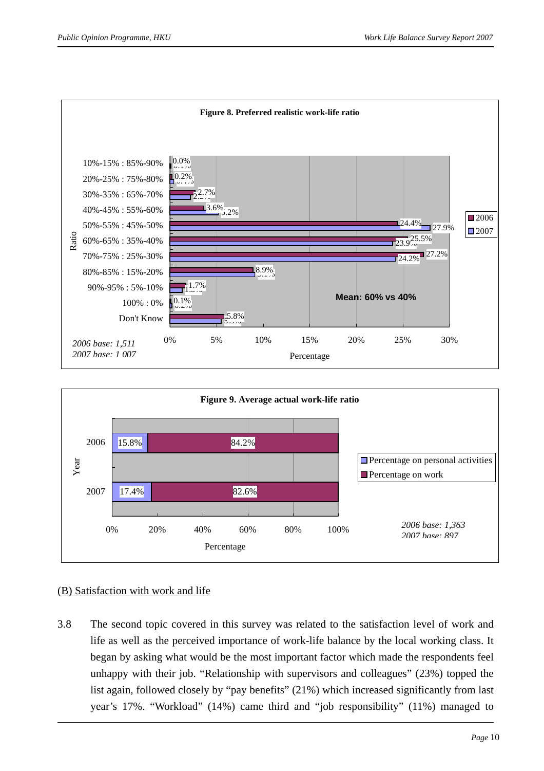**Figure 8. Preferred realistic work-life ratio**

| Ratio | 2006 | 2007 |
|---|---|---|
| 10%-15% : 85%-90% | 0.0% | 0.1% |
| 20%-25% : 75%-80% | 0.2% | 0.4% |
| 30%-35% : 65%-70% | 2.7% | 2.2% |
| 40%-45% : 55%-60% | 3.6% | 5.2% |
| 50%-55% : 45%-50% | 24.4% | 27.9% |
| 60%-65% : 35%-40% | 25.5% | 23.9% |
| 70%-75% : 25%-30% | 27.2% | 24.2% |
| 80%-85% : 15%-20% | 8.9% | 9.1% |
| 90%-95% : 5%-10% | 1.7% | 1.3% |
| 100% : 0% | 0.1% | 0.2% |
| Don't Know | 5.8% | 5.5% |

Mean: 60% vs 40%

*2006 base: 1,511*
*2007 base: 1,007*

**Figure 9. Average actual work-life ratio**

| Year | Percentage on personal activities | Percentage on work |
|---|---|---|
| 2006 | 15.8% | 84.2% |
| 2007 | 17.4% | 82.6% |

*2006 base: 1,363*
*2007 base: 897*

(B) Satisfaction with work and life

3.8 The second topic covered in this survey was related to the satisfaction level of work and life as well as the perceived importance of work-life balance by the local working class. It began by asking what would be the most important factor which made the respondents feel unhappy with their job. "Relationship with supervisors and colleagues" (23%) topped the list again, followed closely by "pay benefits" (21%) which increased significantly from last year's 17%. "Workload" (14%) came third and "job responsibility" (11%) managed to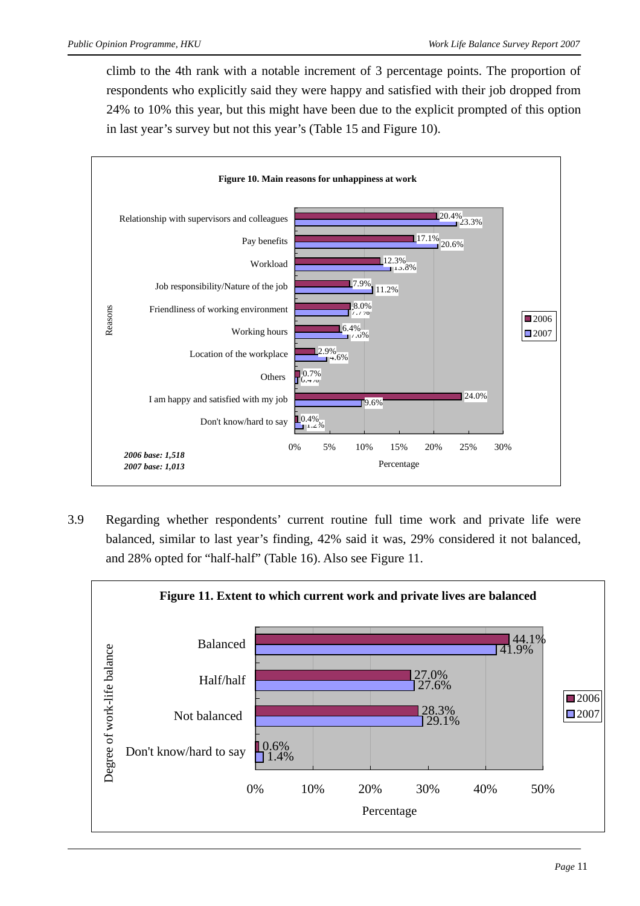climb to the 4th rank with a notable increment of 3 percentage points. The proportion of respondents who explicitly said they were happy and satisfied with their job dropped from 24% to 10% this year, but this might have been due to the explicit prompted of this option in last year's survey but not this year's (Table 15 and Figure 10).

**Figure 10. Main reasons for unhappiness at work**

| Reasons | 2006 | 2007 |
|---|---|---|
| Relationship with supervisors and colleagues | 20.4% | 23.3% |
| Pay benefits | 17.1% | 20.6% |
| Workload | 12.3% | 13.8% |
| Job responsibility/Nature of the job | 7.9% | 11.2% |
| Friendliness of working environment | 8.0% | 7.7% |
| Working hours | 6.4% | 7.6% |
| Location of the workplace | 2.9% | 4.6% |
| Others | 0.7% | 0.4% |
| I am happy and satisfied with my job | 24.0% | 9.6% |
| Don't know/hard to say | 0.4% | 1.2% |

*2006 base: 1,518*
*2007 base: 1,013*

3.9 Regarding whether respondents' current routine full time work and private life were balanced, similar to last year's finding, 42% said it was, 29% considered it not balanced, and 28% opted for "half-half" (Table 16). Also see Figure 11.

**Figure 11. Extent to which current work and private lives are balanced**

| Degree of work-life balance | 2006 | 2007 |
|---|---|---|
| Balanced | 44.1% | 41.9% |
| Half/half | 27.0% | 27.6% |
| Not balanced | 28.3% | 29.1% |
| Don't know/hard to say | 0.6% | 1.4% |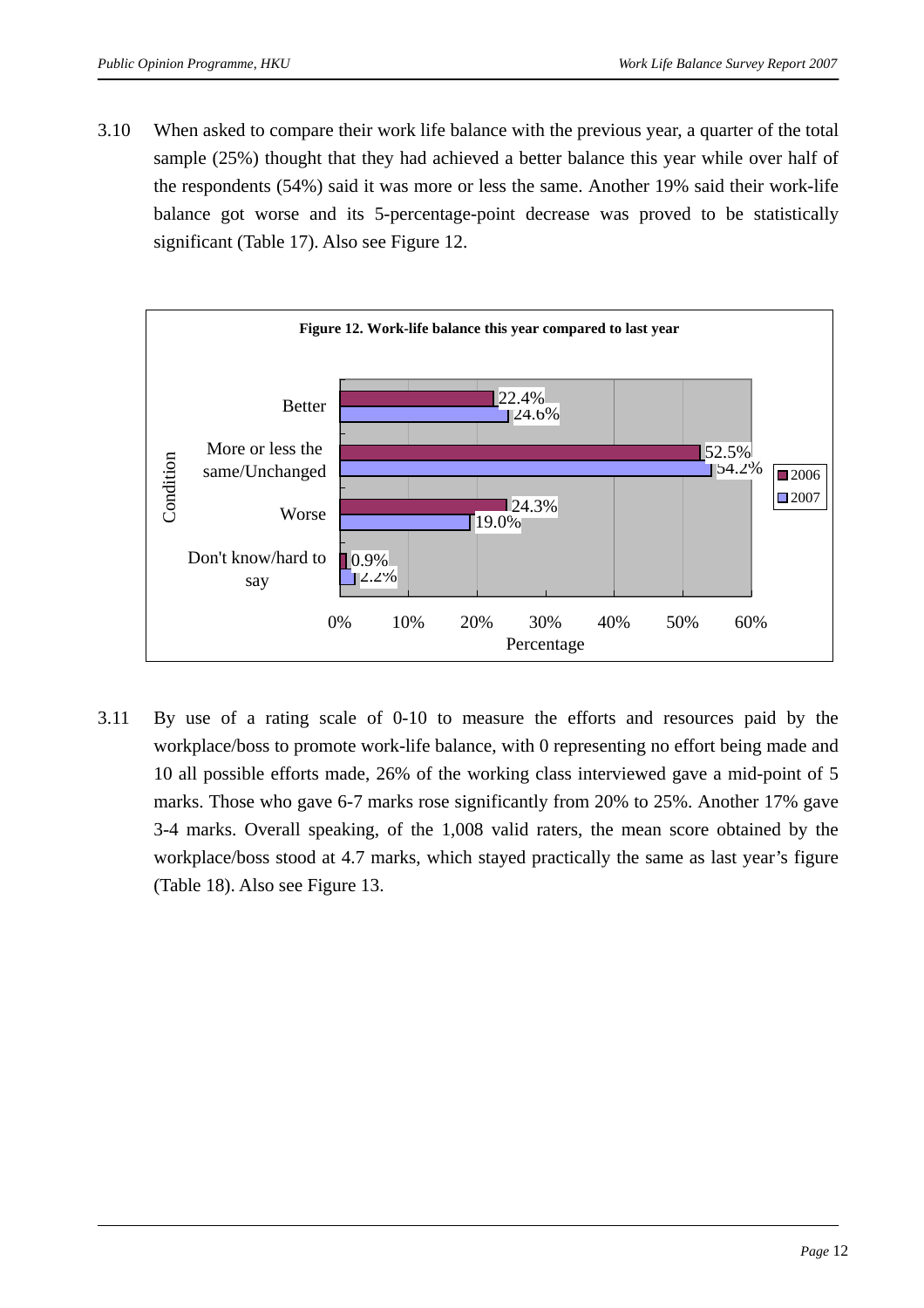3.10 When asked to compare their work life balance with the previous year, a quarter of the total sample (25%) thought that they had achieved a better balance this year while over half of the respondents (54%) said it was more or less the same. Another 19% said their work-life balance got worse and its 5-percentage-point decrease was proved to be statistically significant (Table 17). Also see Figure 12.

**Figure 12. Work-life balance this year compared to last year**

| Condition | 2006 | 2007 |
|---|---|---|
| Better | 22.4% | 24.6% |
| More or less the same/Unchanged | 52.5% | 54.2% |
| Worse | 24.3% | 19.0% |
| Don't know/hard to say | 0.9% | 2.2% |

3.11 By use of a rating scale of 0-10 to measure the efforts and resources paid by the workplace/boss to promote work-life balance, with 0 representing no effort being made and 10 all possible efforts made, 26% of the working class interviewed gave a mid-point of 5 marks. Those who gave 6-7 marks rose significantly from 20% to 25%. Another 17% gave 3-4 marks. Overall speaking, of the 1,008 valid raters, the mean score obtained by the workplace/boss stood at 4.7 marks, which stayed practically the same as last year's figure (Table 18). Also see Figure 13.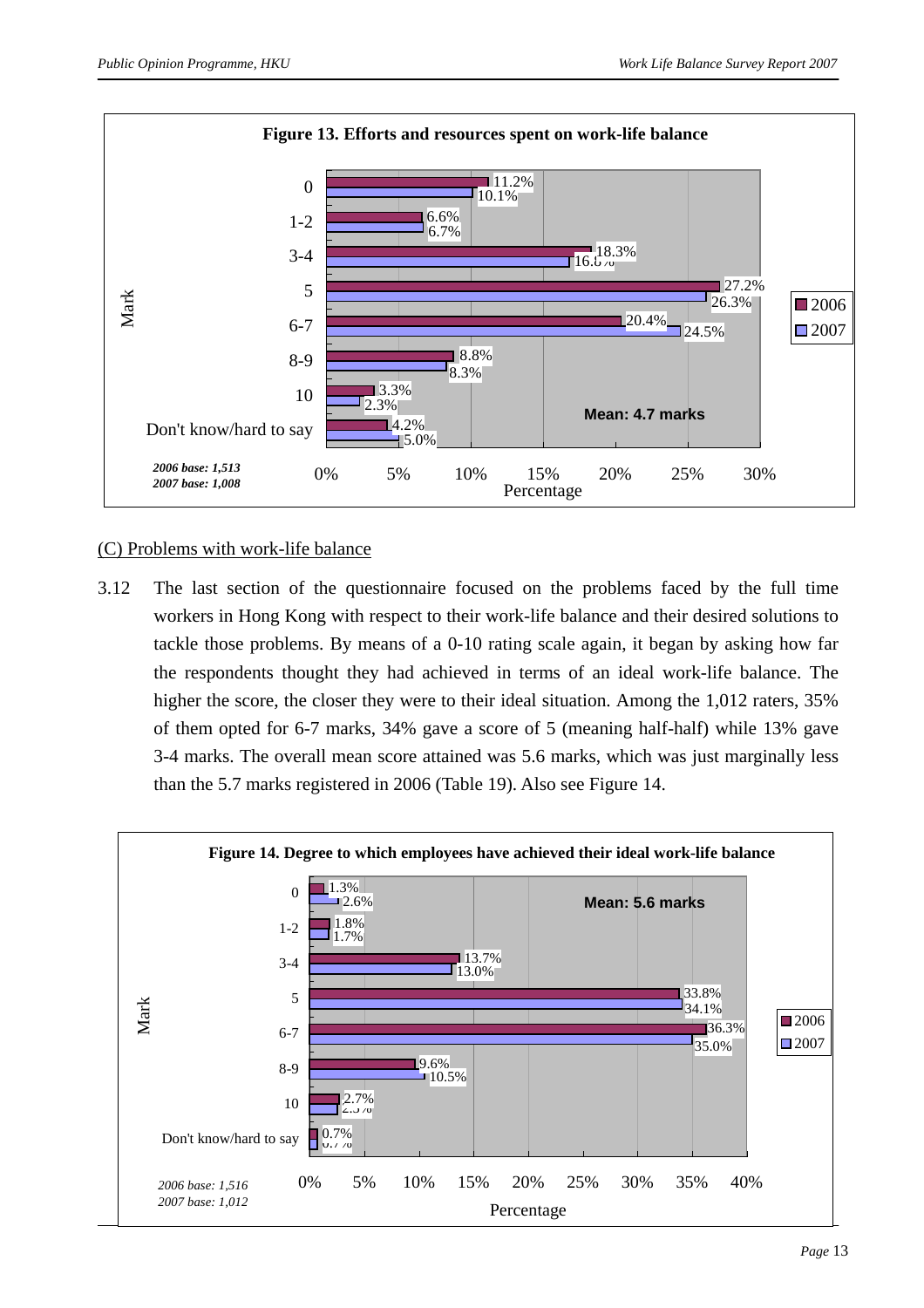**Figure 13. Efforts and resources spent on work-life balance**

| Mark | 2006 | 2007 |
|---|---|---|
| 0 | 11.2% | 10.1% |
| 1-2 | 6.6% | 6.7% |
| 3-4 | 18.3% | 16.8% |
| 5 | 27.2% | 26.3% |
| 6-7 | 20.4% | 24.5% |
| 8-9 | 8.8% | 8.3% |
| 10 | 3.3% | 2.3% |
| Don't know/hard to say | 4.2% | 5.0% |

Mean: 4.7 marks

*2006 base: 1,513*
*2007 base: 1,008*

(C) Problems with work-life balance

3.12 The last section of the questionnaire focused on the problems faced by the full time workers in Hong Kong with respect to their work-life balance and their desired solutions to tackle those problems. By means of a 0-10 rating scale again, it began by asking how far the respondents thought they had achieved in terms of an ideal work-life balance. The higher the score, the closer they were to their ideal situation. Among the 1,012 raters, 35% of them opted for 6-7 marks, 34% gave a score of 5 (meaning half-half) while 13% gave 3-4 marks. The overall mean score attained was 5.6 marks, which was just marginally less than the 5.7 marks registered in 2006 (Table 19). Also see Figure 14.

**Figure 14. Degree to which employees have achieved their ideal work-life balance**

| Mark | 2006 | 2007 |
|---|---|---|
| 0 | 1.3% | 2.6% |
| 1-2 | 1.8% | 1.7% |
| 3-4 | 13.7% | 13.0% |
| 5 | 33.8% | 34.1% |
| 6-7 | 36.3% | 35.0% |
| 8-9 | 9.6% | 10.5% |
| 10 | 2.7% | 2.5% |
| Don't know/hard to say | 0.7% | 0.7% |

Mean: 5.6 marks

*2006 base: 1,516*
*2007 base: 1,012*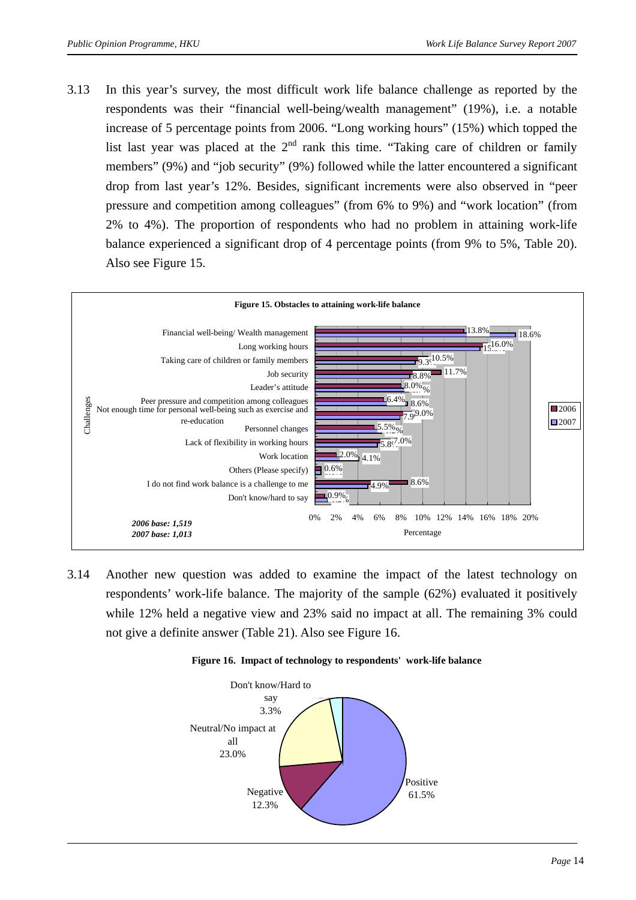3.13 In this year's survey, the most difficult work life balance challenge as reported by the respondents was their "financial well-being/wealth management" (19%), i.e. a notable increase of 5 percentage points from 2006. "Long working hours" (15%) which topped the list last year was placed at the 2nd rank this time. "Taking care of children or family members" (9%) and "job security" (9%) followed while the latter encountered a significant drop from last year's 12%. Besides, significant increments were also observed in "peer pressure and competition among colleagues" (from 6% to 9%) and "work location" (from 2% to 4%). The proportion of respondents who had no problem in attaining work-life balance experienced a significant drop of 4 percentage points (from 9% to 5%, Table 20). Also see Figure 15.

**Figure 15. Obstacles to attaining work-life balance**

| Challenges | 2006 | 2007 |
|---|---|---|
| Financial well-being/ Wealth management | 13.8% | 18.6% |
| Long working hours | 16.0% | 15.% |
| Taking care of children or family members | 10.5% | 9.3% |
| Job security | 11.7% | 8.8% |
| Leader's attitude | 8.0% | % |
| Peer pressure and competition among colleagues | 6.4% | 8.6% |
| Not enough time for personal well-being such as exercise and re-education | 9.0% | 7.9% |
| Personnel changes | 5.5% | % |
| Lack of flexibility in working hours | 7.0% | 5.8% |
| Work location | 2.0% | 4.1% |
| Others (Please specify) | 0.6% | |
| I do not find work balance is a challenge to me | 8.6% | 4.9% |
| Don't know/hard to say | 0.9% | % |

*2006 base: 1,519*
*2007 base: 1,013*

3.14 Another new question was added to examine the impact of the latest technology on respondents' work-life balance. The majority of the sample (62%) evaluated it positively while 12% held a negative view and 23% said no impact at all. The remaining 3% could not give a definite answer (Table 21). Also see Figure 16.

**Figure 16. Impact of technology to respondents' work-life balance**

| Impact | Percentage |
|---|---|
| Positive | 61.5% |
| Negative | 12.3% |
| Neutral/No impact at all | 23.0% |
| Don't know/Hard to say | 3.3% |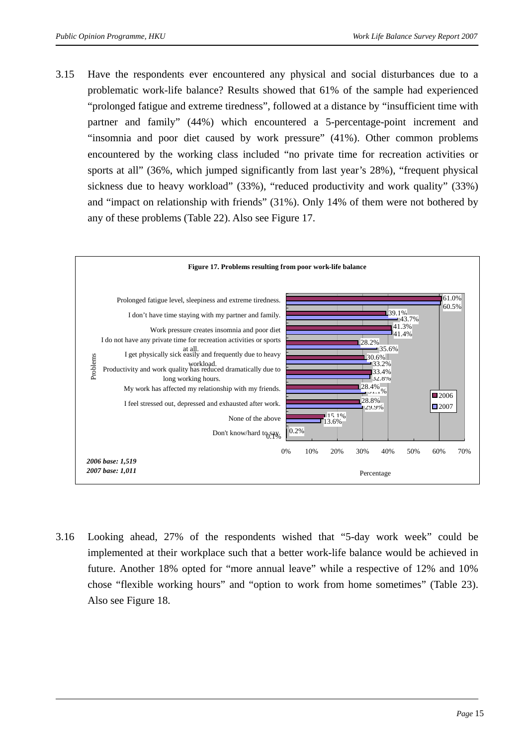3.15 Have the respondents ever encountered any physical and social disturbances due to a problematic work-life balance? Results showed that 61% of the sample had experienced "prolonged fatigue and extreme tiredness", followed at a distance by "insufficient time with partner and family" (44%) which encountered a 5-percentage-point increment and "insomnia and poor diet caused by work pressure" (41%). Other common problems encountered by the working class included "no private time for recreation activities or sports at all" (36%, which jumped significantly from last year's 28%), "frequent physical sickness due to heavy workload" (33%), "reduced productivity and work quality" (33%) and "impact on relationship with friends" (31%). Only 14% of them were not bothered by any of these problems (Table 22). Also see Figure 17.

**Figure 17. Problems resulting from poor work-life balance**

| Problems | 2006 | 2007 |
|---|---|---|
| Prolonged fatigue level, sleepiness and extreme tiredness. | 61.0% | 60.5% |
| I don't have time staying with my partner and family. | 39.1% | 43.7% |
| Work pressure creates insomnia and poor diet | 41.3% | 41.4% |
| I do not have any private time for recreation activities or sports at all. | 28.2% | 35.6% |
| I get physically sick easily and frequently due to heavy workload. | 30.6% | 33.2% |
| Productivity and work quality has reduced dramatically due to long working hours. | 33.4% | 32.8% |
| My work has affected my relationship with my friends. | 28.4% | 31.1% |
| I feel stressed out, depressed and exhausted after work. | 28.8% | 29.9% |
| None of the above | 15.1% | 13.6% |
| Don't know/hard to say | 0.1% | 0.2% |

*2006 base: 1,519*
*2007 base: 1,011*

3.16 Looking ahead, 27% of the respondents wished that "5-day work week" could be implemented at their workplace such that a better work-life balance would be achieved in future. Another 18% opted for "more annual leave" while a respective of 12% and 10% chose "flexible working hours" and "option to work from home sometimes" (Table 23). Also see Figure 18.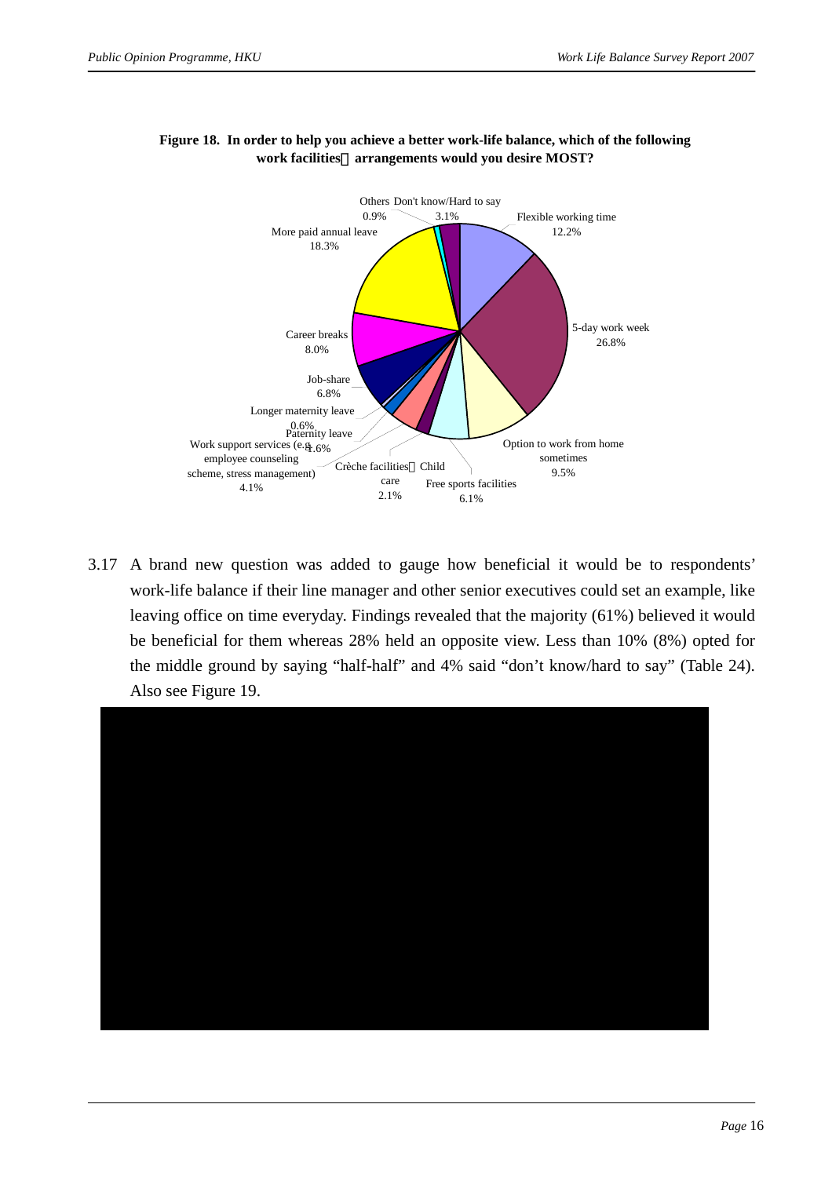**Figure 18. In order to help you achieve a better work-life balance, which of the following work facilities／arrangements would you desire MOST?**

| Arrangement | Percentage |
|---|---|
| Flexible working time | 12.2% |
| 5-day work week | 26.8% |
| Option to work from home sometimes | 9.5% |
| Free sports facilities | 6.1% |
| Crèche facilities／Child care | 2.1% |
| Work support services (e.g. employee counseling scheme, stress management) | 4.1% |
| Paternity leave | 1.6% |
| Longer maternity leave | 0.6% |
| Job-share | 6.8% |
| Career breaks | 8.0% |
| More paid annual leave | 18.3% |
| Others | 0.9% |
| Don't know/Hard to say | 3.1% |

3.17 A brand new question was added to gauge how beneficial it would be to respondents' work-life balance if their line manager and other senior executives could set an example, like leaving office on time everyday. Findings revealed that the majority (61%) believed it would be beneficial for them whereas 28% held an opposite view. Less than 10% (8%) opted for the middle ground by saying "half-half" and 4% said "don't know/hard to say" (Table 24). Also see Figure 19.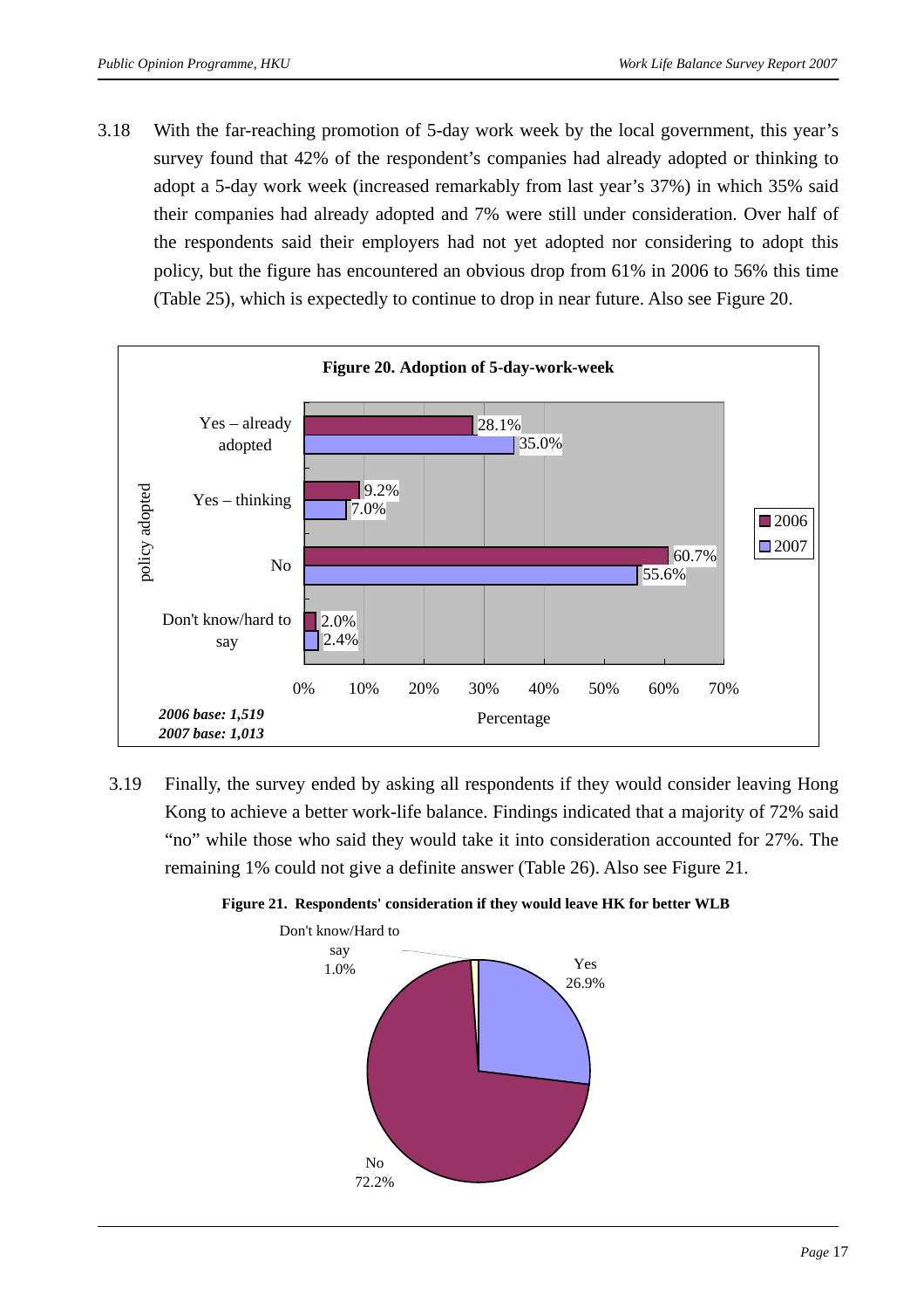3.18 With the far-reaching promotion of 5-day work week by the local government, this year's survey found that 42% of the respondent's companies had already adopted or thinking to adopt a 5-day work week (increased remarkably from last year's 37%) in which 35% said their companies had already adopted and 7% were still under consideration. Over half of the respondents said their employers had not yet adopted nor considering to adopt this policy, but the figure has encountered an obvious drop from 61% in 2006 to 56% this time (Table 25), which is expectedly to continue to drop in near future. Also see Figure 20.

**Figure 20. Adoption of 5-day-work-week**

| policy adopted | 2006 | 2007 |
|---|---|---|
| Yes – already adopted | 28.1% | 35.0% |
| Yes – thinking | 9.2% | 7.0% |
| No | 60.7% | 55.6% |
| Don't know/hard to say | 2.0% | 2.4% |

Percentage

*2006 base: 1,519*
*2007 base: 1,013*

3.19 Finally, the survey ended by asking all respondents if they would consider leaving Hong Kong to achieve a better work-life balance. Findings indicated that a majority of 72% said "no" while those who said they would take it into consideration accounted for 27%. The remaining 1% could not give a definite answer (Table 26). Also see Figure 21.

**Figure 21. Respondents' consideration if they would leave HK for better WLB**

| Response | Percentage |
|---|---|
| Yes | 26.9% |
| No | 72.2% |
| Don't know/Hard to say | 1.0% |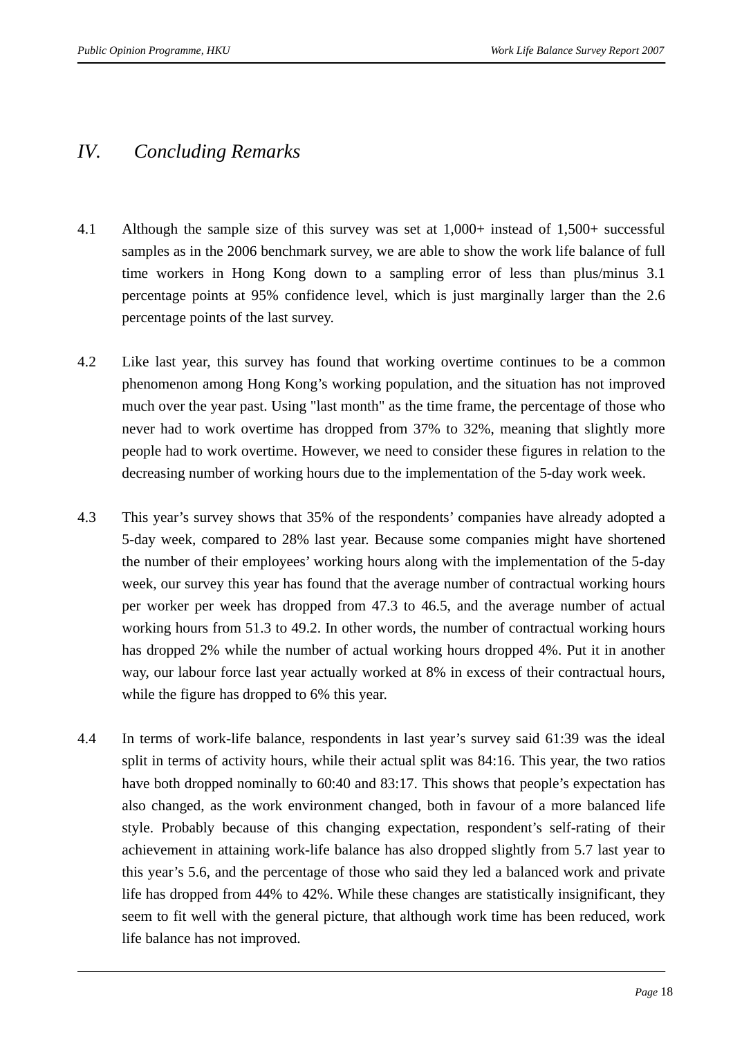# *IV. Concluding Remarks*

4.1 Although the sample size of this survey was set at 1,000+ instead of 1,500+ successful samples as in the 2006 benchmark survey, we are able to show the work life balance of full time workers in Hong Kong down to a sampling error of less than plus/minus 3.1 percentage points at 95% confidence level, which is just marginally larger than the 2.6 percentage points of the last survey.

4.2 Like last year, this survey has found that working overtime continues to be a common phenomenon among Hong Kong's working population, and the situation has not improved much over the year past. Using "last month" as the time frame, the percentage of those who never had to work overtime has dropped from 37% to 32%, meaning that slightly more people had to work overtime. However, we need to consider these figures in relation to the decreasing number of working hours due to the implementation of the 5-day work week.

4.3 This year's survey shows that 35% of the respondents' companies have already adopted a 5-day week, compared to 28% last year. Because some companies might have shortened the number of their employees' working hours along with the implementation of the 5-day week, our survey this year has found that the average number of contractual working hours per worker per week has dropped from 47.3 to 46.5, and the average number of actual working hours from 51.3 to 49.2. In other words, the number of contractual working hours has dropped 2% while the number of actual working hours dropped 4%. Put it in another way, our labour force last year actually worked at 8% in excess of their contractual hours, while the figure has dropped to 6% this year.

4.4 In terms of work-life balance, respondents in last year's survey said 61:39 was the ideal split in terms of activity hours, while their actual split was 84:16. This year, the two ratios have both dropped nominally to 60:40 and 83:17. This shows that people's expectation has also changed, as the work environment changed, both in favour of a more balanced life style. Probably because of this changing expectation, respondent's self-rating of their achievement in attaining work-life balance has also dropped slightly from 5.7 last year to this year's 5.6, and the percentage of those who said they led a balanced work and private life has dropped from 44% to 42%. While these changes are statistically insignificant, they seem to fit well with the general picture, that although work time has been reduced, work life balance has not improved.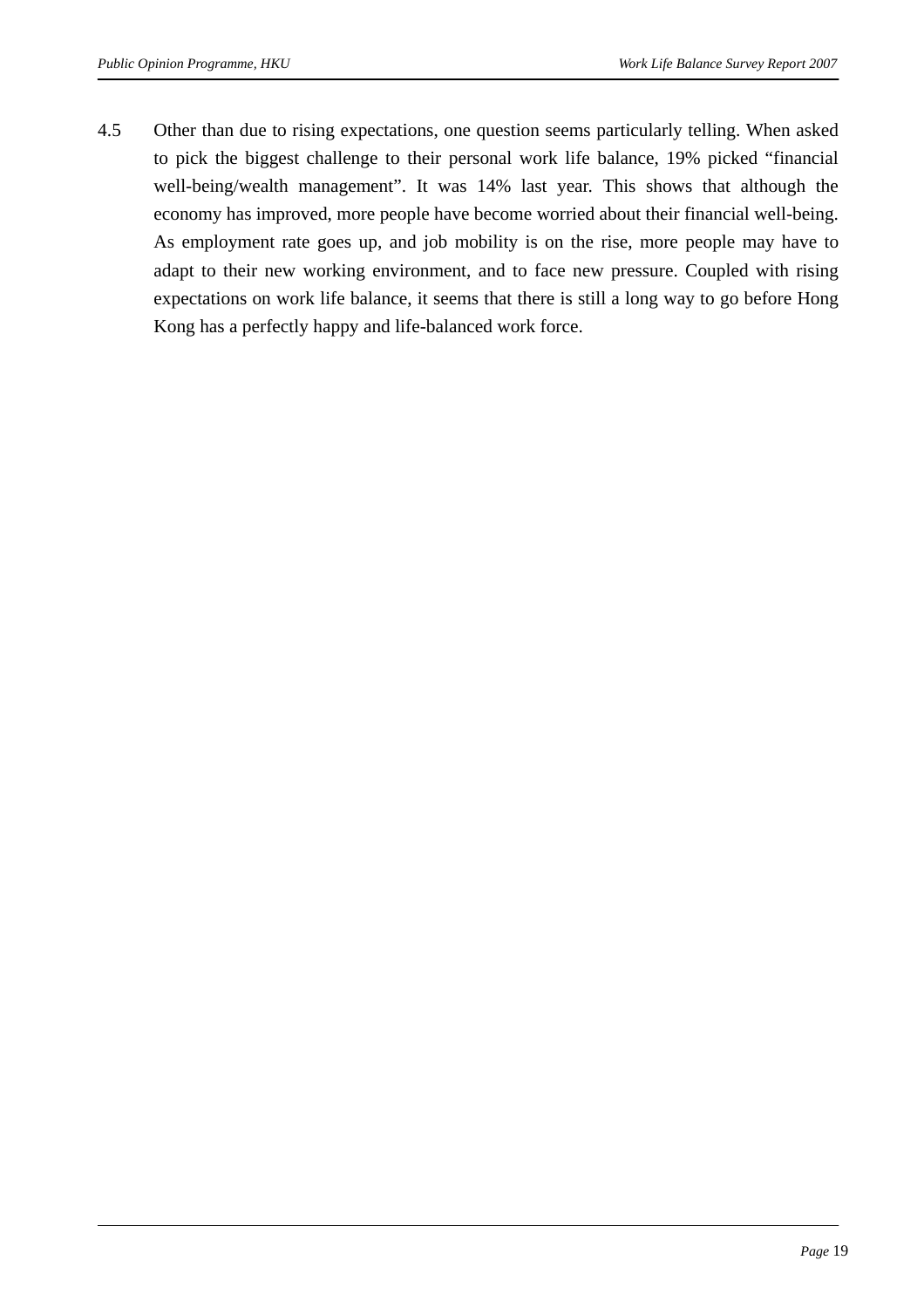4.5 Other than due to rising expectations, one question seems particularly telling. When asked to pick the biggest challenge to their personal work life balance, 19% picked "financial well-being/wealth management". It was 14% last year. This shows that although the economy has improved, more people have become worried about their financial well-being. As employment rate goes up, and job mobility is on the rise, more people may have to adapt to their new working environment, and to face new pressure. Coupled with rising expectations on work life balance, it seems that there is still a long way to go before Hong Kong has a perfectly happy and life-balanced work force.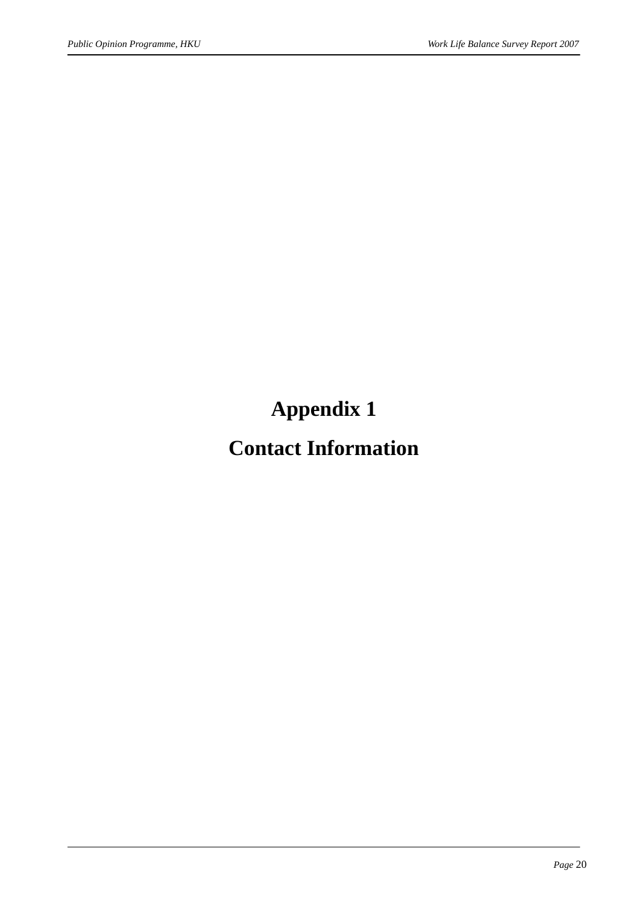# Appendix 1

# Contact Information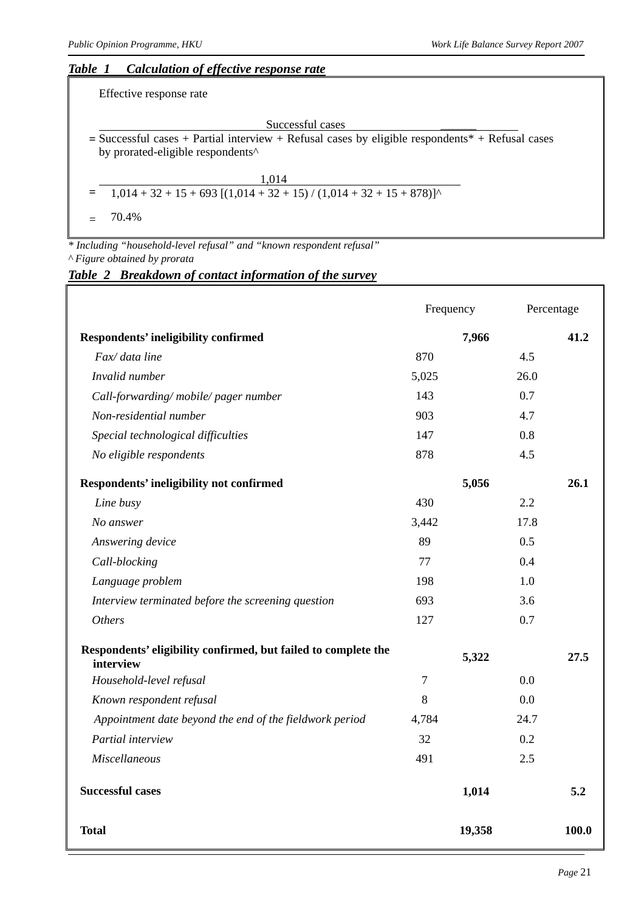***Table 1 Calculation of effective response rate***

Effective response rate

$$= \frac{\text{Successful cases}}{\text{Successful cases + Partial interview + Refusal cases by eligible respondents* + Refusal cases by prorated-eligible respondents\^{}}}$$

$$= \frac{1{,}014}{1{,}014 + 32 + 15 + 693\ [(1{,}014 + 32 + 15) / (1{,}014 + 32 + 15 + 878)]\text{\^{}}}$$

$= 70.4\%$

*\* Including "household-level refusal" and "known respondent refusal"*
*^ Figure obtained by prorata*

***Table 2 Breakdown of contact information of the survey***

| | Frequency | | Percentage | |
|---|---|---|---|---|
| **Respondents' ineligibility confirmed** | | **7,966** | | **41.2** |
| *Fax/ data line* | 870 | | 4.5 | |
| *Invalid number* | 5,025 | | 26.0 | |
| *Call-forwarding/ mobile/ pager number* | 143 | | 0.7 | |
| *Non-residential number* | 903 | | 4.7 | |
| *Special technological difficulties* | 147 | | 0.8 | |
| *No eligible respondents* | 878 | | 4.5 | |
| **Respondents' ineligibility not confirmed** | | **5,056** | | **26.1** |
| *Line busy* | 430 | | 2.2 | |
| *No answer* | 3,442 | | 17.8 | |
| *Answering device* | 89 | | 0.5 | |
| *Call-blocking* | 77 | | 0.4 | |
| *Language problem* | 198 | | 1.0 | |
| *Interview terminated before the screening question* | 693 | | 3.6 | |
| *Others* | 127 | | 0.7 | |
| **Respondents' eligibility confirmed, but failed to complete the interview** | | **5,322** | | **27.5** |
| *Household-level refusal* | 7 | | 0.0 | |
| *Known respondent refusal* | 8 | | 0.0 | |
| *Appointment date beyond the end of the fieldwork period* | 4,784 | | 24.7 | |
| *Partial interview* | 32 | | 0.2 | |
| *Miscellaneous* | 491 | | 2.5 | |
| **Successful cases** | | **1,014** | | **5.2** |
| **Total** | | **19,358** | | **100.0** |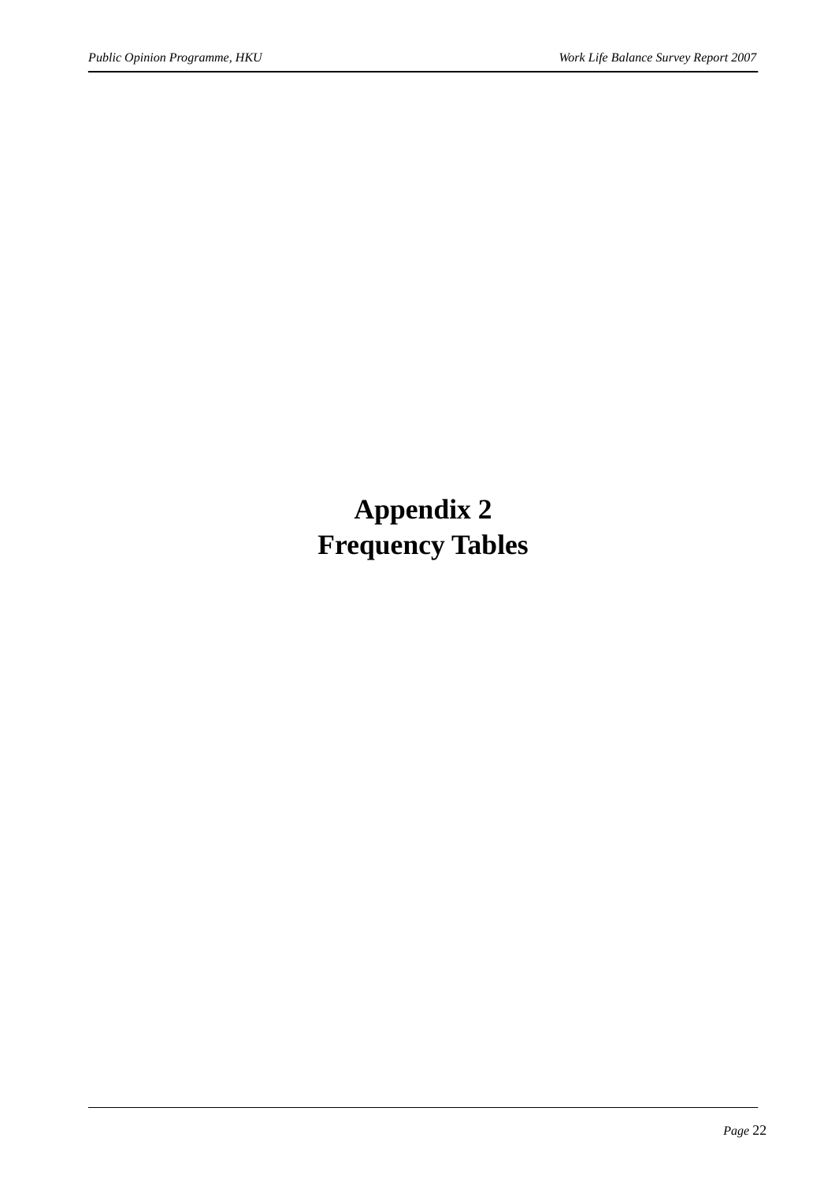# Appendix 2
# Frequency Tables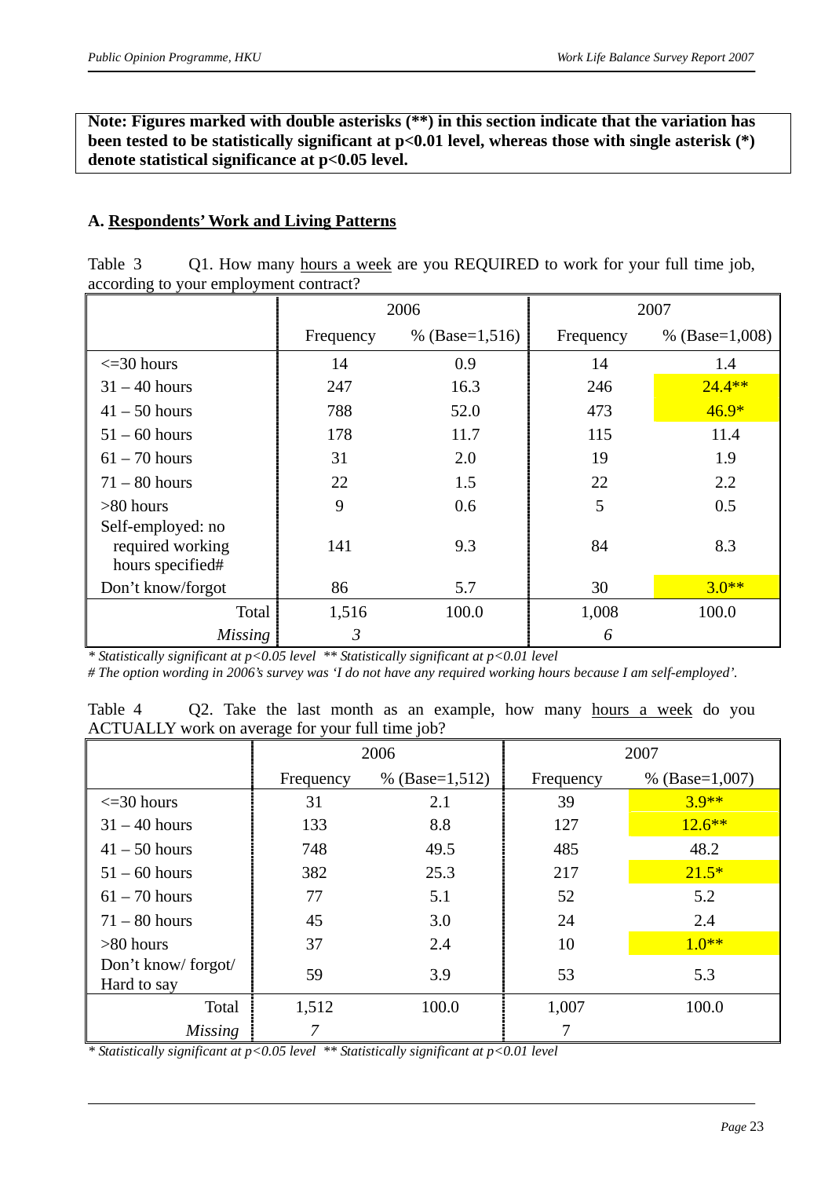**Note: Figures marked with double asterisks (**) in this section indicate that the variation has been tested to be statistically significant at $p<0.01$ level, whereas those with single asterisk (*) denote statistical significance at $p<0.05$ level.**

## A. Respondents' Work and Living Patterns

Table 3 Q1. How many hours a week are you REQUIRED to work for your full time job, according to your employment contract?

| | 2006 | | 2007 | |
|---|---|---|---|---|
| | Frequency | % (Base=1,516) | Frequency | % (Base=1,008) |
| <=30 hours | 14 | 0.9 | 14 | 1.4 |
| 31 – 40 hours | 247 | 16.3 | 246 | 24.4** |
| 41 – 50 hours | 788 | 52.0 | 473 | 46.9* |
| 51 – 60 hours | 178 | 11.7 | 115 | 11.4 |
| 61 – 70 hours | 31 | 2.0 | 19 | 1.9 |
| 71 – 80 hours | 22 | 1.5 | 22 | 2.2 |
| >80 hours | 9 | 0.6 | 5 | 0.5 |
| Self-employed: no required working hours specified# | 141 | 9.3 | 84 | 8.3 |
| Don't know/forgot | 86 | 5.7 | 30 | 3.0** |
| Total | 1,516 | 100.0 | 1,008 | 100.0 |
| *Missing* | *3* | | *6* | |

*\* Statistically significant at $p<0.05$ level  \*\* Statistically significant at $p<0.01$ level*

*# The option wording in 2006's survey was 'I do not have any required working hours because I am self-employed'.*

Table 4 Q2. Take the last month as an example, how many hours a week do you ACTUALLY work on average for your full time job?

| | 2006 | | 2007 | |
|---|---|---|---|---|
| | Frequency | % (Base=1,512) | Frequency | % (Base=1,007) |
| <=30 hours | 31 | 2.1 | 39 | 3.9** |
| 31 – 40 hours | 133 | 8.8 | 127 | 12.6** |
| 41 – 50 hours | 748 | 49.5 | 485 | 48.2 |
| 51 – 60 hours | 382 | 25.3 | 217 | 21.5* |
| 61 – 70 hours | 77 | 5.1 | 52 | 5.2 |
| 71 – 80 hours | 45 | 3.0 | 24 | 2.4 |
| >80 hours | 37 | 2.4 | 10 | 1.0** |
| Don't know/ forgot/ Hard to say | 59 | 3.9 | 53 | 5.3 |
| Total | 1,512 | 100.0 | 1,007 | 100.0 |
| *Missing* | *7* | | *7* | |

*\* Statistically significant at $p<0.05$ level  \*\* Statistically significant at $p<0.01$ level*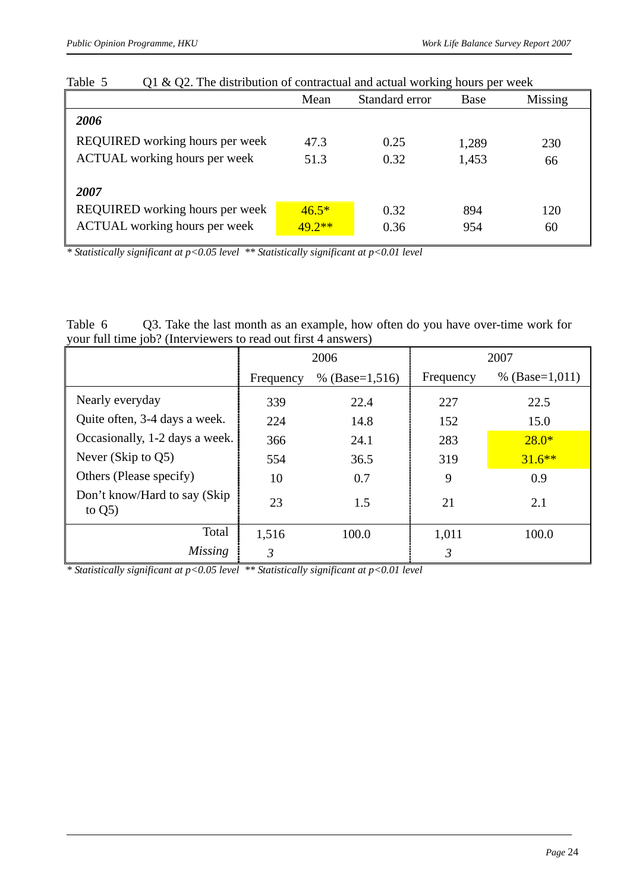Table 5 Q1 & Q2. The distribution of contractual and actual working hours per week

| | Mean | Standard error | Base | Missing |
|---|---|---|---|---|
| ***2006*** | | | | |
| REQUIRED working hours per week | 47.3 | 0.25 | 1,289 | 230 |
| ACTUAL working hours per week | 51.3 | 0.32 | 1,453 | 66 |
| ***2007*** | | | | |
| REQUIRED working hours per week | 46.5* | 0.32 | 894 | 120 |
| ACTUAL working hours per week | 49.2** | 0.36 | 954 | 60 |

*\* Statistically significant at p<0.05 level \*\* Statistically significant at p<0.01 level*

Table 6 Q3. Take the last month as an example, how often do you have over-time work for your full time job? (Interviewers to read out first 4 answers)

| | 2006 | | 2007 | |
|---|---|---|---|---|
| | Frequency | % (Base=1,516) | Frequency | % (Base=1,011) |
| Nearly everyday | 339 | 22.4 | 227 | 22.5 |
| Quite often, 3-4 days a week. | 224 | 14.8 | 152 | 15.0 |
| Occasionally, 1-2 days a week. | 366 | 24.1 | 283 | 28.0* |
| Never (Skip to Q5) | 554 | 36.5 | 319 | 31.6** |
| Others (Please specify) | 10 | 0.7 | 9 | 0.9 |
| Don't know/Hard to say (Skip to Q5) | 23 | 1.5 | 21 | 2.1 |
| Total | 1,516 | 100.0 | 1,011 | 100.0 |
| *Missing* | *3* | | *3* | |

*\* Statistically significant at p<0.05 level \*\* Statistically significant at p<0.01 level*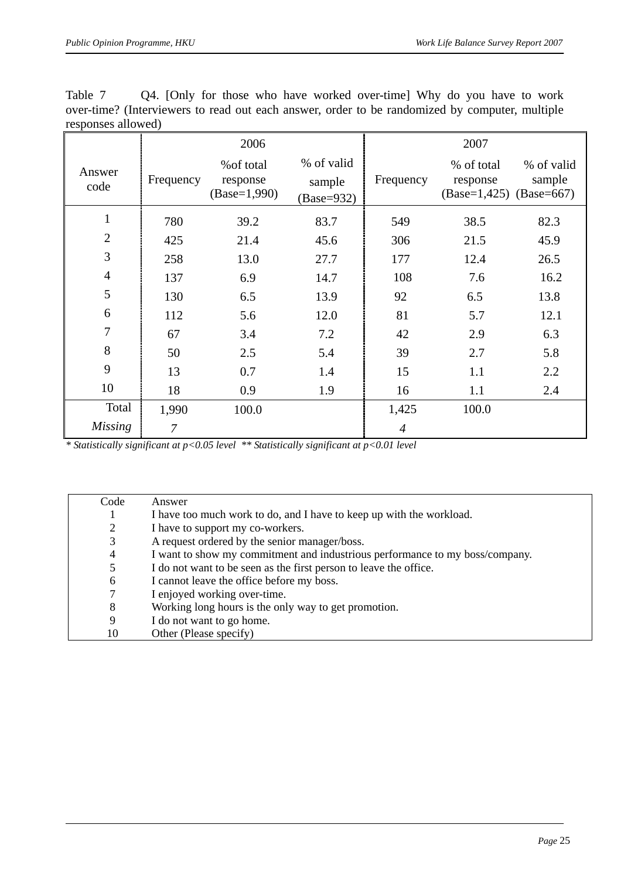Table 7 Q4. [Only for those who have worked over-time] Why do you have to work over-time? (Interviewers to read out each answer, order to be randomized by computer, multiple responses allowed)

| Answer code | 2006 | | | 2007 | | |
|---|---|---|---|---|---|---|
| | Frequency | %of total response (Base=1,990) | % of valid sample (Base=932) | Frequency | % of total response (Base=1,425) | % of valid sample (Base=667) |
| 1 | 780 | 39.2 | 83.7 | 549 | 38.5 | 82.3 |
| 2 | 425 | 21.4 | 45.6 | 306 | 21.5 | 45.9 |
| 3 | 258 | 13.0 | 27.7 | 177 | 12.4 | 26.5 |
| 4 | 137 | 6.9 | 14.7 | 108 | 7.6 | 16.2 |
| 5 | 130 | 6.5 | 13.9 | 92 | 6.5 | 13.8 |
| 6 | 112 | 5.6 | 12.0 | 81 | 5.7 | 12.1 |
| 7 | 67 | 3.4 | 7.2 | 42 | 2.9 | 6.3 |
| 8 | 50 | 2.5 | 5.4 | 39 | 2.7 | 5.8 |
| 9 | 13 | 0.7 | 1.4 | 15 | 1.1 | 2.2 |
| 10 | 18 | 0.9 | 1.9 | 16 | 1.1 | 2.4 |
| Total | 1,990 | 100.0 | | 1,425 | 100.0 | |
| *Missing* | *7* | | | *4* | | |

*\* Statistically significant at p<0.05 level \*\* Statistically significant at p<0.01 level*

| Code | Answer |
|---|---|
| 1 | I have too much work to do, and I have to keep up with the workload. |
| 2 | I have to support my co-workers. |
| 3 | A request ordered by the senior manager/boss. |
| 4 | I want to show my commitment and industrious performance to my boss/company. |
| 5 | I do not want to be seen as the first person to leave the office. |
| 6 | I cannot leave the office before my boss. |
| 7 | I enjoyed working over-time. |
| 8 | Working long hours is the only way to get promotion. |
| 9 | I do not want to go home. |
| 10 | Other (Please specify) |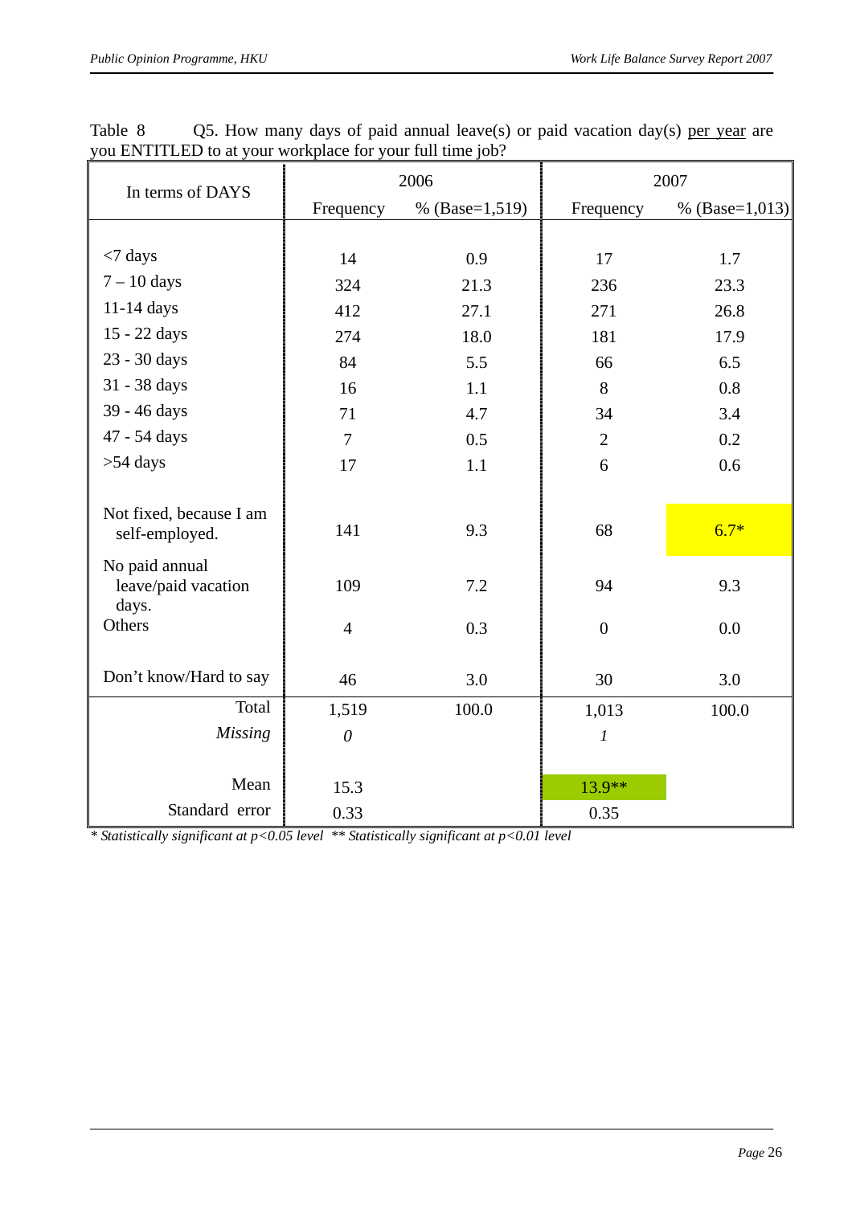Table 8 Q5. How many days of paid annual leave(s) or paid vacation day(s) per year are you ENTITLED to at your workplace for your full time job?

| In terms of DAYS | 2006 | | 2007 | |
|---|---|---|---|---|
| | Frequency | % (Base=1,519) | Frequency | % (Base=1,013) |
| <7 days | 14 | 0.9 | 17 | 1.7 |
| 7 – 10 days | 324 | 21.3 | 236 | 23.3 |
| 11-14 days | 412 | 27.1 | 271 | 26.8 |
| 15 - 22 days | 274 | 18.0 | 181 | 17.9 |
| 23 - 30 days | 84 | 5.5 | 66 | 6.5 |
| 31 - 38 days | 16 | 1.1 | 8 | 0.8 |
| 39 - 46 days | 71 | 4.7 | 34 | 3.4 |
| 47 - 54 days | 7 | 0.5 | 2 | 0.2 |
| >54 days | 17 | 1.1 | 6 | 0.6 |
| Not fixed, because I am self-employed. | 141 | 9.3 | 68 | 6.7* |
| No paid annual leave/paid vacation days. | 109 | 7.2 | 94 | 9.3 |
| Others | 4 | 0.3 | 0 | 0.0 |
| Don't know/Hard to say | 46 | 3.0 | 30 | 3.0 |
| Total | 1,519 | 100.0 | 1,013 | 100.0 |
| *Missing* | *0* | | *1* | |
| Mean | 15.3 | | 13.9** | |
| Standard error | 0.33 | | 0.35 | |

*\* Statistically significant at p<0.05 level \*\* Statistically significant at p<0.01 level*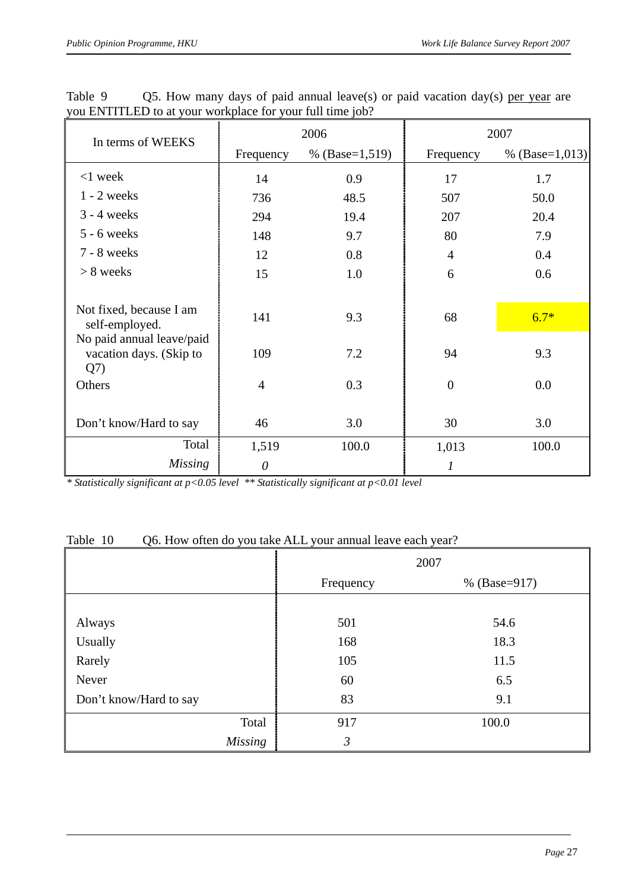Table 9 Q5. How many days of paid annual leave(s) or paid vacation day(s) per year are you ENTITLED to at your workplace for your full time job?

| In terms of WEEKS | 2006 | | 2007 | |
|---|---|---|---|---|
| | Frequency | % (Base=1,519) | Frequency | % (Base=1,013) |
| <1 week | 14 | 0.9 | 17 | 1.7 |
| 1 - 2 weeks | 736 | 48.5 | 507 | 50.0 |
| 3 - 4 weeks | 294 | 19.4 | 207 | 20.4 |
| 5 - 6 weeks | 148 | 9.7 | 80 | 7.9 |
| 7 - 8 weeks | 12 | 0.8 | 4 | 0.4 |
| > 8 weeks | 15 | 1.0 | 6 | 0.6 |
| Not fixed, because I am self-employed. | 141 | 9.3 | 68 | 6.7* |
| No paid annual leave/paid vacation days. (Skip to Q7) | 109 | 7.2 | 94 | 9.3 |
| Others | 4 | 0.3 | 0 | 0.0 |
| Don't know/Hard to say | 46 | 3.0 | 30 | 3.0 |
| Total | 1,519 | 100.0 | 1,013 | 100.0 |
| *Missing* | *0* | | *1* | |

*\* Statistically significant at p<0.05 level \*\* Statistically significant at p<0.01 level*

Table 10 Q6. How often do you take ALL your annual leave each year?

| | 2007 | |
|---|---|---|
| | Frequency | % (Base=917) |
| Always | 501 | 54.6 |
| Usually | 168 | 18.3 |
| Rarely | 105 | 11.5 |
| Never | 60 | 6.5 |
| Don't know/Hard to say | 83 | 9.1 |
| Total | 917 | 100.0 |
| *Missing* | *3* | |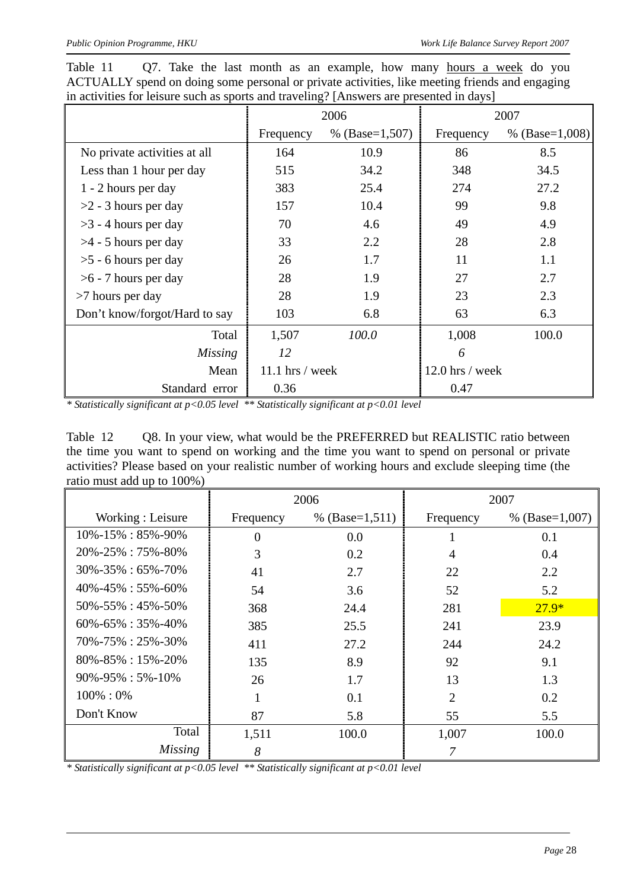Table 11 Q7. Take the last month as an example, how many hours a week do you ACTUALLY spend on doing some personal or private activities, like meeting friends and engaging in activities for leisure such as sports and traveling? [Answers are presented in days]

| | 2006 | | 2007 | |
|---|---|---|---|---|
| | Frequency | % (Base=1,507) | Frequency | % (Base=1,008) |
| No private activities at all | 164 | 10.9 | 86 | 8.5 |
| Less than 1 hour per day | 515 | 34.2 | 348 | 34.5 |
| 1 - 2 hours per day | 383 | 25.4 | 274 | 27.2 |
| >2 - 3 hours per day | 157 | 10.4 | 99 | 9.8 |
| >3 - 4 hours per day | 70 | 4.6 | 49 | 4.9 |
| >4 - 5 hours per day | 33 | 2.2 | 28 | 2.8 |
| >5 - 6 hours per day | 26 | 1.7 | 11 | 1.1 |
| >6 - 7 hours per day | 28 | 1.9 | 27 | 2.7 |
| >7 hours per day | 28 | 1.9 | 23 | 2.3 |
| Don't know/forgot/Hard to say | 103 | 6.8 | 63 | 6.3 |
| Total | 1,507 | *100.0* | 1,008 | 100.0 |
| *Missing* | *12* | | *6* | |
| Mean | 11.1 hrs / week | | 12.0 hrs / week | |
| Standard error | 0.36 | | 0.47 | |

*\* Statistically significant at p<0.05 level \*\* Statistically significant at p<0.01 level*

Table 12 Q8. In your view, what would be the PREFERRED but REALISTIC ratio between the time you want to spend on working and the time you want to spend on personal or private activities? Please based on your realistic number of working hours and exclude sleeping time (the ratio must add up to 100%)

| | 2006 | | 2007 | |
|---|---|---|---|---|
| Working : Leisure | Frequency | % (Base=1,511) | Frequency | % (Base=1,007) |
| 10%-15% : 85%-90% | 0 | 0.0 | 1 | 0.1 |
| 20%-25% : 75%-80% | 3 | 0.2 | 4 | 0.4 |
| 30%-35% : 65%-70% | 41 | 2.7 | 22 | 2.2 |
| 40%-45% : 55%-60% | 54 | 3.6 | 52 | 5.2 |
| 50%-55% : 45%-50% | 368 | 24.4 | 281 | 27.9* |
| 60%-65% : 35%-40% | 385 | 25.5 | 241 | 23.9 |
| 70%-75% : 25%-30% | 411 | 27.2 | 244 | 24.2 |
| 80%-85% : 15%-20% | 135 | 8.9 | 92 | 9.1 |
| 90%-95% : 5%-10% | 26 | 1.7 | 13 | 1.3 |
| 100% : 0% | 1 | 0.1 | 2 | 0.2 |
| Don't Know | 87 | 5.8 | 55 | 5.5 |
| Total | 1,511 | 100.0 | 1,007 | 100.0 |
| *Missing* | *8* | | *7* | |

*\* Statistically significant at p<0.05 level \*\* Statistically significant at p<0.01 level*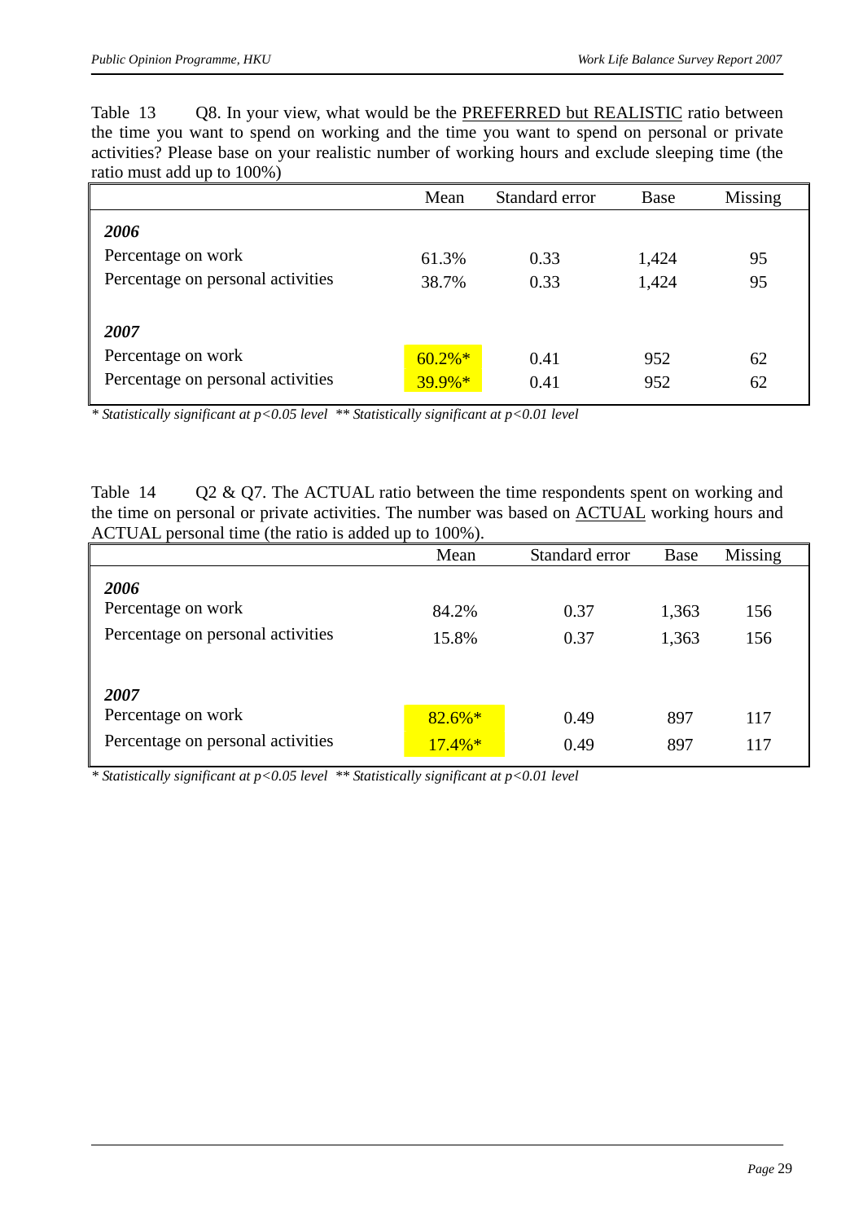Table 13 Q8. In your view, what would be the PREFERRED but REALISTIC ratio between the time you want to spend on working and the time you want to spend on personal or private activities? Please base on your realistic number of working hours and exclude sleeping time (the ratio must add up to 100%)

| | Mean | Standard error | Base | Missing |
|---|---|---|---|---|
| ***2006*** | | | | |
| Percentage on work | 61.3% | 0.33 | 1,424 | 95 |
| Percentage on personal activities | 38.7% | 0.33 | 1,424 | 95 |
| ***2007*** | | | | |
| Percentage on work | 60.2%* | 0.41 | 952 | 62 |
| Percentage on personal activities | 39.9%* | 0.41 | 952 | 62 |

*\* Statistically significant at p<0.05 level \*\* Statistically significant at p<0.01 level*

Table 14 Q2 & Q7. The ACTUAL ratio between the time respondents spent on working and the time on personal or private activities. The number was based on ACTUAL working hours and ACTUAL personal time (the ratio is added up to 100%).

| | Mean | Standard error | Base | Missing |
|---|---|---|---|---|
| ***2006*** | | | | |
| Percentage on work | 84.2% | 0.37 | 1,363 | 156 |
| Percentage on personal activities | 15.8% | 0.37 | 1,363 | 156 |
| ***2007*** | | | | |
| Percentage on work | 82.6%* | 0.49 | 897 | 117 |
| Percentage on personal activities | 17.4%* | 0.49 | 897 | 117 |

*\* Statistically significant at p<0.05 level \*\* Statistically significant at p<0.01 level*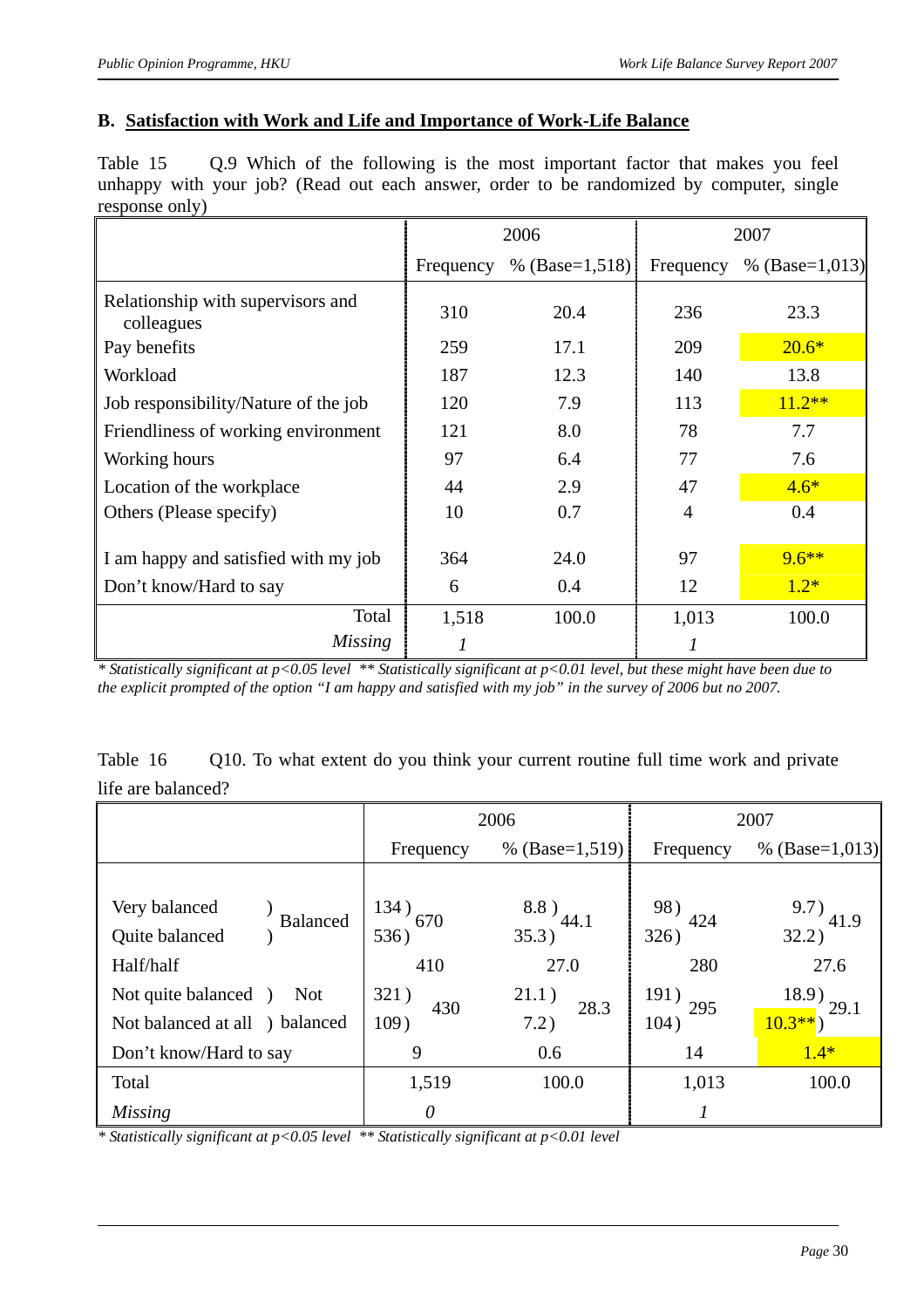## B. Satisfaction with Work and Life and Importance of Work-Life Balance

Table 15 Q.9 Which of the following is the most important factor that makes you feel unhappy with your job? (Read out each answer, order to be randomized by computer, single response only)

| | 2006 | | 2007 | |
|---|---|---|---|---|
| | Frequency | % (Base=1,518) | Frequency | % (Base=1,013) |
| Relationship with supervisors and colleagues | 310 | 20.4 | 236 | 23.3 |
| Pay benefits | 259 | 17.1 | 209 | 20.6* |
| Workload | 187 | 12.3 | 140 | 13.8 |
| Job responsibility/Nature of the job | 120 | 7.9 | 113 | 11.2** |
| Friendliness of working environment | 121 | 8.0 | 78 | 7.7 |
| Working hours | 97 | 6.4 | 77 | 7.6 |
| Location of the workplace | 44 | 2.9 | 47 | 4.6* |
| Others (Please specify) | 10 | 0.7 | 4 | 0.4 |
| I am happy and satisfied with my job | 364 | 24.0 | 97 | 9.6** |
| Don't know/Hard to say | 6 | 0.4 | 12 | 1.2* |
| Total | 1,518 | 100.0 | 1,013 | 100.0 |
| *Missing* | *1* | | *1* | |

*\* Statistically significant at p<0.05 level \*\* Statistically significant at p<0.01 level, but these might have been due to the explicit prompted of the option "I am happy and satisfied with my job" in the survey of 2006 but no 2007.*

Table 16 Q10. To what extent do you think your current routine full time work and private life are balanced?

| | | 2006 | | | | 2007 | | | |
|---|---|---|---|---|---|---|---|---|---|
| | | Frequency | | % (Base=1,519) | | Frequency | | % (Base=1,013) | |
| Very balanced | Balanced | 134 | 670 | 8.8 | 44.1 | 98 | 424 | 9.7 | 41.9 |
| Quite balanced | | 536 | | 35.3 | | 326 | | 32.2 | |
| Half/half | | 410 | | 27.0 | | 280 | | 27.6 | |
| Not quite balanced | Not balanced | 321 | 430 | 21.1 | 28.3 | 191 | 295 | 18.9 | 29.1 |
| Not balanced at all | | 109 | | 7.2 | | 104 | | 10.3** | |
| Don't know/Hard to say | | 9 | | 0.6 | | 14 | | 1.4* | |
| Total | | 1,519 | | 100.0 | | 1,013 | | 100.0 | |
| *Missing* | | *0* | | | | *1* | | | |

*\* Statistically significant at p<0.05 level \*\* Statistically significant at p<0.01 level*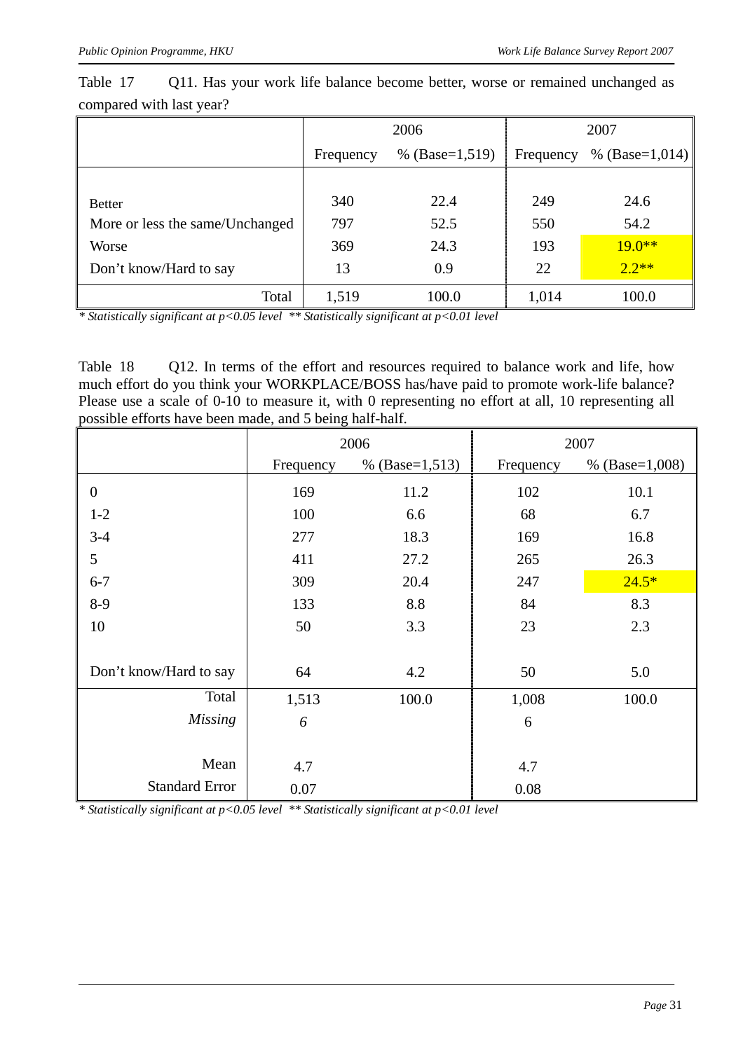Table 17 Q11. Has your work life balance become better, worse or remained unchanged as compared with last year?

| | 2006 | | 2007 | |
|---|---|---|---|---|
| | Frequency | % (Base=1,519) | Frequency | % (Base=1,014) |
| Better | 340 | 22.4 | 249 | 24.6 |
| More or less the same/Unchanged | 797 | 52.5 | 550 | 54.2 |
| Worse | 369 | 24.3 | 193 | 19.0** |
| Don't know/Hard to say | 13 | 0.9 | 22 | 2.2** |
| Total | 1,519 | 100.0 | 1,014 | 100.0 |

*\* Statistically significant at p<0.05 level \*\* Statistically significant at p<0.01 level*

Table 18 Q12. In terms of the effort and resources required to balance work and life, how much effort do you think your WORKPLACE/BOSS has/have paid to promote work-life balance? Please use a scale of 0-10 to measure it, with 0 representing no effort at all, 10 representing all possible efforts have been made, and 5 being half-half.

| | 2006 | | 2007 | |
|---|---|---|---|---|
| | Frequency | % (Base=1,513) | Frequency | % (Base=1,008) |
| 0 | 169 | 11.2 | 102 | 10.1 |
| 1-2 | 100 | 6.6 | 68 | 6.7 |
| 3-4 | 277 | 18.3 | 169 | 16.8 |
| 5 | 411 | 27.2 | 265 | 26.3 |
| 6-7 | 309 | 20.4 | 247 | 24.5* |
| 8-9 | 133 | 8.8 | 84 | 8.3 |
| 10 | 50 | 3.3 | 23 | 2.3 |
| Don't know/Hard to say | 64 | 4.2 | 50 | 5.0 |
| Total | 1,513 | 100.0 | 1,008 | 100.0 |
| *Missing* | *6* | | 6 | |
| Mean | 4.7 | | 4.7 | |
| Standard Error | 0.07 | | 0.08 | |

*\* Statistically significant at p<0.05 level \*\* Statistically significant at p<0.01 level*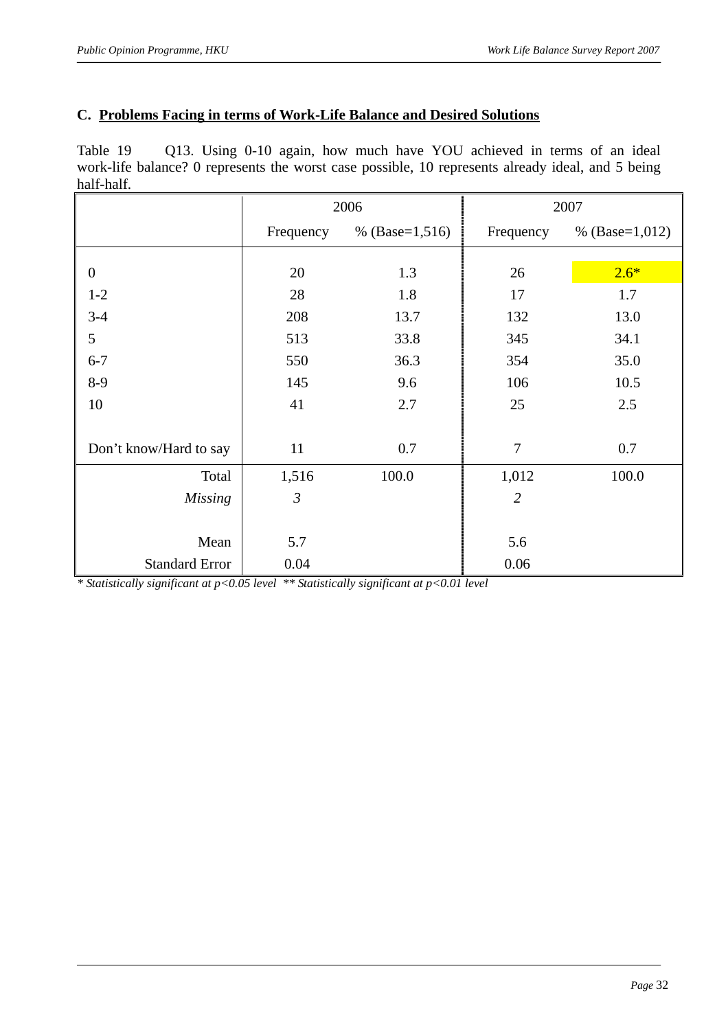## C. Problems Facing in terms of Work-Life Balance and Desired Solutions

Table 19 Q13. Using 0-10 again, how much have YOU achieved in terms of an ideal work-life balance? 0 represents the worst case possible, 10 represents already ideal, and 5 being half-half.

| | 2006 | | 2007 | |
|---|---|---|---|---|
| | Frequency | % (Base=1,516) | Frequency | % (Base=1,012) |
| 0 | 20 | 1.3 | 26 | 2.6* |
| 1-2 | 28 | 1.8 | 17 | 1.7 |
| 3-4 | 208 | 13.7 | 132 | 13.0 |
| 5 | 513 | 33.8 | 345 | 34.1 |
| 6-7 | 550 | 36.3 | 354 | 35.0 |
| 8-9 | 145 | 9.6 | 106 | 10.5 |
| 10 | 41 | 2.7 | 25 | 2.5 |
| Don't know/Hard to say | 11 | 0.7 | 7 | 0.7 |
| Total | 1,516 | 100.0 | 1,012 | 100.0 |
| *Missing* | *3* | | *2* | |
| Mean | 5.7 | | 5.6 | |
| Standard Error | 0.04 | | 0.06 | |

*\* Statistically significant at $p<0.05$ level \*\* Statistically significant at $p<0.01$ level*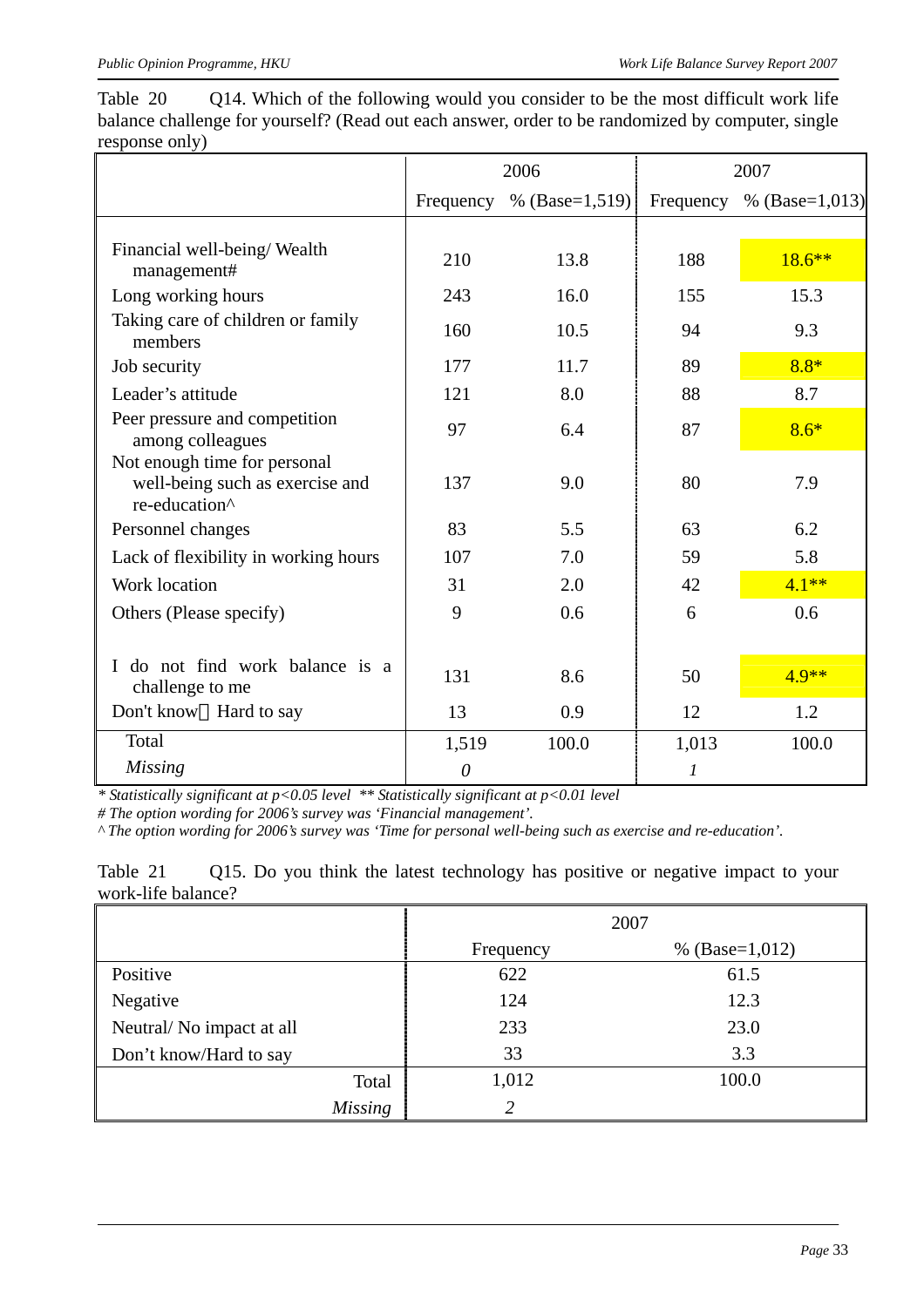Table 20 Q14. Which of the following would you consider to be the most difficult work life balance challenge for yourself? (Read out each answer, order to be randomized by computer, single response only)

| | 2006 | | 2007 | |
|---|---|---|---|---|
| | Frequency | % (Base=1,519) | Frequency | % (Base=1,013) |
| Financial well-being/ Wealth management# | 210 | 13.8 | 188 | 18.6** |
| Long working hours | 243 | 16.0 | 155 | 15.3 |
| Taking care of children or family members | 160 | 10.5 | 94 | 9.3 |
| Job security | 177 | 11.7 | 89 | 8.8* |
| Leader's attitude | 121 | 8.0 | 88 | 8.7 |
| Peer pressure and competition among colleagues | 97 | 6.4 | 87 | 8.6* |
| Not enough time for personal well-being such as exercise and re-education^ | 137 | 9.0 | 80 | 7.9 |
| Personnel changes | 83 | 5.5 | 63 | 6.2 |
| Lack of flexibility in working hours | 107 | 7.0 | 59 | 5.8 |
| Work location | 31 | 2.0 | 42 | 4.1** |
| Others (Please specify) | 9 | 0.6 | 6 | 0.6 |
| I do not find work balance is a challenge to me | 131 | 8.6 | 50 | 4.9** |
| Don't know/ Hard to say | 13 | 0.9 | 12 | 1.2 |
| Total | 1,519 | 100.0 | 1,013 | 100.0 |
| *Missing* | *0* | | *1* | |

*\* Statistically significant at p<0.05 level \*\* Statistically significant at p<0.01 level*

*# The option wording for 2006's survey was 'Financial management'.*

*^ The option wording for 2006's survey was 'Time for personal well-being such as exercise and re-education'.*

Table 21 Q15. Do you think the latest technology has positive or negative impact to your work-life balance?

| | 2007 | |
|---|---|---|
| | Frequency | % (Base=1,012) |
| Positive | 622 | 61.5 |
| Negative | 124 | 12.3 |
| Neutral/ No impact at all | 233 | 23.0 |
| Don't know/Hard to say | 33 | 3.3 |
| Total | 1,012 | 100.0 |
| *Missing* | *2* | |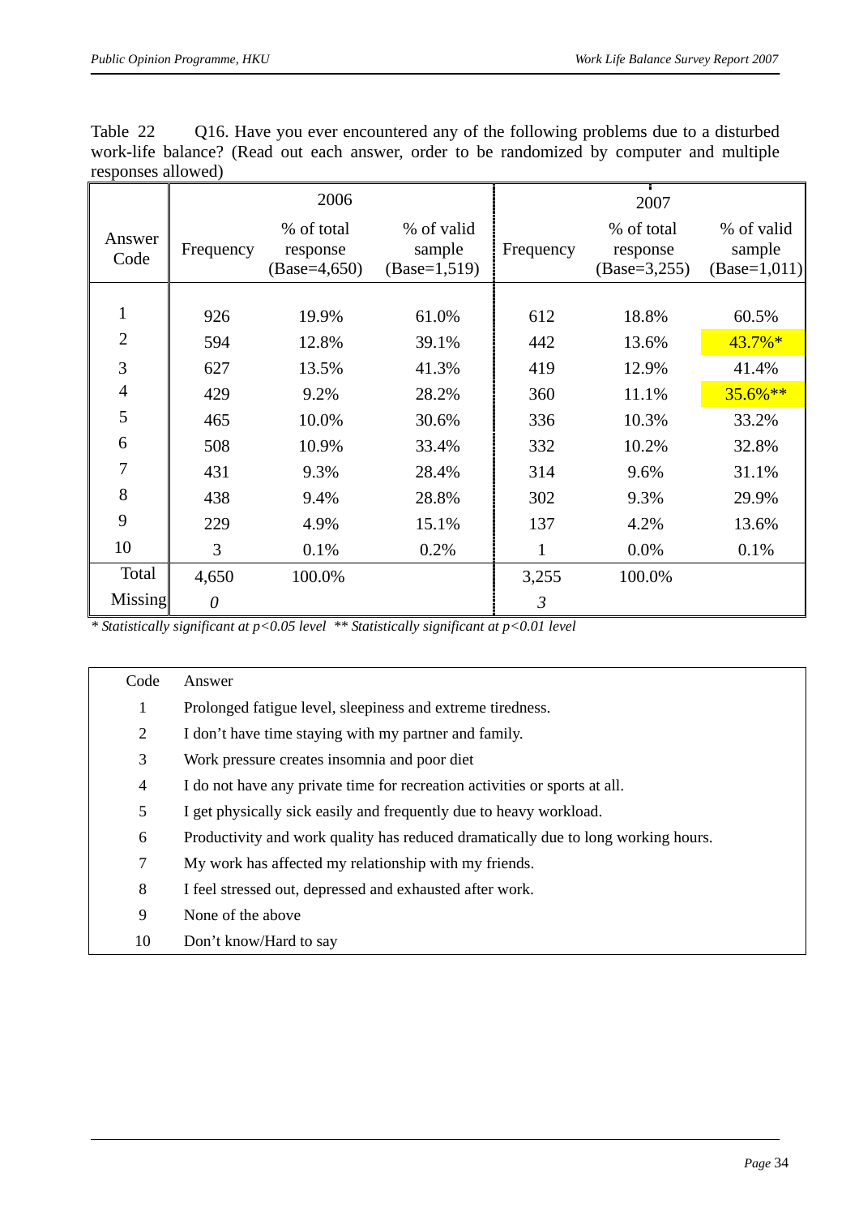Table 22 Q16. Have you ever encountered any of the following problems due to a disturbed work-life balance? (Read out each answer, order to be randomized by computer and multiple responses allowed)

| Answer Code | 2006 | | | 2007 | | |
|---|---|---|---|---|---|---|
| | Frequency | % of total response (Base=4,650) | % of valid sample (Base=1,519) | Frequency | % of total response (Base=3,255) | % of valid sample (Base=1,011) |
| 1 | 926 | 19.9% | 61.0% | 612 | 18.8% | 60.5% |
| 2 | 594 | 12.8% | 39.1% | 442 | 13.6% | 43.7%* |
| 3 | 627 | 13.5% | 41.3% | 419 | 12.9% | 41.4% |
| 4 | 429 | 9.2% | 28.2% | 360 | 11.1% | 35.6%** |
| 5 | 465 | 10.0% | 30.6% | 336 | 10.3% | 33.2% |
| 6 | 508 | 10.9% | 33.4% | 332 | 10.2% | 32.8% |
| 7 | 431 | 9.3% | 28.4% | 314 | 9.6% | 31.1% |
| 8 | 438 | 9.4% | 28.8% | 302 | 9.3% | 29.9% |
| 9 | 229 | 4.9% | 15.1% | 137 | 4.2% | 13.6% |
| 10 | 3 | 0.1% | 0.2% | 1 | 0.0% | 0.1% |
| Total | 4,650 | 100.0% | | 3,255 | 100.0% | |
| Missing | *0* | | | *3* | | |

*\* Statistically significant at $p<0.05$ level \*\* Statistically significant at $p<0.01$ level*

| Code | Answer |
|---|---|
| 1 | Prolonged fatigue level, sleepiness and extreme tiredness. |
| 2 | I don't have time staying with my partner and family. |
| 3 | Work pressure creates insomnia and poor diet |
| 4 | I do not have any private time for recreation activities or sports at all. |
| 5 | I get physically sick easily and frequently due to heavy workload. |
| 6 | Productivity and work quality has reduced dramatically due to long working hours. |
| 7 | My work has affected my relationship with my friends. |
| 8 | I feel stressed out, depressed and exhausted after work. |
| 9 | None of the above |
| 10 | Don't know/Hard to say |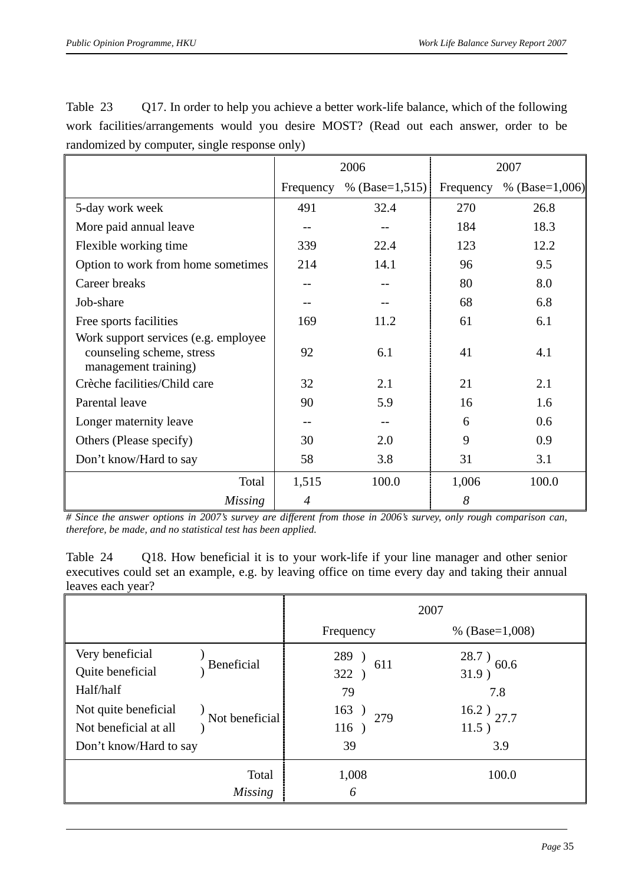Table 23 Q17. In order to help you achieve a better work-life balance, which of the following work facilities/arrangements would you desire MOST? (Read out each answer, order to be randomized by computer, single response only)

| | 2006 | | 2007 | |
|---|---|---|---|---|
| | Frequency | % (Base=1,515) | Frequency | % (Base=1,006) |
| 5-day work week | 491 | 32.4 | 270 | 26.8 |
| More paid annual leave | -- | -- | 184 | 18.3 |
| Flexible working time | 339 | 22.4 | 123 | 12.2 |
| Option to work from home sometimes | 214 | 14.1 | 96 | 9.5 |
| Career breaks | -- | -- | 80 | 8.0 |
| Job-share | -- | -- | 68 | 6.8 |
| Free sports facilities | 169 | 11.2 | 61 | 6.1 |
| Work support services (e.g. employee counseling scheme, stress management training) | 92 | 6.1 | 41 | 4.1 |
| Crèche facilities/Child care | 32 | 2.1 | 21 | 2.1 |
| Parental leave | 90 | 5.9 | 16 | 1.6 |
| Longer maternity leave | -- | -- | 6 | 0.6 |
| Others (Please specify) | 30 | 2.0 | 9 | 0.9 |
| Don't know/Hard to say | 58 | 3.8 | 31 | 3.1 |
| Total | 1,515 | 100.0 | 1,006 | 100.0 |
| *Missing* | *4* | | *8* | |

*# Since the answer options in 2007's survey are different from those in 2006's survey, only rough comparison can, therefore, be made, and no statistical test has been applied.*

Table 24 Q18. How beneficial it is to your work-life if your line manager and other senior executives could set an example, e.g. by leaving office on time every day and taking their annual leaves each year?

| | | 2007 | | | |
|---|---|---|---|---|---|
| | | Frequency | | % (Base=1,008) | |
| Very beneficial | Beneficial | 289 | 611 | 28.7 | 60.6 |
| Quite beneficial | | 322 | | 31.9 | |
| Half/half | | 79 | | 7.8 | |
| Not quite beneficial | Not beneficial | 163 | 279 | 16.2 | 27.7 |
| Not beneficial at all | | 116 | | 11.5 | |
| Don't know/Hard to say | | 39 | | 3.9 | |
| Total | | 1,008 | | 100.0 | |
| *Missing* | | *6* | | | |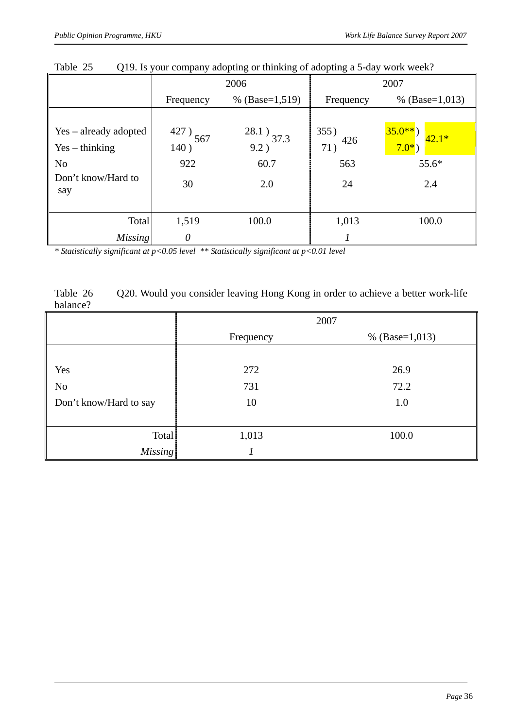Table 25 Q19. Is your company adopting or thinking of adopting a 5-day work week?

| | 2006 | | 2007 | |
|---|---|---|---|---|
| | Frequency | % (Base=1,519) | Frequency | % (Base=1,013) |
| Yes – already adopted | 427 ) 567 | 28.1 ) 37.3 | 355 ) 426 | 35.0** ) 42.1* |
| Yes – thinking | 140 ) | 9.2 ) | 71 ) | 7.0* ) |
| No | 922 | 60.7 | 563 | 55.6* |
| Don't know/Hard to say | 30 | 2.0 | 24 | 2.4 |
| Total | 1,519 | 100.0 | 1,013 | 100.0 |
| *Missing* | *0* | | *1* | |

*\* Statistically significant at p<0.05 level \*\* Statistically significant at p<0.01 level*

Table 26 Q20. Would you consider leaving Hong Kong in order to achieve a better work-life balance?

| | 2007 | |
|---|---|---|
| | Frequency | % (Base=1,013) |
| Yes | 272 | 26.9 |
| No | 731 | 72.2 |
| Don't know/Hard to say | 10 | 1.0 |
| Total | 1,013 | 100.0 |
| *Missing* | *1* | |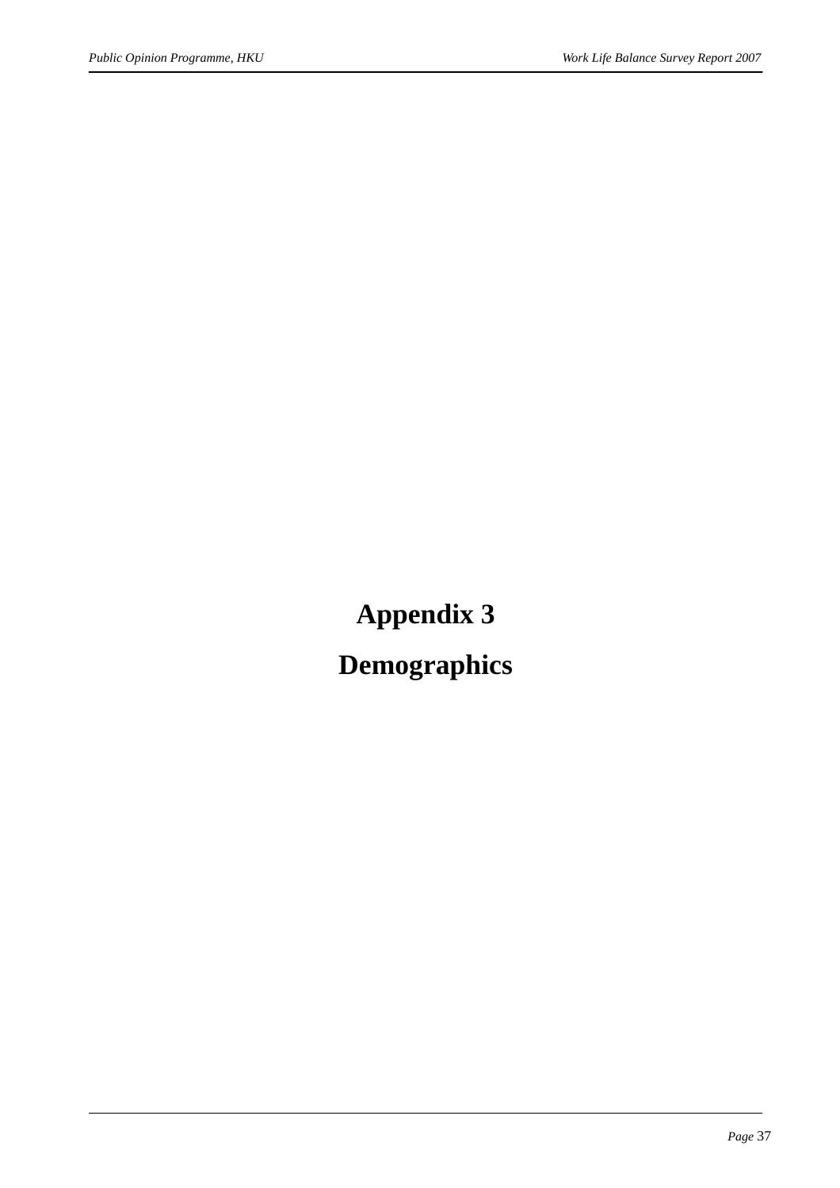# Appendix 3

# Demographics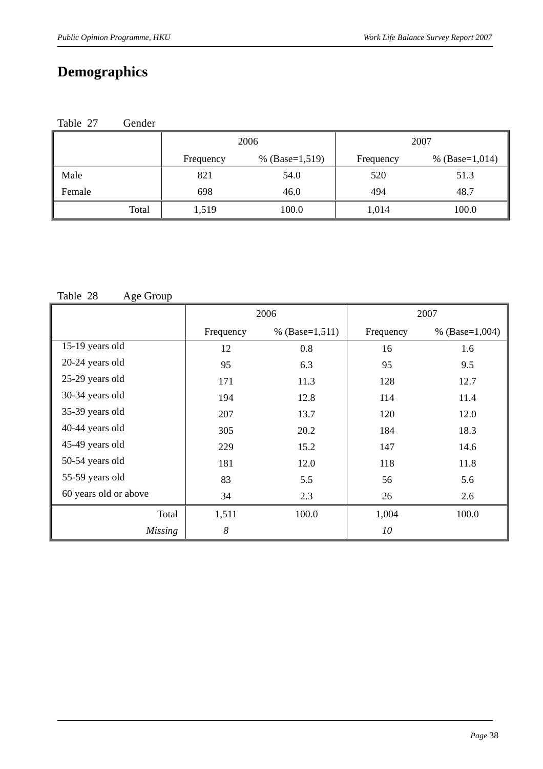# Demographics

Table 27 Gender

| | 2006 | | 2007 | |
|---|---|---|---|---|
| | Frequency | % (Base=1,519) | Frequency | % (Base=1,014) |
| Male | 821 | 54.0 | 520 | 51.3 |
| Female | 698 | 46.0 | 494 | 48.7 |
| Total | 1,519 | 100.0 | 1,014 | 100.0 |

Table 28 Age Group

| | 2006 | | 2007 | |
|---|---|---|---|---|
| | Frequency | % (Base=1,511) | Frequency | % (Base=1,004) |
| 15-19 years old | 12 | 0.8 | 16 | 1.6 |
| 20-24 years old | 95 | 6.3 | 95 | 9.5 |
| 25-29 years old | 171 | 11.3 | 128 | 12.7 |
| 30-34 years old | 194 | 12.8 | 114 | 11.4 |
| 35-39 years old | 207 | 13.7 | 120 | 12.0 |
| 40-44 years old | 305 | 20.2 | 184 | 18.3 |
| 45-49 years old | 229 | 15.2 | 147 | 14.6 |
| 50-54 years old | 181 | 12.0 | 118 | 11.8 |
| 55-59 years old | 83 | 5.5 | 56 | 5.6 |
| 60 years old or above | 34 | 2.3 | 26 | 2.6 |
| Total | 1,511 | 100.0 | 1,004 | 100.0 |
| *Missing* | *8* | | *10* | |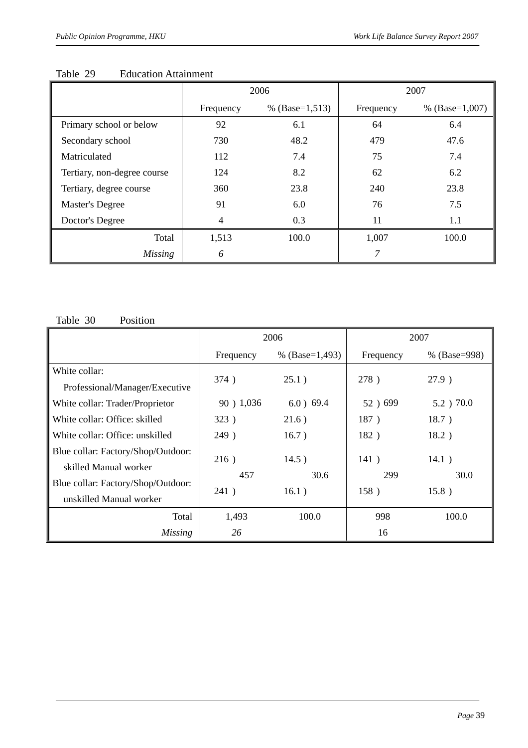Table 29 Education Attainment

| | 2006 | | 2007 | |
|---|---|---|---|---|
| | Frequency | % (Base=1,513) | Frequency | % (Base=1,007) |
| Primary school or below | 92 | 6.1 | 64 | 6.4 |
| Secondary school | 730 | 48.2 | 479 | 47.6 |
| Matriculated | 112 | 7.4 | 75 | 7.4 |
| Tertiary, non-degree course | 124 | 8.2 | 62 | 6.2 |
| Tertiary, degree course | 360 | 23.8 | 240 | 23.8 |
| Master's Degree | 91 | 6.0 | 76 | 7.5 |
| Doctor's Degree | 4 | 0.3 | 11 | 1.1 |
| Total | 1,513 | 100.0 | 1,007 | 100.0 |
| *Missing* | *6* | | *7* | |

Table 30 Position

| | 2006 | | | | 2007 | | | |
|---|---|---|---|---|---|---|---|---|
| | Frequency | | % (Base=1,493) | | Frequency | | % (Base=998) | |
| White collar: Professional/Manager/Executive | 374 ) | 1,036 | 25.1 ) | 69.4 | 278 ) | 699 | 27.9 ) | 70.0 |
| White collar: Trader/Proprietor | 90 ) | | 6.0 ) | | 52 ) | | 5.2 ) | |
| White collar: Office: skilled | 323 ) | | 21.6 ) | | 187 ) | | 18.7 ) | |
| White collar: Office: unskilled | 249 ) | | 16.7 ) | | 182 ) | | 18.2 ) | |
| Blue collar: Factory/Shop/Outdoor: skilled Manual worker | 216 ) | 457 | 14.5 ) | 30.6 | 141 ) | 299 | 14.1 ) | 30.0 |
| Blue collar: Factory/Shop/Outdoor: unskilled Manual worker | 241 ) | | 16.1 ) | | 158 ) | | 15.8 ) | |
| Total | 1,493 | | 100.0 | | 998 | | 100.0 | |
| *Missing* | *26* | | | | 16 | | | |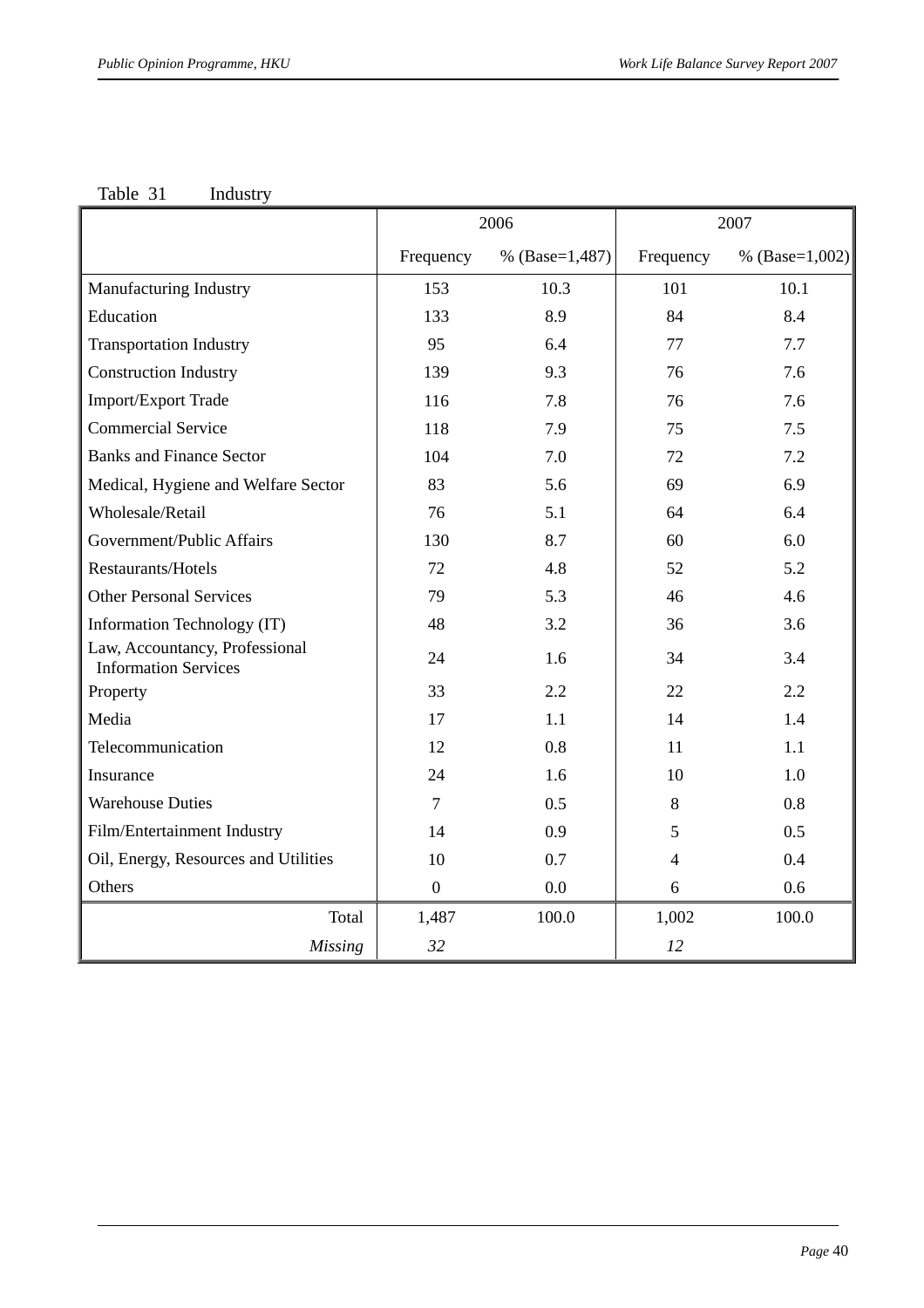Table 31 Industry

| | 2006 | | 2007 | |
|---|---|---|---|---|
| | Frequency | % (Base=1,487) | Frequency | % (Base=1,002) |
| Manufacturing Industry | 153 | 10.3 | 101 | 10.1 |
| Education | 133 | 8.9 | 84 | 8.4 |
| Transportation Industry | 95 | 6.4 | 77 | 7.7 |
| Construction Industry | 139 | 9.3 | 76 | 7.6 |
| Import/Export Trade | 116 | 7.8 | 76 | 7.6 |
| Commercial Service | 118 | 7.9 | 75 | 7.5 |
| Banks and Finance Sector | 104 | 7.0 | 72 | 7.2 |
| Medical, Hygiene and Welfare Sector | 83 | 5.6 | 69 | 6.9 |
| Wholesale/Retail | 76 | 5.1 | 64 | 6.4 |
| Government/Public Affairs | 130 | 8.7 | 60 | 6.0 |
| Restaurants/Hotels | 72 | 4.8 | 52 | 5.2 |
| Other Personal Services | 79 | 5.3 | 46 | 4.6 |
| Information Technology (IT) | 48 | 3.2 | 36 | 3.6 |
| Law, Accountancy, Professional Information Services | 24 | 1.6 | 34 | 3.4 |
| Property | 33 | 2.2 | 22 | 2.2 |
| Media | 17 | 1.1 | 14 | 1.4 |
| Telecommunication | 12 | 0.8 | 11 | 1.1 |
| Insurance | 24 | 1.6 | 10 | 1.0 |
| Warehouse Duties | 7 | 0.5 | 8 | 0.8 |
| Film/Entertainment Industry | 14 | 0.9 | 5 | 0.5 |
| Oil, Energy, Resources and Utilities | 10 | 0.7 | 4 | 0.4 |
| Others | 0 | 0.0 | 6 | 0.6 |
| Total | 1,487 | 100.0 | 1,002 | 100.0 |
| *Missing* | *32* | | *12* | |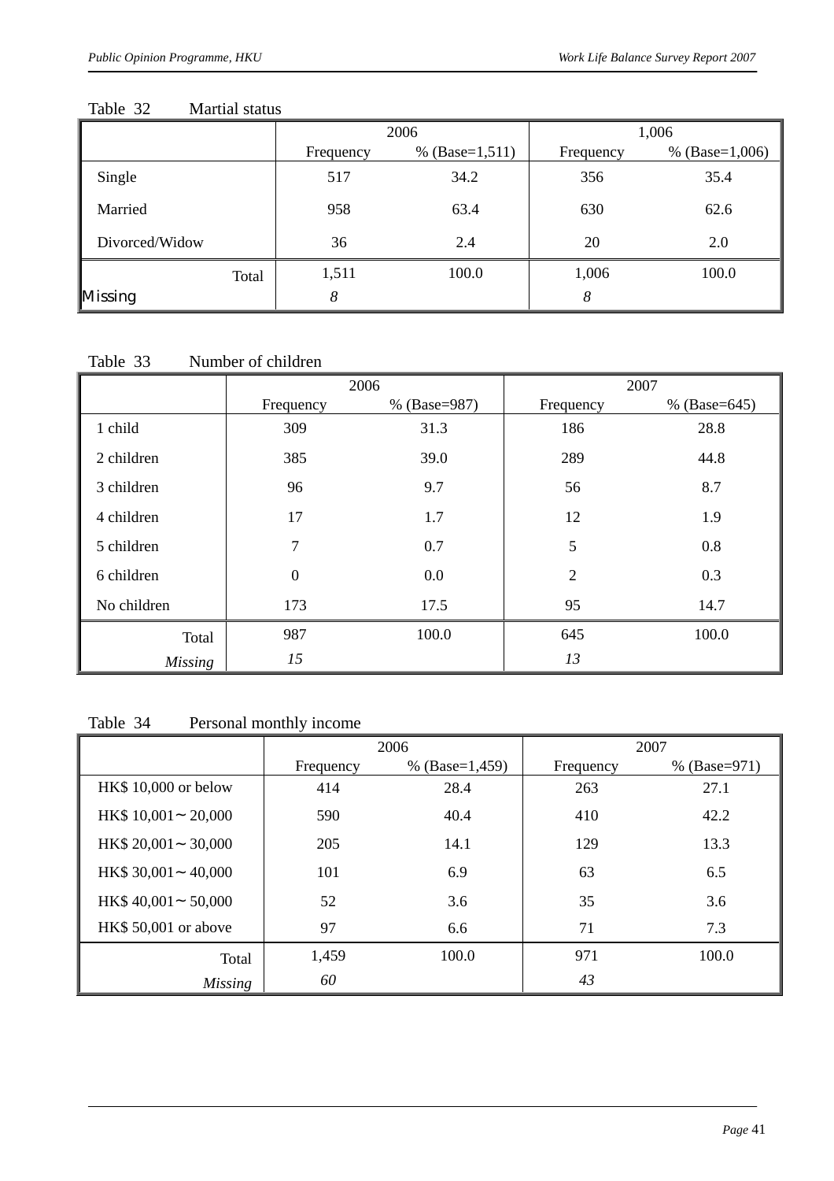Table 32 Martial status

| | 2006 | | 1,006 | |
|---|---|---|---|---|
| | Frequency | % (Base=1,511) | Frequency | % (Base=1,006) |
| Single | 517 | 34.2 | 356 | 35.4 |
| Married | 958 | 63.4 | 630 | 62.6 |
| Divorced/Widow | 36 | 2.4 | 20 | 2.0 |
| Total | 1,511 | 100.0 | 1,006 | 100.0 |
| Missing | *8* | | *8* | |

Table 33 Number of children

| | 2006 | | 2007 | |
|---|---|---|---|---|
| | Frequency | % (Base=987) | Frequency | % (Base=645) |
| 1 child | 309 | 31.3 | 186 | 28.8 |
| 2 children | 385 | 39.0 | 289 | 44.8 |
| 3 children | 96 | 9.7 | 56 | 8.7 |
| 4 children | 17 | 1.7 | 12 | 1.9 |
| 5 children | 7 | 0.7 | 5 | 0.8 |
| 6 children | 0 | 0.0 | 2 | 0.3 |
| No children | 173 | 17.5 | 95 | 14.7 |
| Total | 987 | 100.0 | 645 | 100.0 |
| *Missing* | *15* | | *13* | |

Table 34 Personal monthly income

| | 2006 | | 2007 | |
|---|---|---|---|---|
| | Frequency | % (Base=1,459) | Frequency | % (Base=971) |
| HK$ 10,000 or below | 414 | 28.4 | 263 | 27.1 |
| HK$ 10,001～20,000 | 590 | 40.4 | 410 | 42.2 |
| HK$ 20,001～30,000 | 205 | 14.1 | 129 | 13.3 |
| HK$ 30,001～40,000 | 101 | 6.9 | 63 | 6.5 |
| HK$ 40,001～50,000 | 52 | 3.6 | 35 | 3.6 |
| HK$ 50,001 or above | 97 | 6.6 | 71 | 7.3 |
| Total | 1,459 | 100.0 | 971 | 100.0 |
| *Missing* | *60* | | *43* | |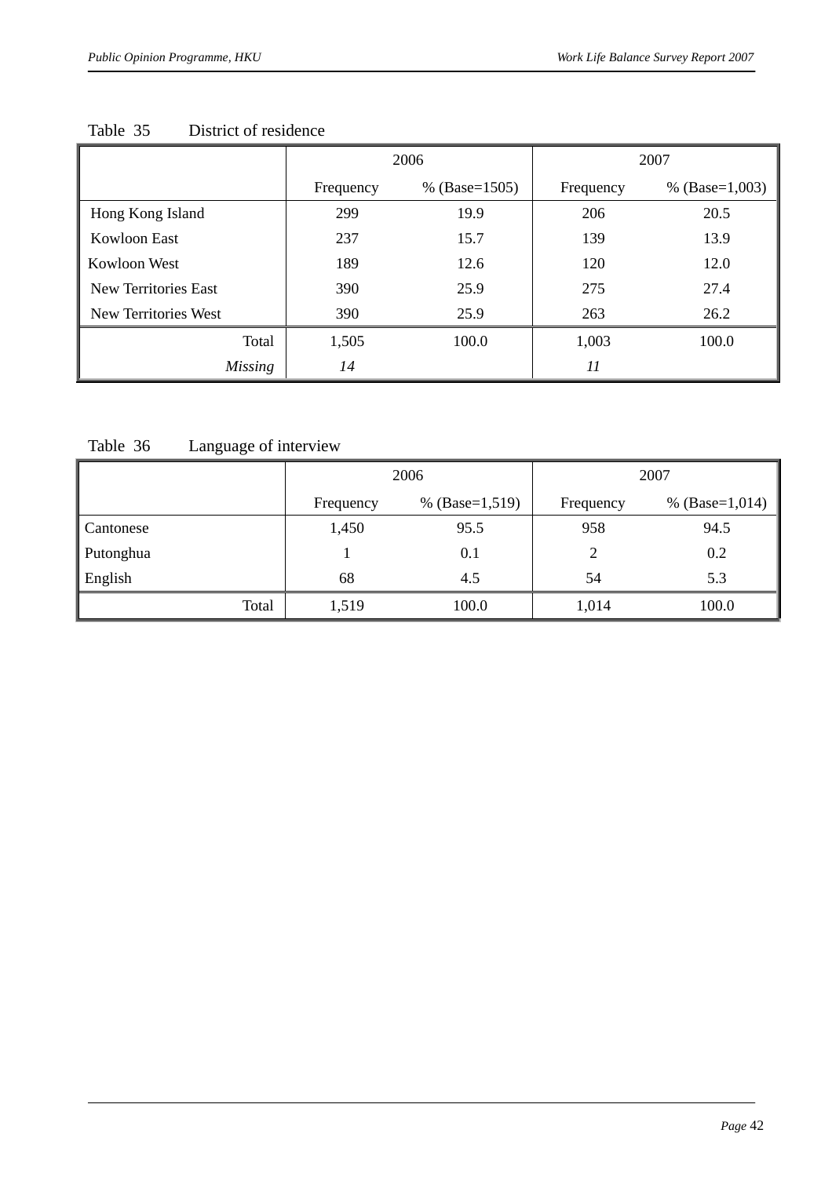Table 35 District of residence

| | 2006 | | 2007 | |
|---|---|---|---|---|
| | Frequency | % (Base=1505) | Frequency | % (Base=1,003) |
| Hong Kong Island | 299 | 19.9 | 206 | 20.5 |
| Kowloon East | 237 | 15.7 | 139 | 13.9 |
| Kowloon West | 189 | 12.6 | 120 | 12.0 |
| New Territories East | 390 | 25.9 | 275 | 27.4 |
| New Territories West | 390 | 25.9 | 263 | 26.2 |
| Total | 1,505 | 100.0 | 1,003 | 100.0 |
| *Missing* | *14* | | *11* | |

Table 36 Language of interview

| | 2006 | | 2007 | |
|---|---|---|---|---|
| | Frequency | % (Base=1,519) | Frequency | % (Base=1,014) |
| Cantonese | 1,450 | 95.5 | 958 | 94.5 |
| Putonghua | 1 | 0.1 | 2 | 0.2 |
| English | 68 | 4.5 | 54 | 5.3 |
| Total | 1,519 | 100.0 | 1,014 | 100.0 |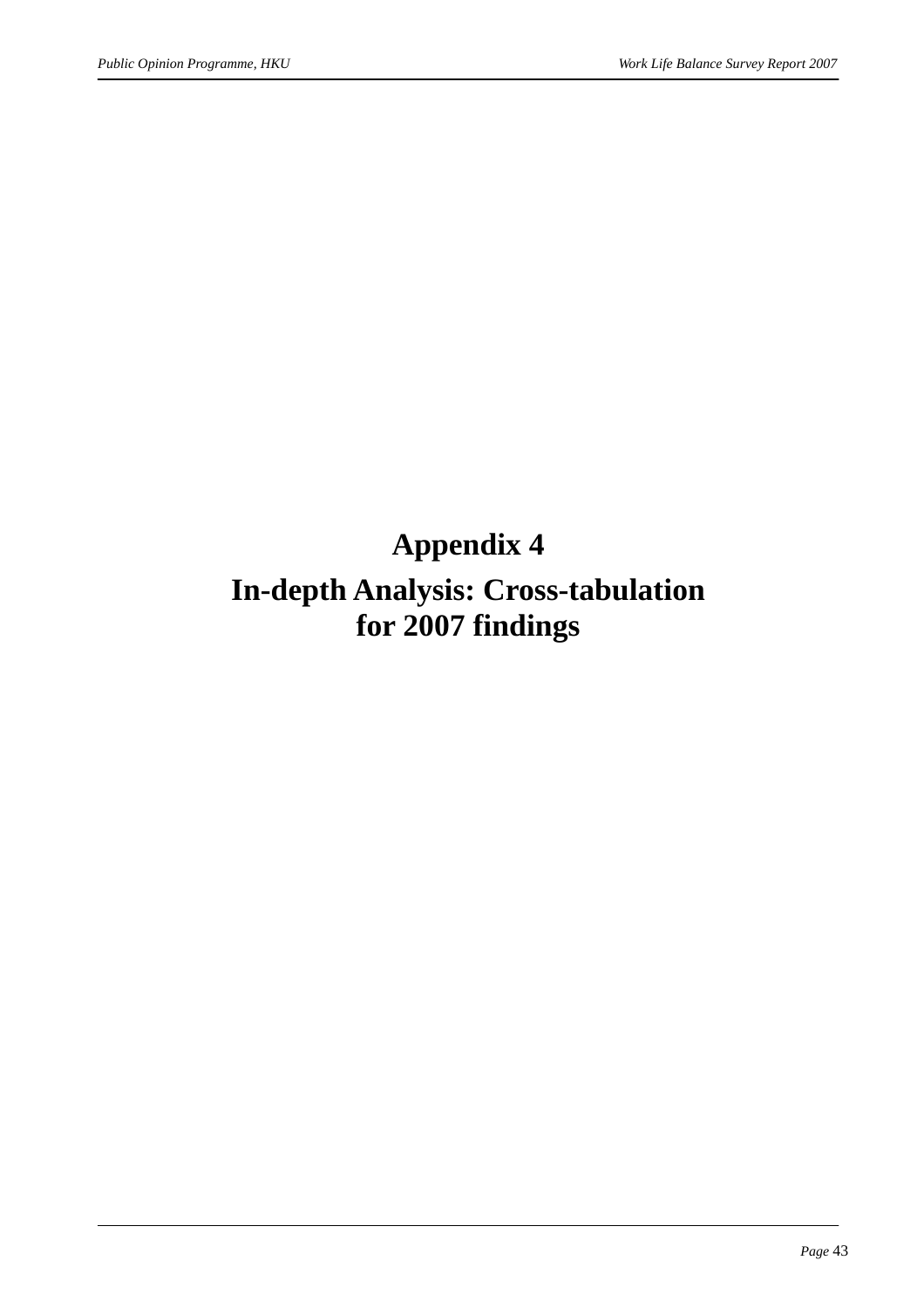# Appendix 4

# In-depth Analysis: Cross-tabulation for 2007 findings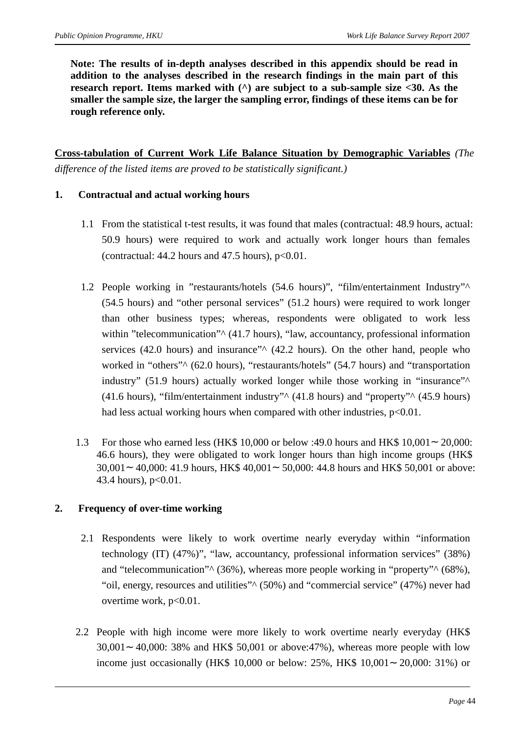**Note: The results of in-depth analyses described in this appendix should be read in addition to the analyses described in the research findings in the main part of this research report. Items marked with (^) are subject to a sub-sample size <30. As the smaller the sample size, the larger the sampling error, findings of these items can be for rough reference only.**

**<u>Cross-tabulation of Current Work Life Balance Situation by Demographic Variables</u>** *(The difference of the listed items are proved to be statistically significant.)*

**1. Contractual and actual working hours**

1.1 From the statistical t-test results, it was found that males (contractual: 48.9 hours, actual: 50.9 hours) were required to work and actually work longer hours than females (contractual: 44.2 hours and 47.5 hours), p<0.01.

1.2 People working in "restaurants/hotels (54.6 hours)", "film/entertainment Industry"^ (54.5 hours) and "other personal services" (51.2 hours) were required to work longer than other business types; whereas, respondents were obligated to work less within "telecommunication"^ (41.7 hours), "law, accountancy, professional information services (42.0 hours) and insurance"^ (42.2 hours). On the other hand, people who worked in "others"^ (62.0 hours), "restaurants/hotels" (54.7 hours) and "transportation industry" (51.9 hours) actually worked longer while those working in "insurance"^ (41.6 hours), "film/entertainment industry"^ (41.8 hours) and "property"^ (45.9 hours) had less actual working hours when compared with other industries, p<0.01.

1.3 For those who earned less (HK$ 10,000 or below :49.0 hours and HK$ 10,001～20,000: 46.6 hours), they were obligated to work longer hours than high income groups (HK$ 30,001～40,000: 41.9 hours, HK$ 40,001～50,000: 44.8 hours and HK$ 50,001 or above: 43.4 hours), p<0.01.

**2. Frequency of over-time working**

2.1 Respondents were likely to work overtime nearly everyday within "information technology (IT) (47%)", "law, accountancy, professional information services" (38%) and "telecommunication"^ (36%), whereas more people working in "property"^ (68%), "oil, energy, resources and utilities"^ (50%) and "commercial service" (47%) never had overtime work, p<0.01.

2.2 People with high income were more likely to work overtime nearly everyday (HK$ 30,001～40,000: 38% and HK$ 50,001 or above:47%), whereas more people with low income just occasionally (HK$ 10,000 or below: 25%, HK$ 10,001～20,000: 31%) or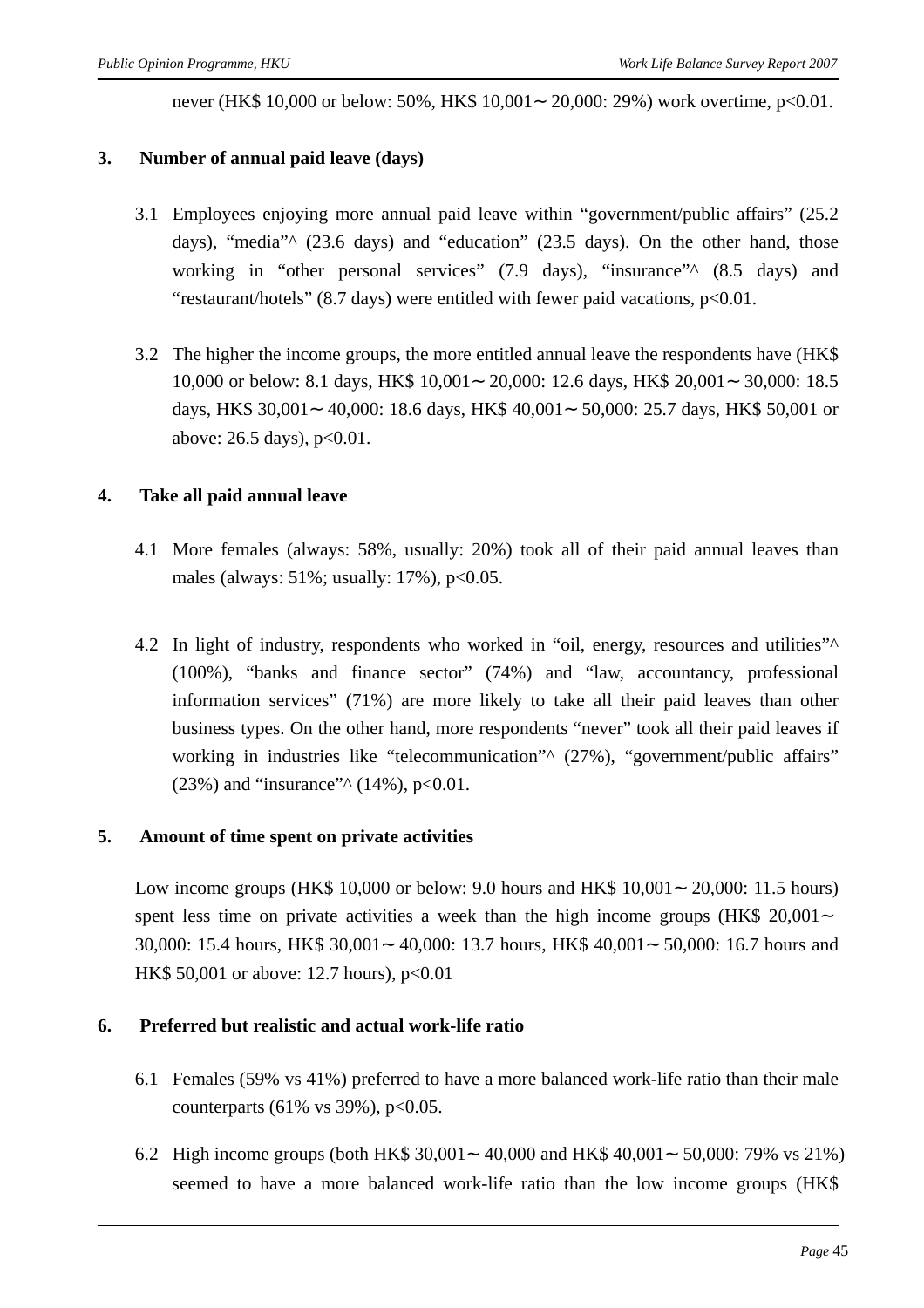never (HK$ 10,000 or below: 50%, HK$ 10,001～20,000: 29%) work overtime, $p<0.01$.

### 3. Number of annual paid leave (days)

3.1 Employees enjoying more annual paid leave within “government/public affairs” (25.2 days), “media”^ (23.6 days) and “education” (23.5 days). On the other hand, those working in “other personal services” (7.9 days), “insurance”^ (8.5 days) and “restaurant/hotels” (8.7 days) were entitled with fewer paid vacations, $p<0.01$.

3.2 The higher the income groups, the more entitled annual leave the respondents have (HK$ 10,000 or below: 8.1 days, HK$ 10,001～20,000: 12.6 days, HK$ 20,001～30,000: 18.5 days, HK$ 30,001～40,000: 18.6 days, HK$ 40,001～50,000: 25.7 days, HK$ 50,001 or above: 26.5 days), $p<0.01$.

### 4. Take all paid annual leave

4.1 More females (always: 58%, usually: 20%) took all of their paid annual leaves than males (always: 51%; usually: 17%), $p<0.05$.

4.2 In light of industry, respondents who worked in “oil, energy, resources and utilities”^ (100%), “banks and finance sector” (74%) and “law, accountancy, professional information services” (71%) are more likely to take all their paid leaves than other business types. On the other hand, more respondents “never” took all their paid leaves if working in industries like “telecommunication”^ (27%), “government/public affairs” (23%) and “insurance”^ (14%), $p<0.01$.

### 5. Amount of time spent on private activities

Low income groups (HK$ 10,000 or below: 9.0 hours and HK$ 10,001～20,000: 11.5 hours) spent less time on private activities a week than the high income groups (HK$ 20,001～30,000: 15.4 hours, HK$ 30,001～40,000: 13.7 hours, HK$ 40,001～50,000: 16.7 hours and HK$ 50,001 or above: 12.7 hours), $p<0.01$

### 6. Preferred but realistic and actual work-life ratio

6.1 Females (59% vs 41%) preferred to have a more balanced work-life ratio than their male counterparts (61% vs 39%), $p<0.05$.

6.2 High income groups (both HK$ 30,001～40,000 and HK$ 40,001～50,000: 79% vs 21%) seemed to have a more balanced work-life ratio than the low income groups (HK$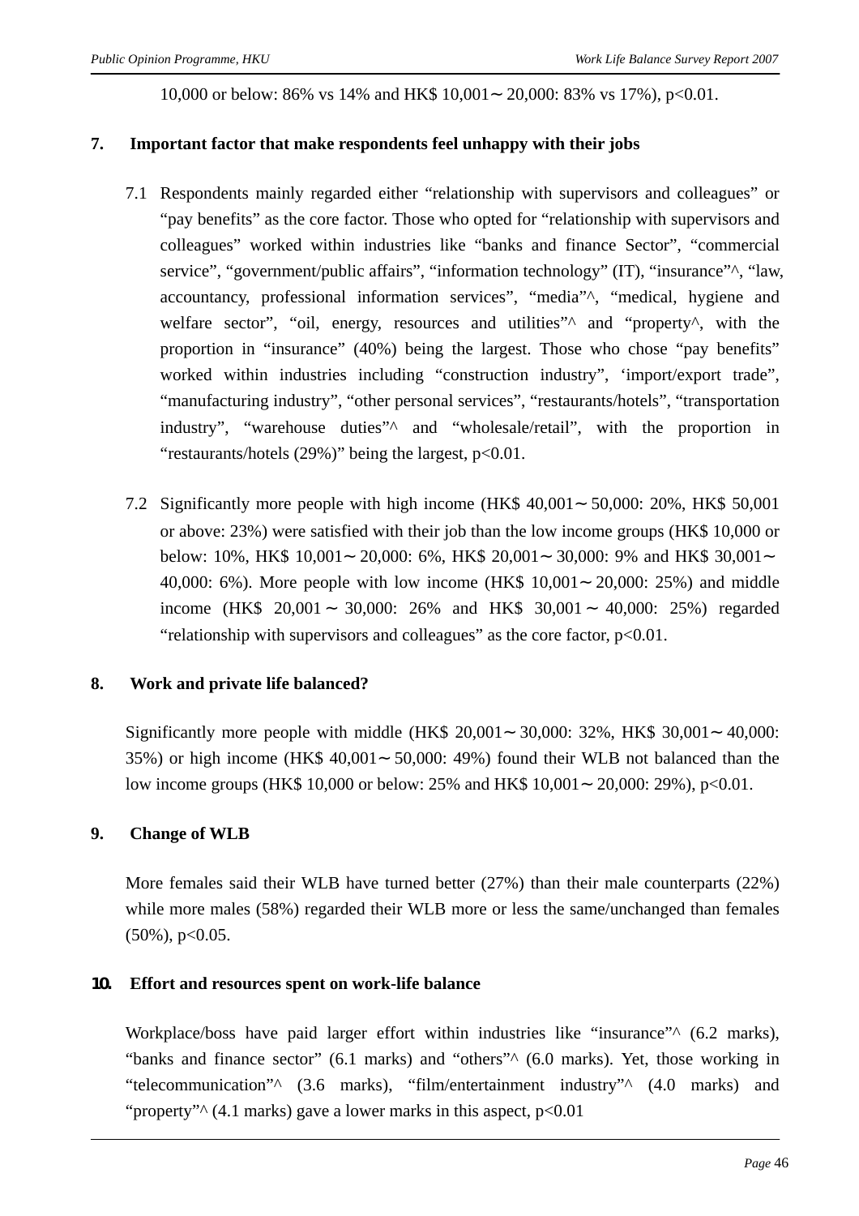10,000 or below: 86% vs 14% and HK$ 10,001～20,000: 83% vs 17%), $p<0.01$.

## 7. Important factor that make respondents feel unhappy with their jobs

7.1 Respondents mainly regarded either "relationship with supervisors and colleagues" or "pay benefits" as the core factor. Those who opted for "relationship with supervisors and colleagues" worked within industries like "banks and finance Sector", "commercial service", "government/public affairs", "information technology" (IT), "insurance"^, "law, accountancy, professional information services", "media"^, "medical, hygiene and welfare sector", "oil, energy, resources and utilities"^ and "property^, with the proportion in "insurance" (40%) being the largest. Those who chose "pay benefits" worked within industries including "construction industry", 'import/export trade", "manufacturing industry", "other personal services", "restaurants/hotels", "transportation industry", "warehouse duties"^ and "wholesale/retail", with the proportion in "restaurants/hotels (29%)" being the largest, $p<0.01$.

7.2 Significantly more people with high income (HK$ 40,001～50,000: 20%, HK$ 50,001 or above: 23%) were satisfied with their job than the low income groups (HK$ 10,000 or below: 10%, HK$ 10,001～20,000: 6%, HK$ 20,001～30,000: 9% and HK$ 30,001～40,000: 6%). More people with low income (HK$ 10,001～20,000: 25%) and middle income (HK$ 20,001～30,000: 26% and HK$ 30,001～40,000: 25%) regarded "relationship with supervisors and colleagues" as the core factor, $p<0.01$.

## 8. Work and private life balanced?

Significantly more people with middle (HK$ 20,001～30,000: 32%, HK$ 30,001～40,000: 35%) or high income (HK$ 40,001～50,000: 49%) found their WLB not balanced than the low income groups (HK$ 10,000 or below: 25% and HK$ 10,001～20,000: 29%), $p<0.01$.

## 9. Change of WLB

More females said their WLB have turned better (27%) than their male counterparts (22%) while more males (58%) regarded their WLB more or less the same/unchanged than females (50%), $p<0.05$.

## 10. Effort and resources spent on work-life balance

Workplace/boss have paid larger effort within industries like "insurance"^ (6.2 marks), "banks and finance sector" (6.1 marks) and "others"^ (6.0 marks). Yet, those working in "telecommunication"^ (3.6 marks), "film/entertainment industry"^ (4.0 marks) and "property"^ (4.1 marks) gave a lower marks in this aspect, $p<0.01$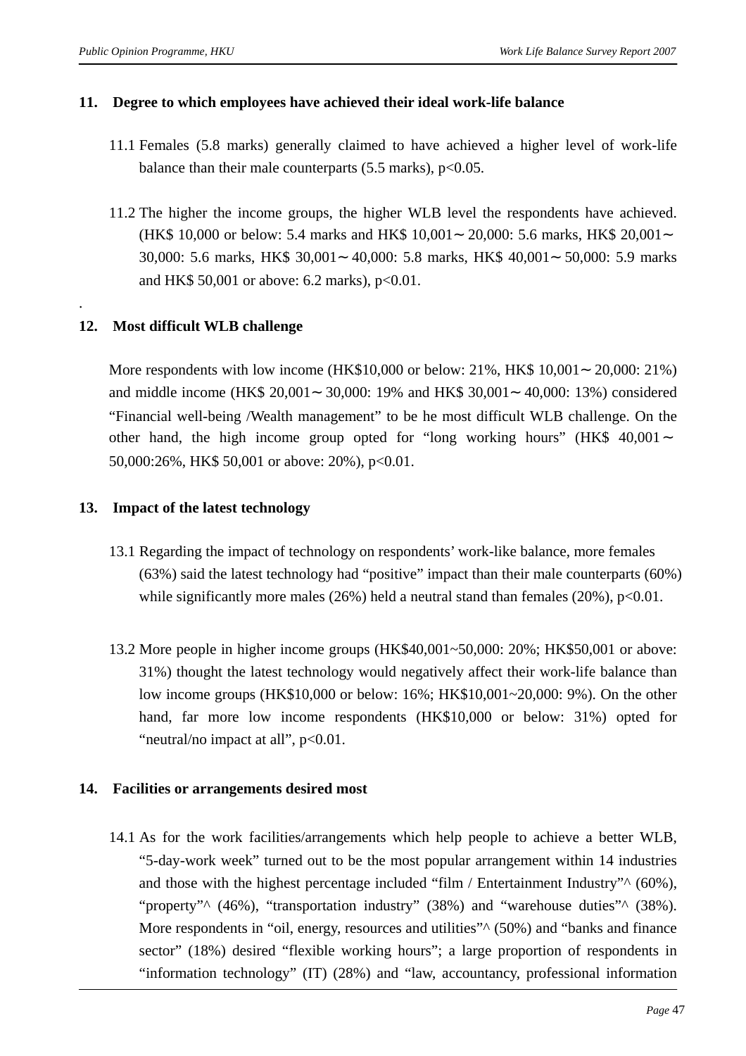## 11. Degree to which employees have achieved their ideal work-life balance

11.1 Females (5.8 marks) generally claimed to have achieved a higher level of work-life balance than their male counterparts (5.5 marks), $p<0.05$.

11.2 The higher the income groups, the higher WLB level the respondents have achieved. (HK$ 10,000 or below: 5.4 marks and HK$ 10,001～20,000: 5.6 marks, HK$ 20,001～30,000: 5.6 marks, HK$ 30,001～40,000: 5.8 marks, HK$ 40,001～50,000: 5.9 marks and HK$ 50,001 or above: 6.2 marks), $p<0.01$.

.

## 12. Most difficult WLB challenge

More respondents with low income (HK$10,000 or below: 21%, HK$ 10,001～20,000: 21%) and middle income (HK$ 20,001～30,000: 19% and HK$ 30,001～40,000: 13%) considered "Financial well-being /Wealth management" to be he most difficult WLB challenge. On the other hand, the high income group opted for "long working hours" (HK$ 40,001～50,000:26%, HK$ 50,001 or above: 20%), $p<0.01$.

## 13. Impact of the latest technology

13.1 Regarding the impact of technology on respondents' work-like balance, more females (63%) said the latest technology had "positive" impact than their male counterparts (60%) while significantly more males (26%) held a neutral stand than females (20%), $p<0.01$.

13.2 More people in higher income groups (HK$40,001~50,000: 20%; HK$50,001 or above: 31%) thought the latest technology would negatively affect their work-life balance than low income groups (HK$10,000 or below: 16%; HK$10,001~20,000: 9%). On the other hand, far more low income respondents (HK$10,000 or below: 31%) opted for "neutral/no impact at all", $p<0.01$.

## 14. Facilities or arrangements desired most

14.1 As for the work facilities/arrangements which help people to achieve a better WLB, "5-day-work week" turned out to be the most popular arrangement within 14 industries and those with the highest percentage included "film / Entertainment Industry"^ (60%), "property"^ (46%), "transportation industry" (38%) and "warehouse duties"^ (38%). More respondents in "oil, energy, resources and utilities"^ (50%) and "banks and finance sector" (18%) desired "flexible working hours"; a large proportion of respondents in "information technology" (IT) (28%) and "law, accountancy, professional information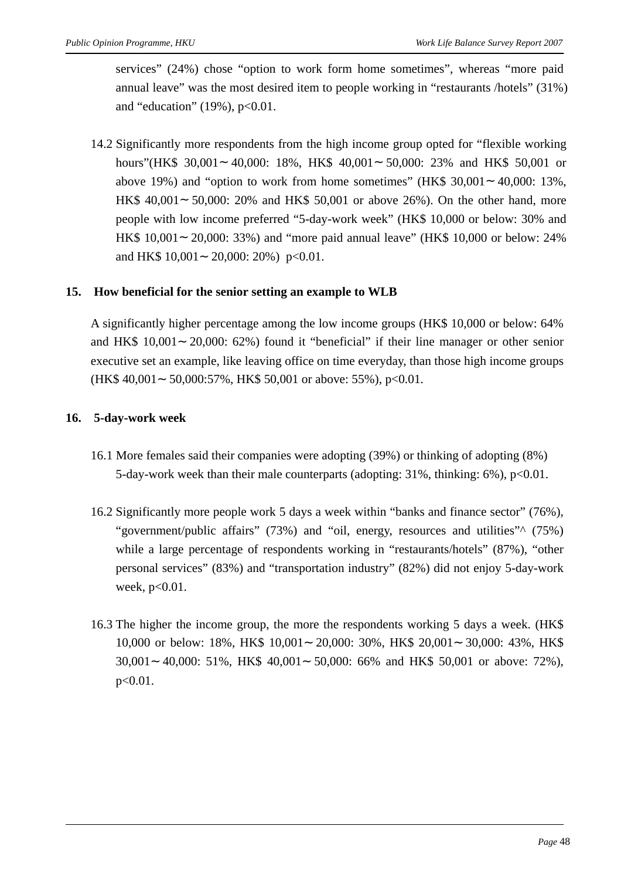services" (24%) chose "option to work form home sometimes", whereas "more paid annual leave" was the most desired item to people working in "restaurants /hotels" (31%) and "education" (19%), $p<0.01$.

14.2 Significantly more respondents from the high income group opted for "flexible working hours"(HK$ 30,001～40,000: 18%, HK$ 40,001～50,000: 23% and HK$ 50,001 or above 19%) and "option to work from home sometimes" (HK$ 30,001～40,000: 13%, HK$ 40,001～50,000: 20% and HK$ 50,001 or above 26%). On the other hand, more people with low income preferred "5-day-work week" (HK$ 10,000 or below: 30% and HK$ 10,001～20,000: 33%) and "more paid annual leave" (HK$ 10,000 or below: 24% and HK$ 10,001～20,000: 20%) $p<0.01$.

### 15. How beneficial for the senior setting an example to WLB

A significantly higher percentage among the low income groups (HK$ 10,000 or below: 64% and HK$ 10,001～20,000: 62%) found it "beneficial" if their line manager or other senior executive set an example, like leaving office on time everyday, than those high income groups (HK$ 40,001～50,000:57%, HK$ 50,001 or above: 55%), $p<0.01$.

### 16. 5-day-work week

16.1 More females said their companies were adopting (39%) or thinking of adopting (8%) 5-day-work week than their male counterparts (adopting: 31%, thinking: 6%), $p<0.01$.

16.2 Significantly more people work 5 days a week within "banks and finance sector" (76%), "government/public affairs" (73%) and "oil, energy, resources and utilities"^ (75%) while a large percentage of respondents working in "restaurants/hotels" (87%), "other personal services" (83%) and "transportation industry" (82%) did not enjoy 5-day-work week, $p<0.01$.

16.3 The higher the income group, the more the respondents working 5 days a week. (HK$ 10,000 or below: 18%, HK$ 10,001～20,000: 30%, HK$ 20,001～30,000: 43%, HK$ 30,001～40,000: 51%, HK$ 40,001～50,000: 66% and HK$ 50,001 or above: 72%), $p<0.01$.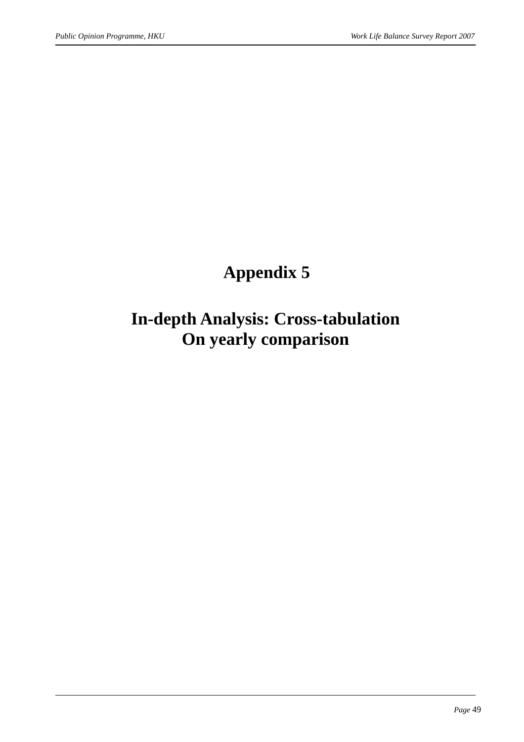# Appendix 5

## In-depth Analysis: Cross-tabulation On yearly comparison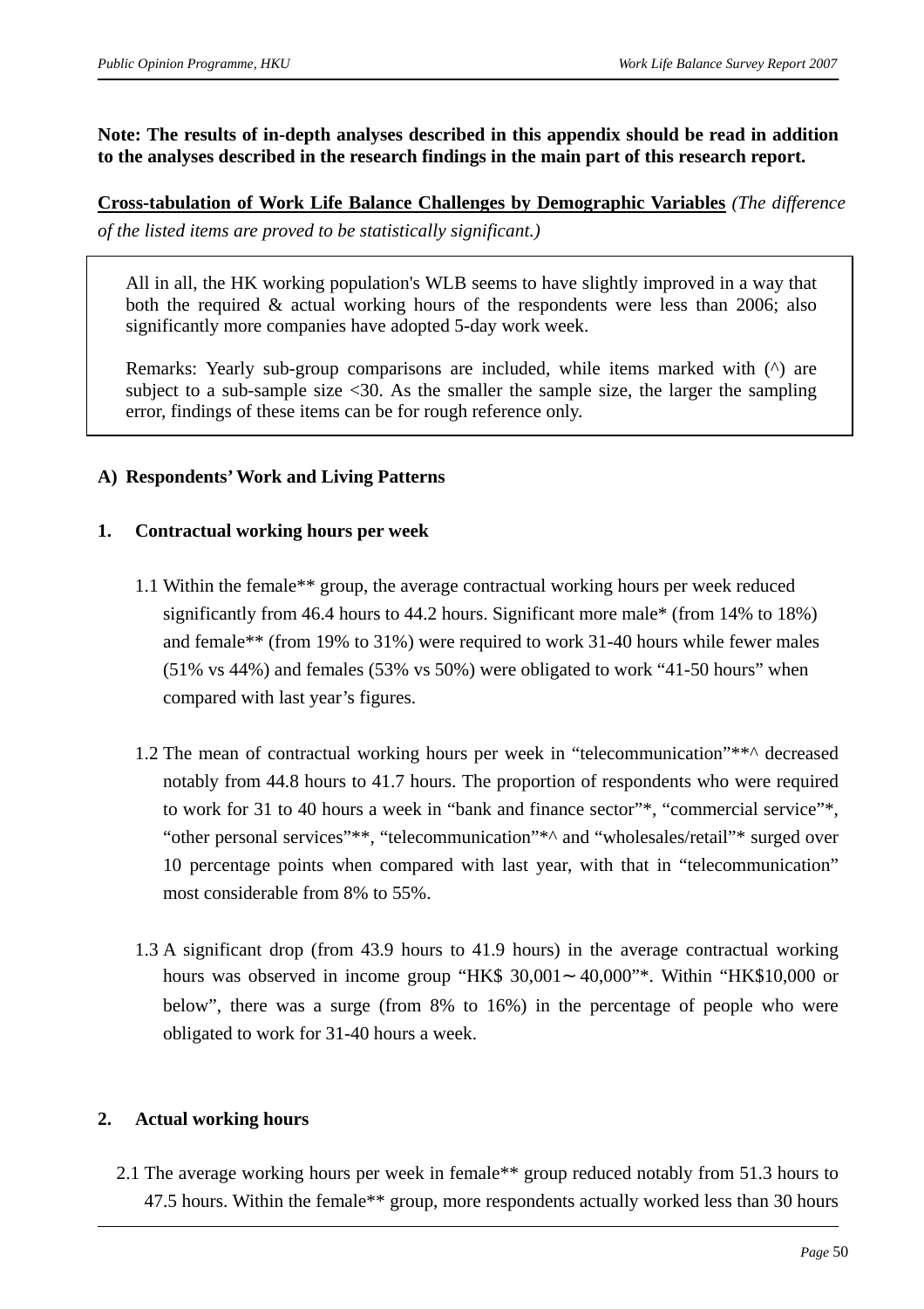**Note: The results of in-depth analyses described in this appendix should be read in addition to the analyses described in the research findings in the main part of this research report.**

**<u>Cross-tabulation of Work Life Balance Challenges by Demographic Variables</u>** *(The difference of the listed items are proved to be statistically significant.)*

> All in all, the HK working population's WLB seems to have slightly improved in a way that both the required & actual working hours of the respondents were less than 2006; also significantly more companies have adopted 5-day work week.
>
> Remarks: Yearly sub-group comparisons are included, while items marked with (^) are subject to a sub-sample size <30. As the smaller the sample size, the larger the sampling error, findings of these items can be for rough reference only.

### A) Respondents' Work and Living Patterns

#### 1. Contractual working hours per week

1.1 Within the female** group, the average contractual working hours per week reduced significantly from 46.4 hours to 44.2 hours. Significant more male* (from 14% to 18%) and female** (from 19% to 31%) were required to work 31-40 hours while fewer males (51% vs 44%) and females (53% vs 50%) were obligated to work "41-50 hours" when compared with last year's figures.

1.2 The mean of contractual working hours per week in "telecommunication"**^ decreased notably from 44.8 hours to 41.7 hours. The proportion of respondents who were required to work for 31 to 40 hours a week in "bank and finance sector"*, "commercial service"*, "other personal services"**, "telecommunication"*^ and "wholesales/retail"* surged over 10 percentage points when compared with last year, with that in "telecommunication" most considerable from 8% to 55%.

1.3 A significant drop (from 43.9 hours to 41.9 hours) in the average contractual working hours was observed in income group "HK$ 30,001～40,000"*. Within "HK$10,000 or below", there was a surge (from 8% to 16%) in the percentage of people who were obligated to work for 31-40 hours a week.

#### 2. Actual working hours

2.1 The average working hours per week in female** group reduced notably from 51.3 hours to 47.5 hours. Within the female** group, more respondents actually worked less than 30 hours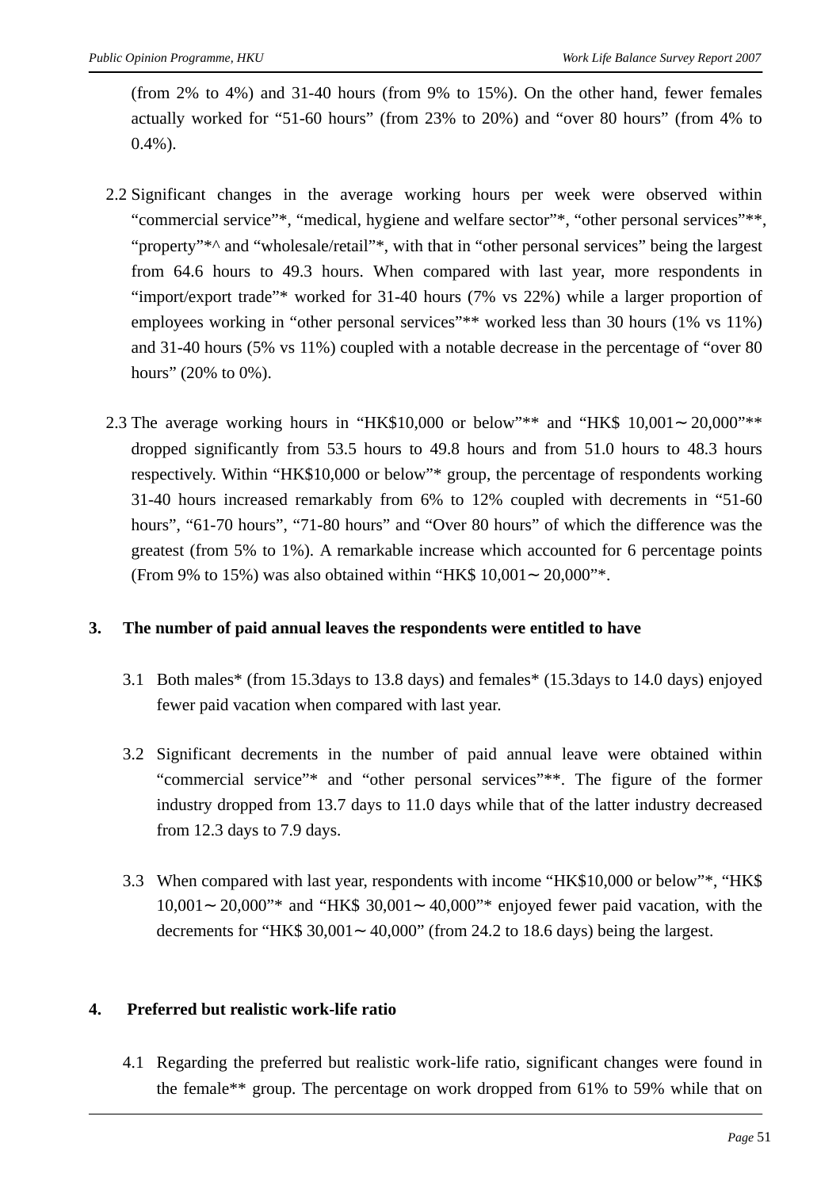(from 2% to 4%) and 31-40 hours (from 9% to 15%). On the other hand, fewer females actually worked for "51-60 hours" (from 23% to 20%) and "over 80 hours" (from 4% to 0.4%).

2.2 Significant changes in the average working hours per week were observed within "commercial service"*, "medical, hygiene and welfare sector"*, "other personal services"**, "property"*^ and "wholesale/retail"*, with that in "other personal services" being the largest from 64.6 hours to 49.3 hours. When compared with last year, more respondents in "import/export trade"* worked for 31-40 hours (7% vs 22%) while a larger proportion of employees working in "other personal services"** worked less than 30 hours (1% vs 11%) and 31-40 hours (5% vs 11%) coupled with a notable decrease in the percentage of "over 80 hours" (20% to 0%).

2.3 The average working hours in "HK$10,000 or below"** and "HK$ 10,001～20,000"** dropped significantly from 53.5 hours to 49.8 hours and from 51.0 hours to 48.3 hours respectively. Within "HK$10,000 or below"* group, the percentage of respondents working 31-40 hours increased remarkably from 6% to 12% coupled with decrements in "51-60 hours", "61-70 hours", "71-80 hours" and "Over 80 hours" of which the difference was the greatest (from 5% to 1%). A remarkable increase which accounted for 6 percentage points (From 9% to 15%) was also obtained within "HK$ 10,001～20,000"*.

**3. The number of paid annual leaves the respondents were entitled to have**

3.1 Both males* (from 15.3days to 13.8 days) and females* (15.3days to 14.0 days) enjoyed fewer paid vacation when compared with last year.

3.2 Significant decrements in the number of paid annual leave were obtained within "commercial service"* and "other personal services"**. The figure of the former industry dropped from 13.7 days to 11.0 days while that of the latter industry decreased from 12.3 days to 7.9 days.

3.3 When compared with last year, respondents with income "HK$10,000 or below"*, "HK$ 10,001～20,000"* and "HK$ 30,001～40,000"* enjoyed fewer paid vacation, with the decrements for "HK$ 30,001～40,000" (from 24.2 to 18.6 days) being the largest.

**4. Preferred but realistic work-life ratio**

4.1 Regarding the preferred but realistic work-life ratio, significant changes were found in the female** group. The percentage on work dropped from 61% to 59% while that on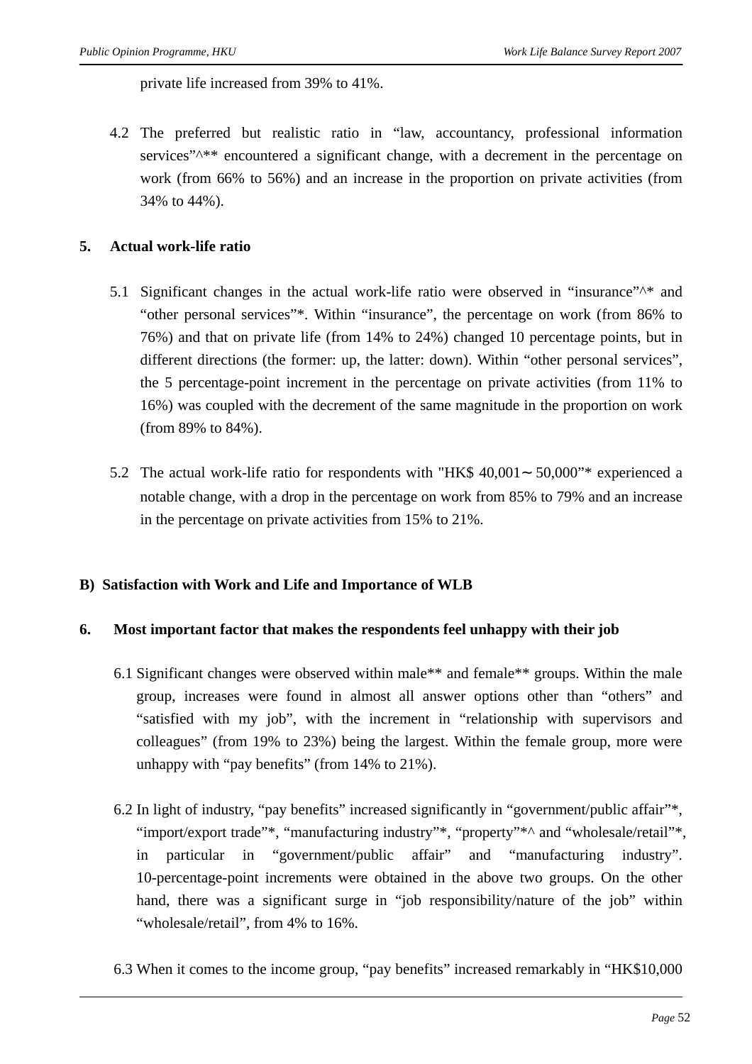private life increased from 39% to 41%.

4.2 The preferred but realistic ratio in “law, accountancy, professional information services”^** encountered a significant change, with a decrement in the percentage on work (from 66% to 56%) and an increase in the proportion on private activities (from 34% to 44%).

## 5. Actual work-life ratio

5.1 Significant changes in the actual work-life ratio were observed in “insurance”^* and “other personal services”*. Within “insurance”, the percentage on work (from 86% to 76%) and that on private life (from 14% to 24%) changed 10 percentage points, but in different directions (the former: up, the latter: down). Within “other personal services”, the 5 percentage-point increment in the percentage on private activities (from 11% to 16%) was coupled with the decrement of the same magnitude in the proportion on work (from 89% to 84%).

5.2 The actual work-life ratio for respondents with "HK$ 40,001～50,000”* experienced a notable change, with a drop in the percentage on work from 85% to 79% and an increase in the percentage on private activities from 15% to 21%.

## B) Satisfaction with Work and Life and Importance of WLB

## 6. Most important factor that makes the respondents feel unhappy with their job

6.1 Significant changes were observed within male** and female** groups. Within the male group, increases were found in almost all answer options other than “others” and “satisfied with my job”, with the increment in “relationship with supervisors and colleagues” (from 19% to 23%) being the largest. Within the female group, more were unhappy with “pay benefits” (from 14% to 21%).

6.2 In light of industry, “pay benefits” increased significantly in “government/public affair”*, “import/export trade”*, “manufacturing industry”*, “property”*^ and “wholesale/retail”*, in particular in “government/public affair” and “manufacturing industry”. 10-percentage-point increments were obtained in the above two groups. On the other hand, there was a significant surge in “job responsibility/nature of the job” within “wholesale/retail”, from 4% to 16%.

6.3 When it comes to the income group, “pay benefits” increased remarkably in “HK$10,000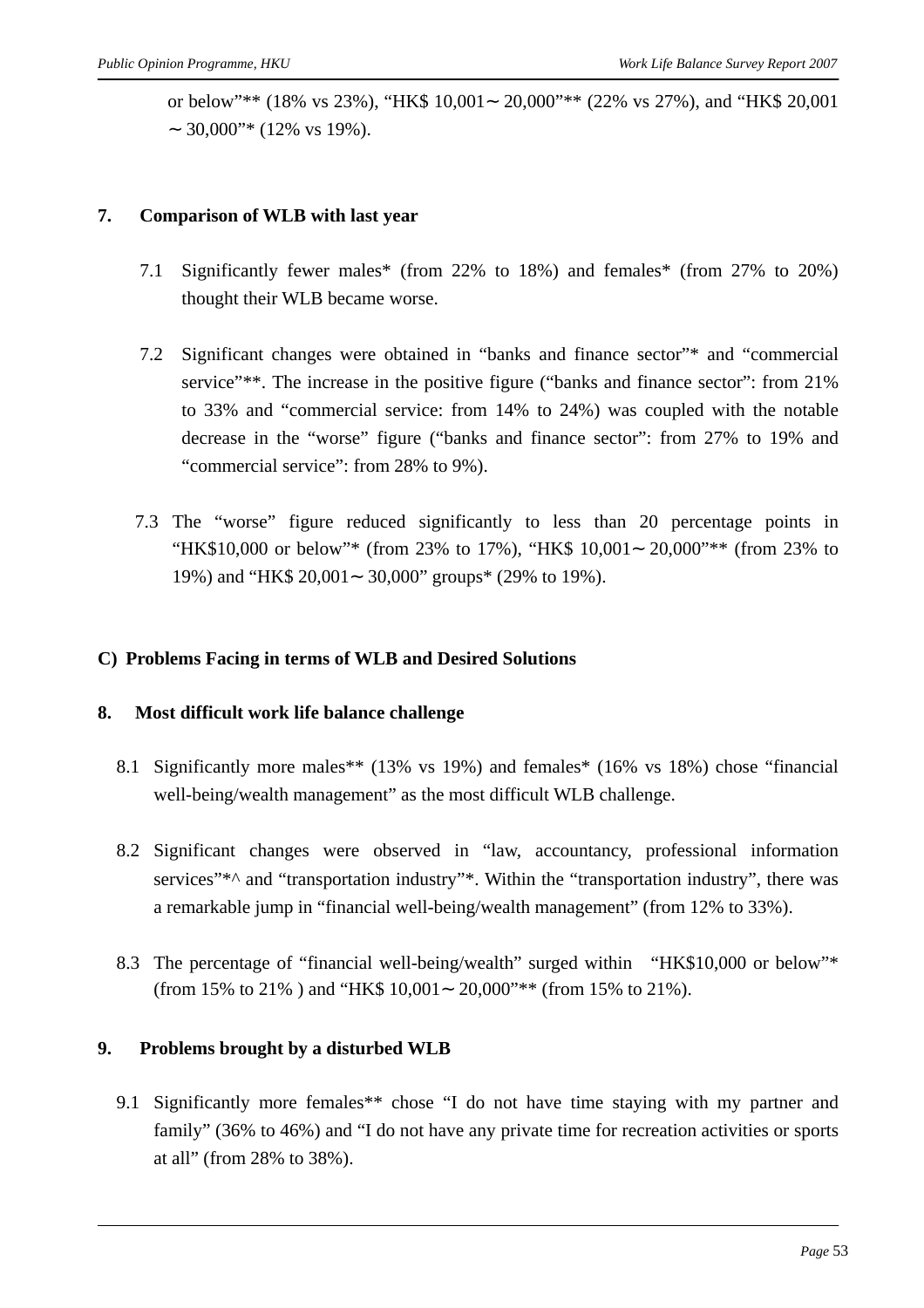or below"** (18% vs 23%), "HK$ 10,001～20,000"** (22% vs 27%), and "HK$ 20,001 ～30,000"* (12% vs 19%).

### 7. Comparison of WLB with last year

7.1 Significantly fewer males* (from 22% to 18%) and females* (from 27% to 20%) thought their WLB became worse.

7.2 Significant changes were obtained in "banks and finance sector"* and "commercial service"**. The increase in the positive figure ("banks and finance sector": from 21% to 33% and "commercial service: from 14% to 24%) was coupled with the notable decrease in the "worse" figure ("banks and finance sector": from 27% to 19% and "commercial service": from 28% to 9%).

7.3 The "worse" figure reduced significantly to less than 20 percentage points in "HK$10,000 or below"* (from 23% to 17%), "HK$ 10,001～20,000"** (from 23% to 19%) and "HK$ 20,001～30,000" groups* (29% to 19%).

## C) Problems Facing in terms of WLB and Desired Solutions

### 8. Most difficult work life balance challenge

8.1 Significantly more males** (13% vs 19%) and females* (16% vs 18%) chose "financial well-being/wealth management" as the most difficult WLB challenge.

8.2 Significant changes were observed in "law, accountancy, professional information services"*^ and "transportation industry"*. Within the "transportation industry", there was a remarkable jump in "financial well-being/wealth management" (from 12% to 33%).

8.3 The percentage of "financial well-being/wealth" surged within "HK$10,000 or below"* (from 15% to 21% ) and "HK$ 10,001～20,000"** (from 15% to 21%).

### 9. Problems brought by a disturbed WLB

9.1 Significantly more females** chose "I do not have time staying with my partner and family" (36% to 46%) and "I do not have any private time for recreation activities or sports at all" (from 28% to 38%).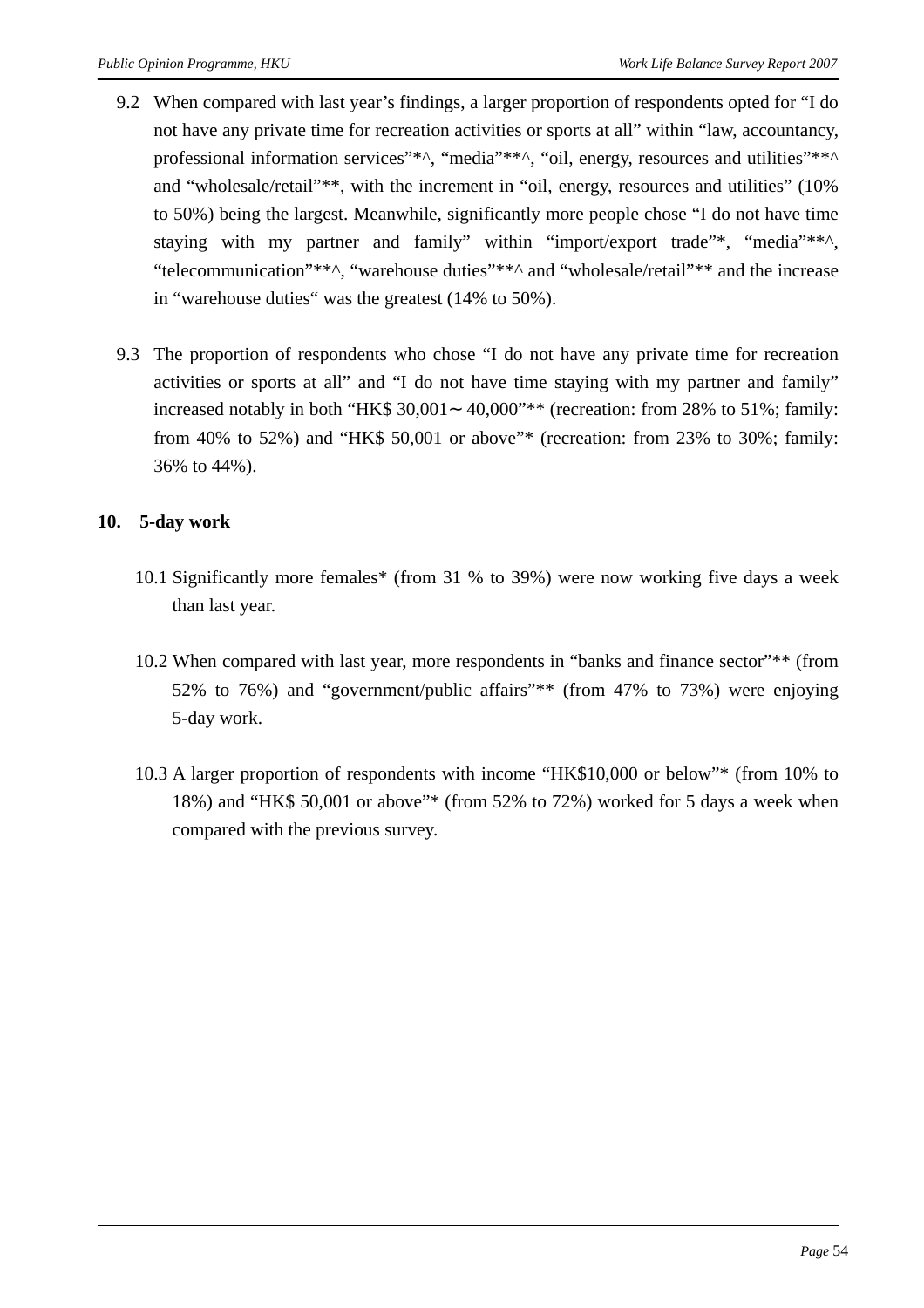9.2 When compared with last year's findings, a larger proportion of respondents opted for "I do not have any private time for recreation activities or sports at all" within "law, accountancy, professional information services"*^, "media"**^, "oil, energy, resources and utilities"**^ and "wholesale/retail"**, with the increment in "oil, energy, resources and utilities" (10% to 50%) being the largest. Meanwhile, significantly more people chose "I do not have time staying with my partner and family" within "import/export trade"*, "media"**^, "telecommunication"**^, "warehouse duties"**^ and "wholesale/retail"** and the increase in "warehouse duties" was the greatest (14% to 50%).

9.3 The proportion of respondents who chose "I do not have any private time for recreation activities or sports at all" and "I do not have time staying with my partner and family" increased notably in both "HK$ 30,001～40,000"** (recreation: from 28% to 51%; family: from 40% to 52%) and "HK$ 50,001 or above"* (recreation: from 23% to 30%; family: 36% to 44%).

## 10. 5-day work

10.1 Significantly more females* (from 31 % to 39%) were now working five days a week than last year.

10.2 When compared with last year, more respondents in "banks and finance sector"** (from 52% to 76%) and "government/public affairs"** (from 47% to 73%) were enjoying 5-day work.

10.3 A larger proportion of respondents with income "HK$10,000 or below"* (from 10% to 18%) and "HK$ 50,001 or above"* (from 52% to 72%) worked for 5 days a week when compared with the previous survey.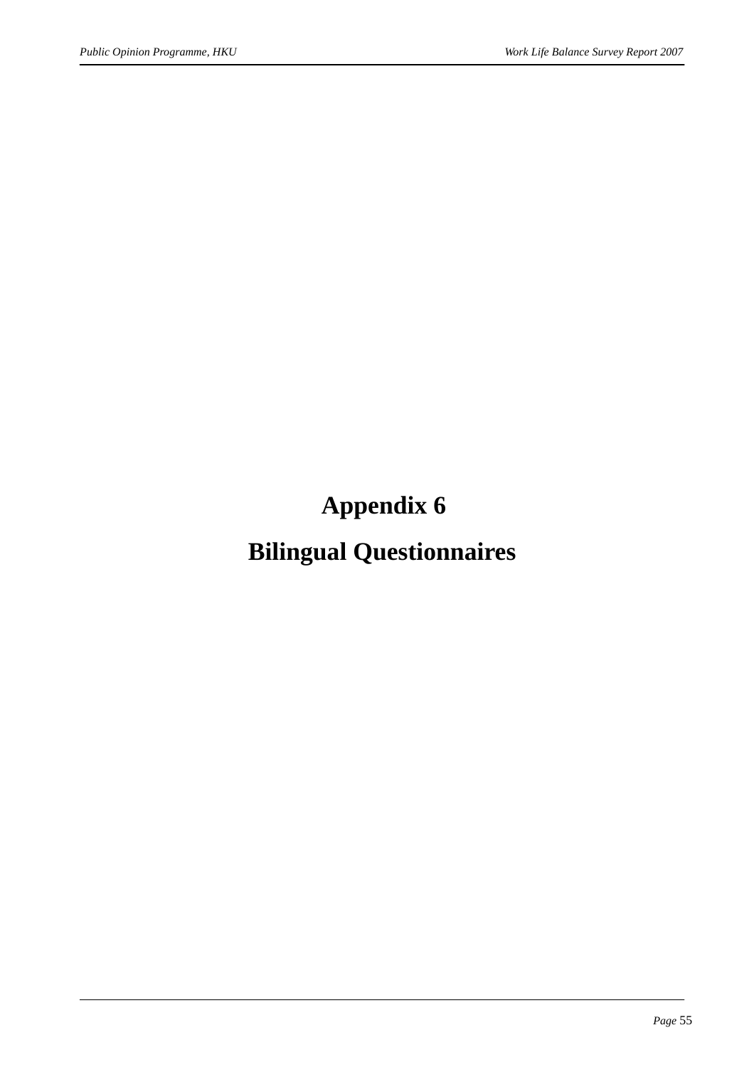# Appendix 6

# Bilingual Questionnaires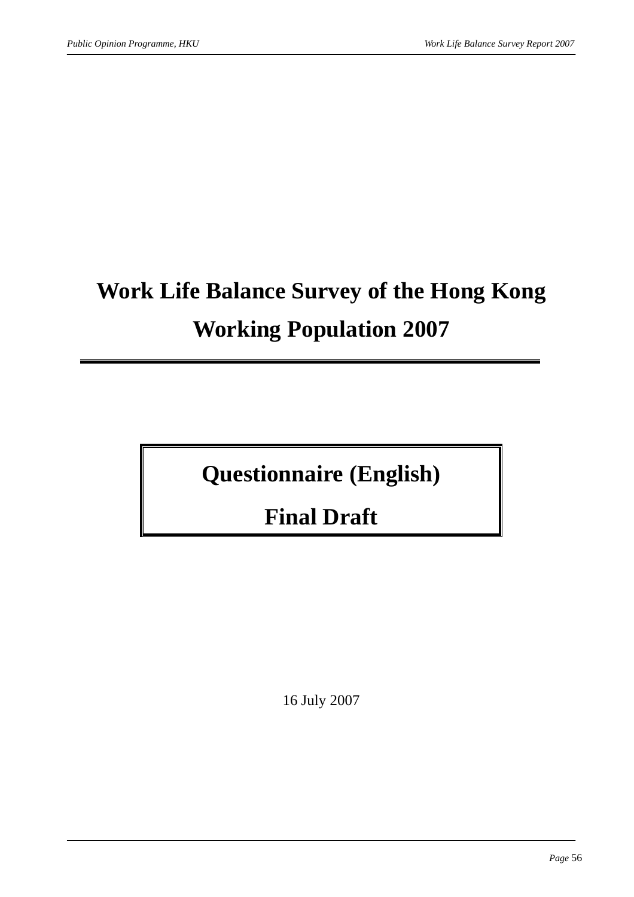# Work Life Balance Survey of the Hong Kong Working Population 2007

## Questionnaire (English)

## Final Draft

16 July 2007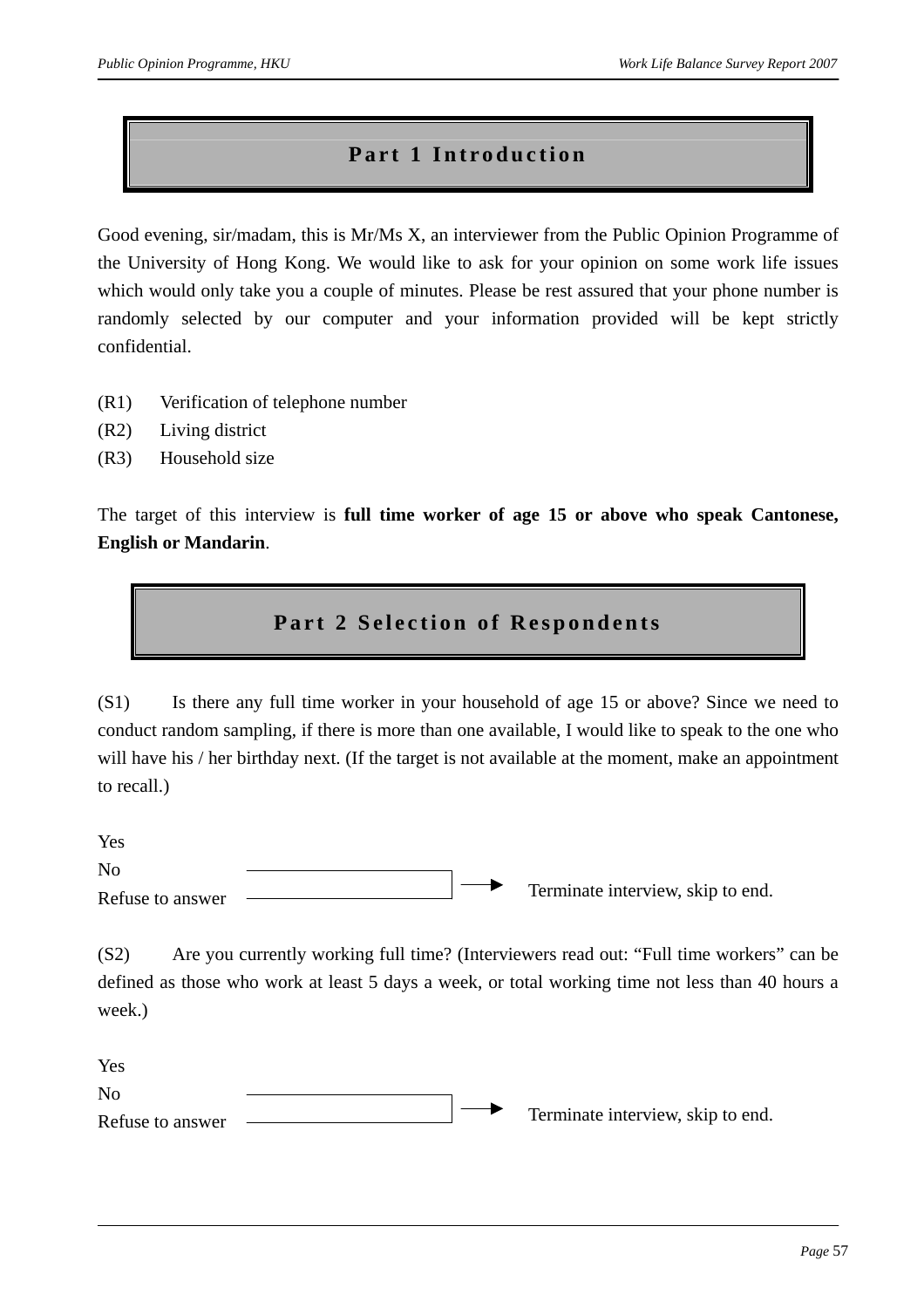# Part 1 Introduction

Good evening, sir/madam, this is Mr/Ms X, an interviewer from the Public Opinion Programme of the University of Hong Kong. We would like to ask for your opinion on some work life issues which would only take you a couple of minutes. Please be rest assured that your phone number is randomly selected by our computer and your information provided will be kept strictly confidential.

(R1) Verification of telephone number
(R2) Living district
(R3) Household size

The target of this interview is **full time worker of age 15 or above who speak Cantonese, English or Mandarin**.

# Part 2 Selection of Respondents

(S1) Is there any full time worker in your household of age 15 or above? Since we need to conduct random sampling, if there is more than one available, I would like to speak to the one who will have his / her birthday next. (If the target is not available at the moment, make an appointment to recall.)

Yes
No
Refuse to answer → Terminate interview, skip to end.

(S2) Are you currently working full time? (Interviewers read out: "Full time workers" can be defined as those who work at least 5 days a week, or total working time not less than 40 hours a week.)

Yes
No
Refuse to answer → Terminate interview, skip to end.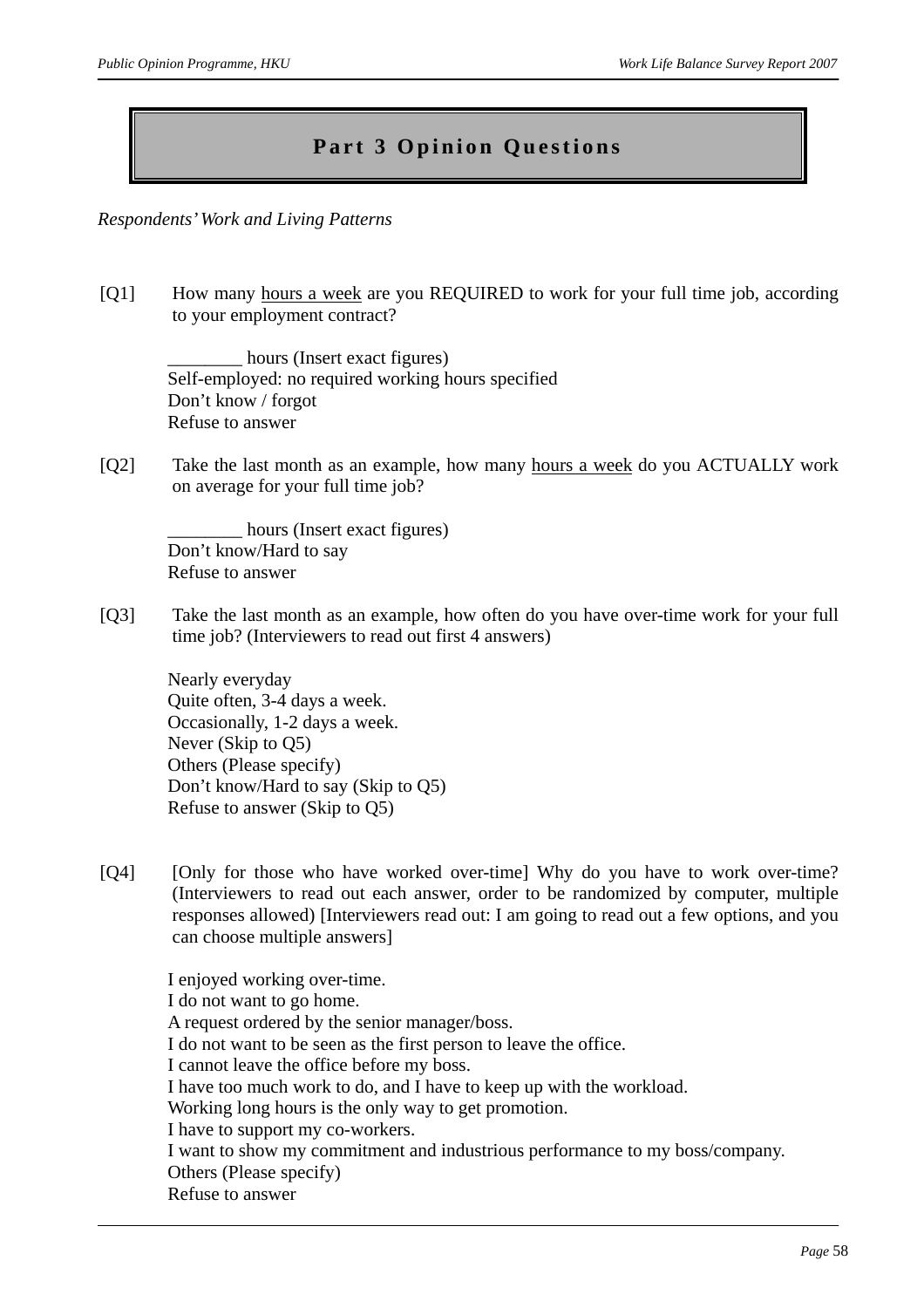# Part 3 Opinion Questions

*Respondents' Work and Living Patterns*

[Q1] How many <u>hours a week</u> are you REQUIRED to work for your full time job, according to your employment contract?

________ hours (Insert exact figures)
Self-employed: no required working hours specified
Don't know / forgot
Refuse to answer

[Q2] Take the last month as an example, how many <u>hours a week</u> do you ACTUALLY work on average for your full time job?

________ hours (Insert exact figures)
Don't know/Hard to say
Refuse to answer

[Q3] Take the last month as an example, how often do you have over-time work for your full time job? (Interviewers to read out first 4 answers)

Nearly everyday
Quite often, 3-4 days a week.
Occasionally, 1-2 days a week.
Never (Skip to Q5)
Others (Please specify)
Don't know/Hard to say (Skip to Q5)
Refuse to answer (Skip to Q5)

[Q4] [Only for those who have worked over-time] Why do you have to work over-time? (Interviewers to read out each answer, order to be randomized by computer, multiple responses allowed) [Interviewers read out: I am going to read out a few options, and you can choose multiple answers]

I enjoyed working over-time.
I do not want to go home.
A request ordered by the senior manager/boss.
I do not want to be seen as the first person to leave the office.
I cannot leave the office before my boss.
I have too much work to do, and I have to keep up with the workload.
Working long hours is the only way to get promotion.
I have to support my co-workers.
I want to show my commitment and industrious performance to my boss/company.
Others (Please specify)
Refuse to answer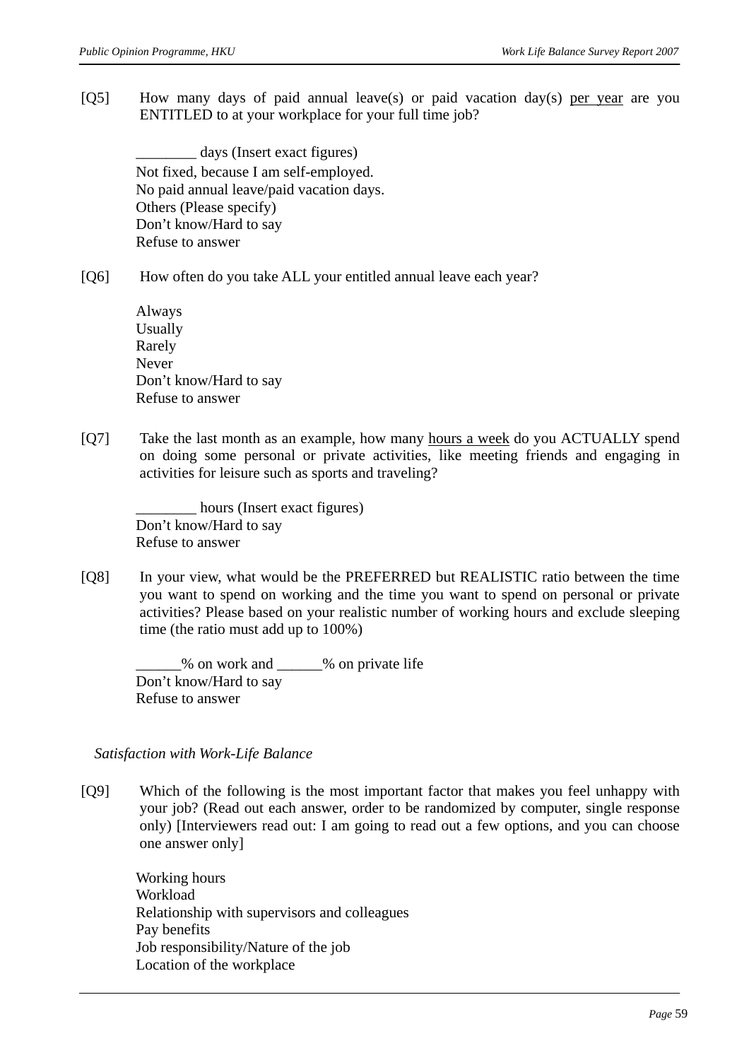[Q5] How many days of paid annual leave(s) or paid vacation day(s) <u>per year</u> are you ENTITLED to at your workplace for your full time job?

________ days (Insert exact figures)  
Not fixed, because I am self-employed.  
No paid annual leave/paid vacation days.  
Others (Please specify)  
Don't know/Hard to say  
Refuse to answer

[Q6] How often do you take ALL your entitled annual leave each year?

Always  
Usually  
Rarely  
Never  
Don't know/Hard to say  
Refuse to answer

[Q7] Take the last month as an example, how many <u>hours a week</u> do you ACTUALLY spend on doing some personal or private activities, like meeting friends and engaging in activities for leisure such as sports and traveling?

________ hours (Insert exact figures)  
Don't know/Hard to say  
Refuse to answer

[Q8] In your view, what would be the PREFERRED but REALISTIC ratio between the time you want to spend on working and the time you want to spend on personal or private activities? Please based on your realistic number of working hours and exclude sleeping time (the ratio must add up to 100%)

______% on work and ______% on private life  
Don't know/Hard to say  
Refuse to answer

*Satisfaction with Work-Life Balance*

[Q9] Which of the following is the most important factor that makes you feel unhappy with your job? (Read out each answer, order to be randomized by computer, single response only) [Interviewers read out: I am going to read out a few options, and you can choose one answer only]

Working hours  
Workload  
Relationship with supervisors and colleagues  
Pay benefits  
Job responsibility/Nature of the job  
Location of the workplace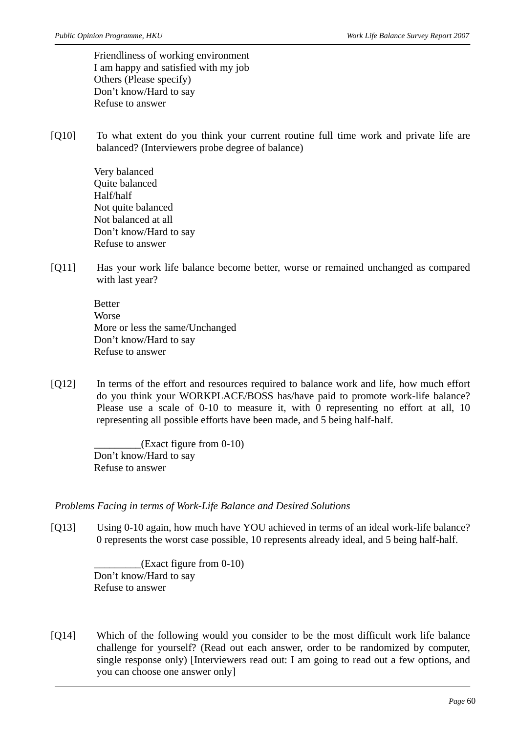Friendliness of working environment
I am happy and satisfied with my job
Others (Please specify)
Don't know/Hard to say
Refuse to answer

[Q10] To what extent do you think your current routine full time work and private life are balanced? (Interviewers probe degree of balance)

Very balanced
Quite balanced
Half/half
Not quite balanced
Not balanced at all
Don't know/Hard to say
Refuse to answer

[Q11] Has your work life balance become better, worse or remained unchanged as compared with last year?

Better
Worse
More or less the same/Unchanged
Don't know/Hard to say
Refuse to answer

[Q12] In terms of the effort and resources required to balance work and life, how much effort do you think your WORKPLACE/BOSS has/have paid to promote work-life balance? Please use a scale of 0-10 to measure it, with 0 representing no effort at all, 10 representing all possible efforts have been made, and 5 being half-half.

_________(Exact figure from 0-10)
Don't know/Hard to say
Refuse to answer

*Problems Facing in terms of Work-Life Balance and Desired Solutions*

[Q13] Using 0-10 again, how much have YOU achieved in terms of an ideal work-life balance? 0 represents the worst case possible, 10 represents already ideal, and 5 being half-half.

_________(Exact figure from 0-10)
Don't know/Hard to say
Refuse to answer

[Q14] Which of the following would you consider to be the most difficult work life balance challenge for yourself? (Read out each answer, order to be randomized by computer, single response only) [Interviewers read out: I am going to read out a few options, and you can choose one answer only]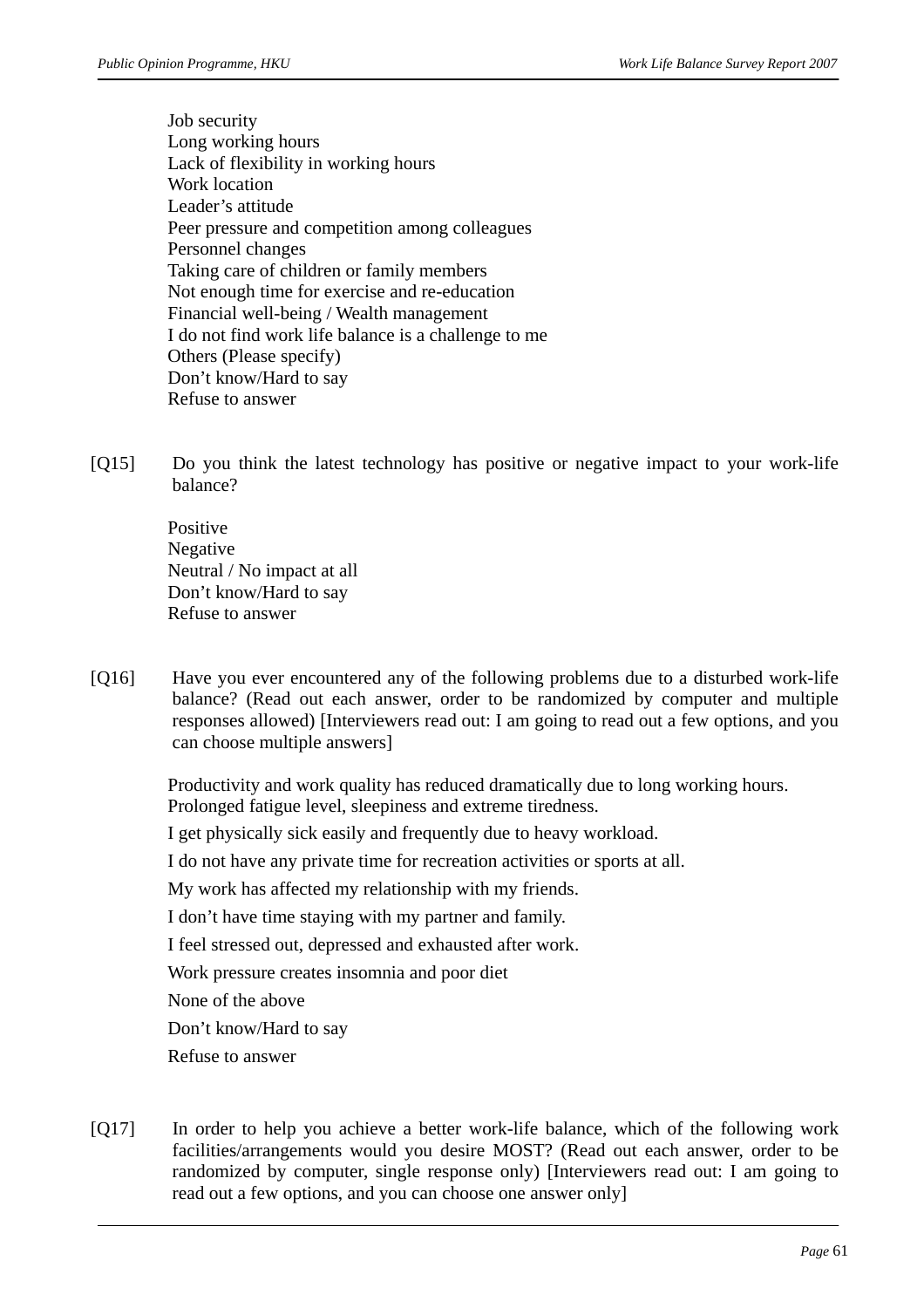Job security
Long working hours
Lack of flexibility in working hours
Work location
Leader's attitude
Peer pressure and competition among colleagues
Personnel changes
Taking care of children or family members
Not enough time for exercise and re-education
Financial well-being / Wealth management
I do not find work life balance is a challenge to me
Others (Please specify)
Don't know/Hard to say
Refuse to answer

[Q15] Do you think the latest technology has positive or negative impact to your work-life balance?

Positive
Negative
Neutral / No impact at all
Don't know/Hard to say
Refuse to answer

[Q16] Have you ever encountered any of the following problems due to a disturbed work-life balance? (Read out each answer, order to be randomized by computer and multiple responses allowed) [Interviewers read out: I am going to read out a few options, and you can choose multiple answers]

Productivity and work quality has reduced dramatically due to long working hours.
Prolonged fatigue level, sleepiness and extreme tiredness.
I get physically sick easily and frequently due to heavy workload.
I do not have any private time for recreation activities or sports at all.
My work has affected my relationship with my friends.
I don't have time staying with my partner and family.
I feel stressed out, depressed and exhausted after work.
Work pressure creates insomnia and poor diet
None of the above
Don't know/Hard to say
Refuse to answer

[Q17] In order to help you achieve a better work-life balance, which of the following work facilities/arrangements would you desire MOST? (Read out each answer, order to be randomized by computer, single response only) [Interviewers read out: I am going to read out a few options, and you can choose one answer only]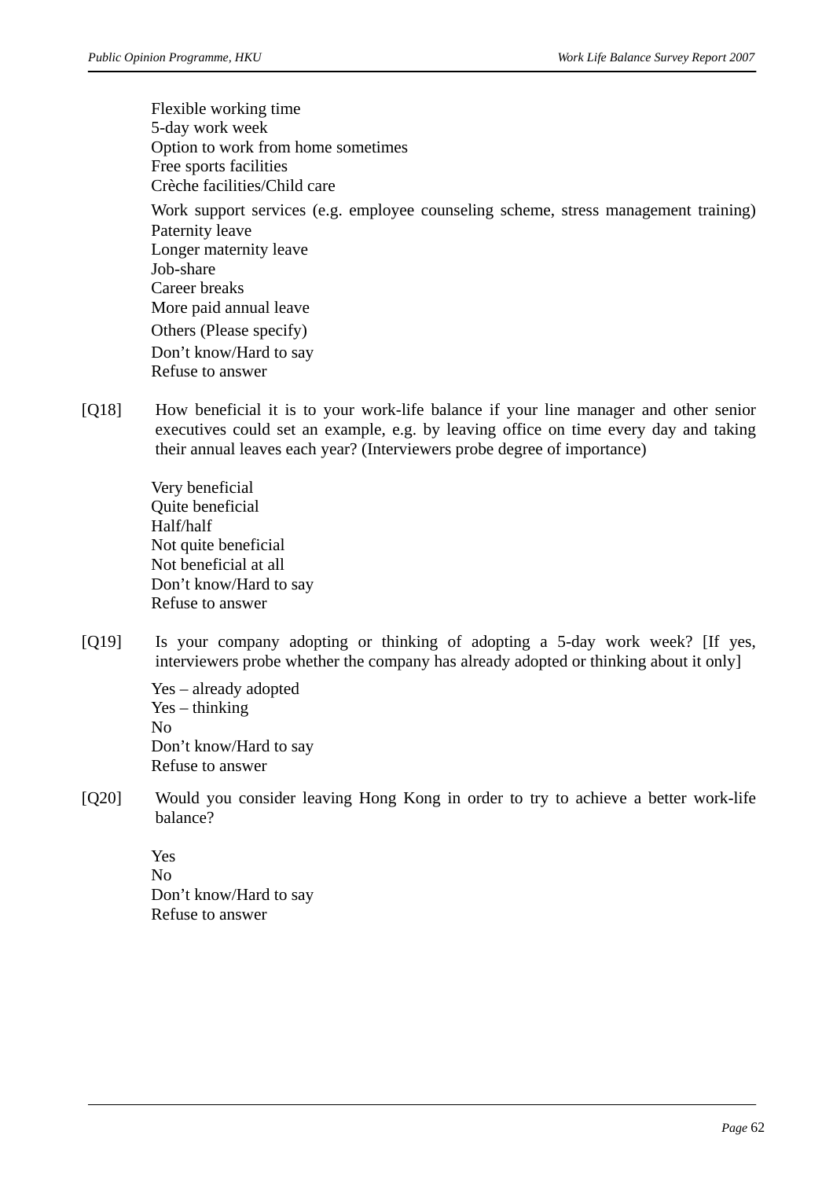Flexible working time
5-day work week
Option to work from home sometimes
Free sports facilities
Crèche facilities/Child care
Work support services (e.g. employee counseling scheme, stress management training)
Paternity leave
Longer maternity leave
Job-share
Career breaks
More paid annual leave
Others (Please specify)
Don't know/Hard to say
Refuse to answer

[Q18] How beneficial it is to your work-life balance if your line manager and other senior executives could set an example, e.g. by leaving office on time every day and taking their annual leaves each year? (Interviewers probe degree of importance)

Very beneficial
Quite beneficial
Half/half
Not quite beneficial
Not beneficial at all
Don't know/Hard to say
Refuse to answer

[Q19] Is your company adopting or thinking of adopting a 5-day work week? [If yes, interviewers probe whether the company has already adopted or thinking about it only]

Yes – already adopted
Yes – thinking
No
Don't know/Hard to say
Refuse to answer

[Q20] Would you consider leaving Hong Kong in order to try to achieve a better work-life balance?

Yes
No
Don't know/Hard to say
Refuse to answer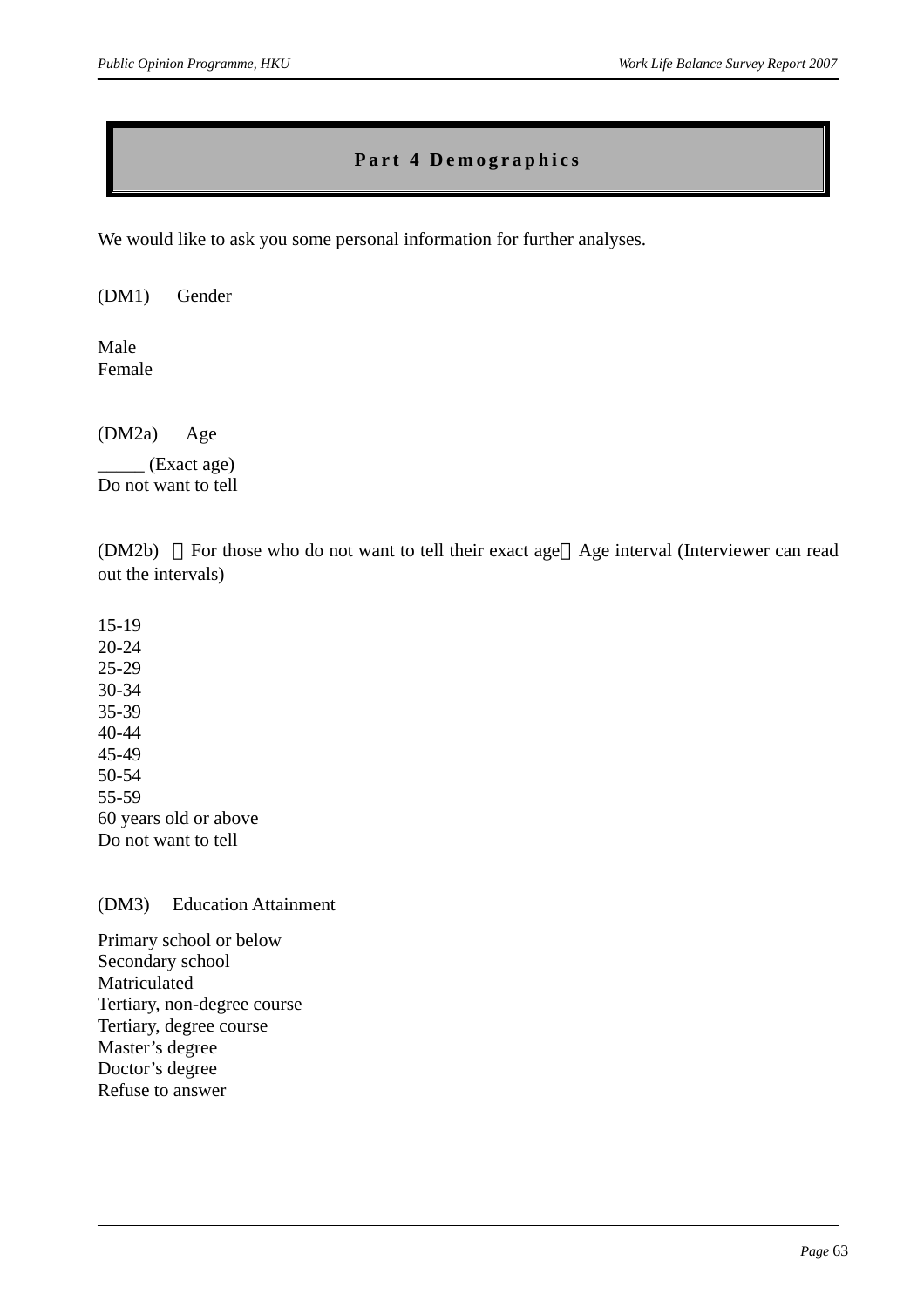# Part 4 Demographics

We would like to ask you some personal information for further analyses.

(DM1) Gender

Male
Female

(DM2a) Age

_____ (Exact age)
Do not want to tell

(DM2b) （For those who do not want to tell their exact age）Age interval (Interviewer can read out the intervals)

15-19
20-24
25-29
30-34
35-39
40-44
45-49
50-54
55-59
60 years old or above
Do not want to tell

(DM3) Education Attainment

Primary school or below
Secondary school
Matriculated
Tertiary, non-degree course
Tertiary, degree course
Master's degree
Doctor's degree
Refuse to answer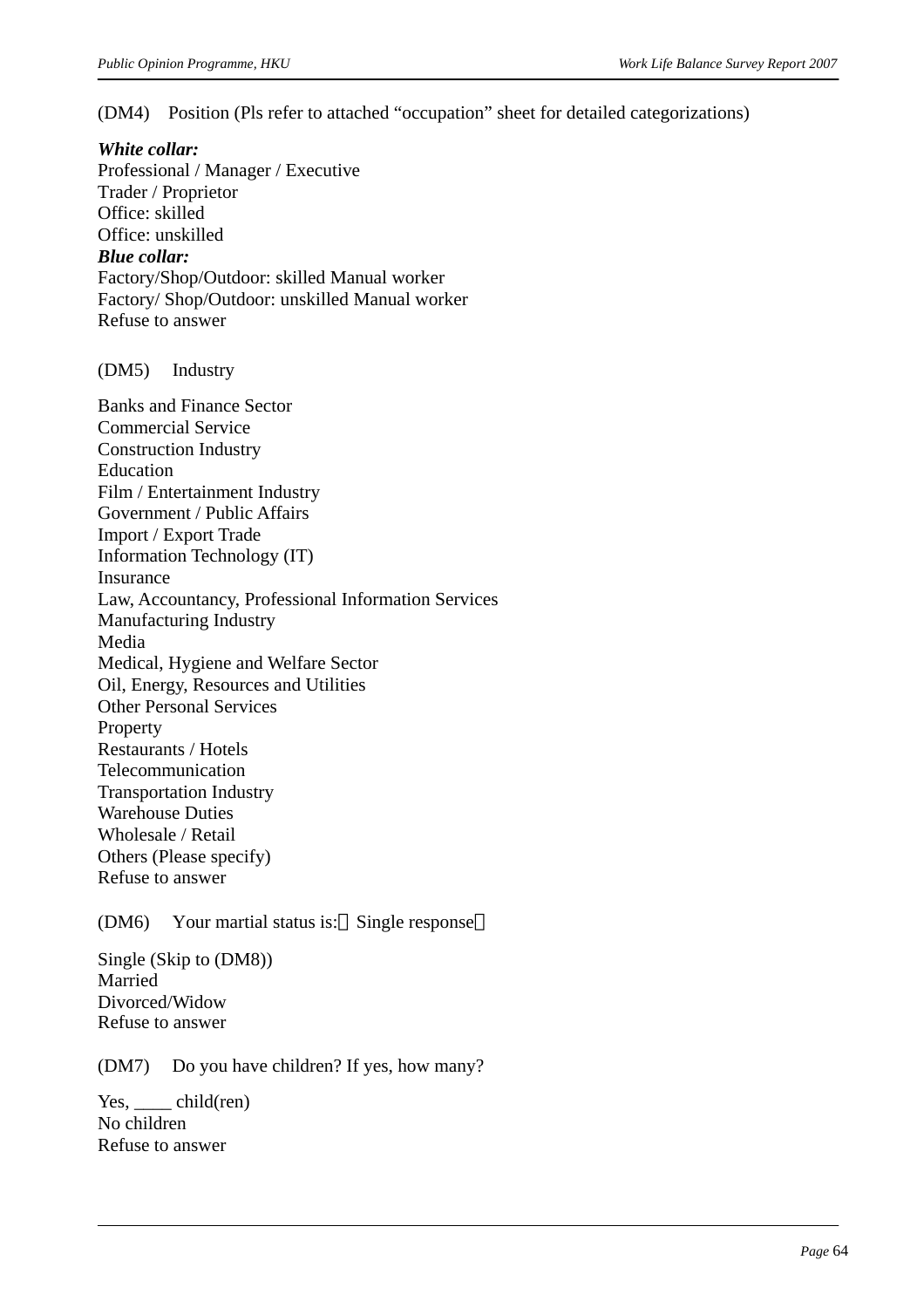(DM4) Position (Pls refer to attached “occupation” sheet for detailed categorizations)

***White collar:***
Professional / Manager / Executive
Trader / Proprietor
Office: skilled
Office: unskilled
***Blue collar:***
Factory/Shop/Outdoor: skilled Manual worker
Factory/ Shop/Outdoor: unskilled Manual worker
Refuse to answer

(DM5) Industry

Banks and Finance Sector
Commercial Service
Construction Industry
Education
Film / Entertainment Industry
Government / Public Affairs
Import / Export Trade
Information Technology (IT)
Insurance
Law, Accountancy, Professional Information Services
Manufacturing Industry
Media
Medical, Hygiene and Welfare Sector
Oil, Energy, Resources and Utilities
Other Personal Services
Property
Restaurants / Hotels
Telecommunication
Transportation Industry
Warehouse Duties
Wholesale / Retail
Others (Please specify)
Refuse to answer

(DM6) Your martial status is:（Single response）

Single (Skip to (DM8))
Married
Divorced/Widow
Refuse to answer

(DM7) Do you have children? If yes, how many?

Yes, ____ child(ren)
No children
Refuse to answer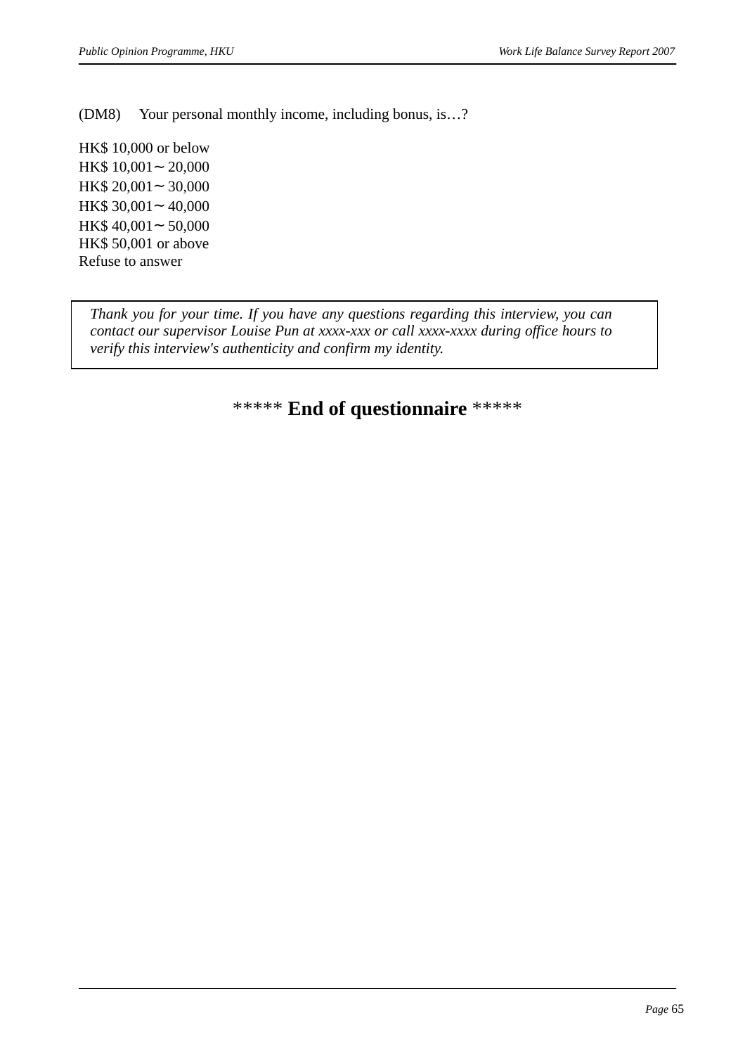(DM8)	Your personal monthly income, including bonus, is…?

HK$ 10,000 or below
HK$ 10,001～20,000
HK$ 20,001～30,000
HK$ 30,001～40,000
HK$ 40,001～50,000
HK$ 50,001 or above
Refuse to answer

*Thank you for your time. If you have any questions regarding this interview, you can contact our supervisor Louise Pun at xxxx-xxx or call xxxx-xxxx during office hours to verify this interview's authenticity and confirm my identity.*

***** **End of questionnaire** *****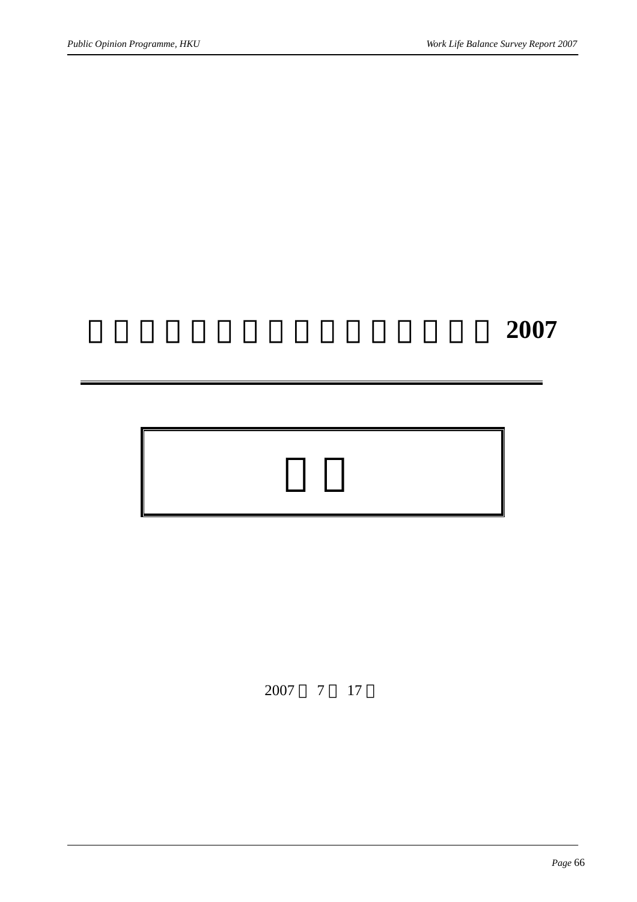# 2007

2007 7 17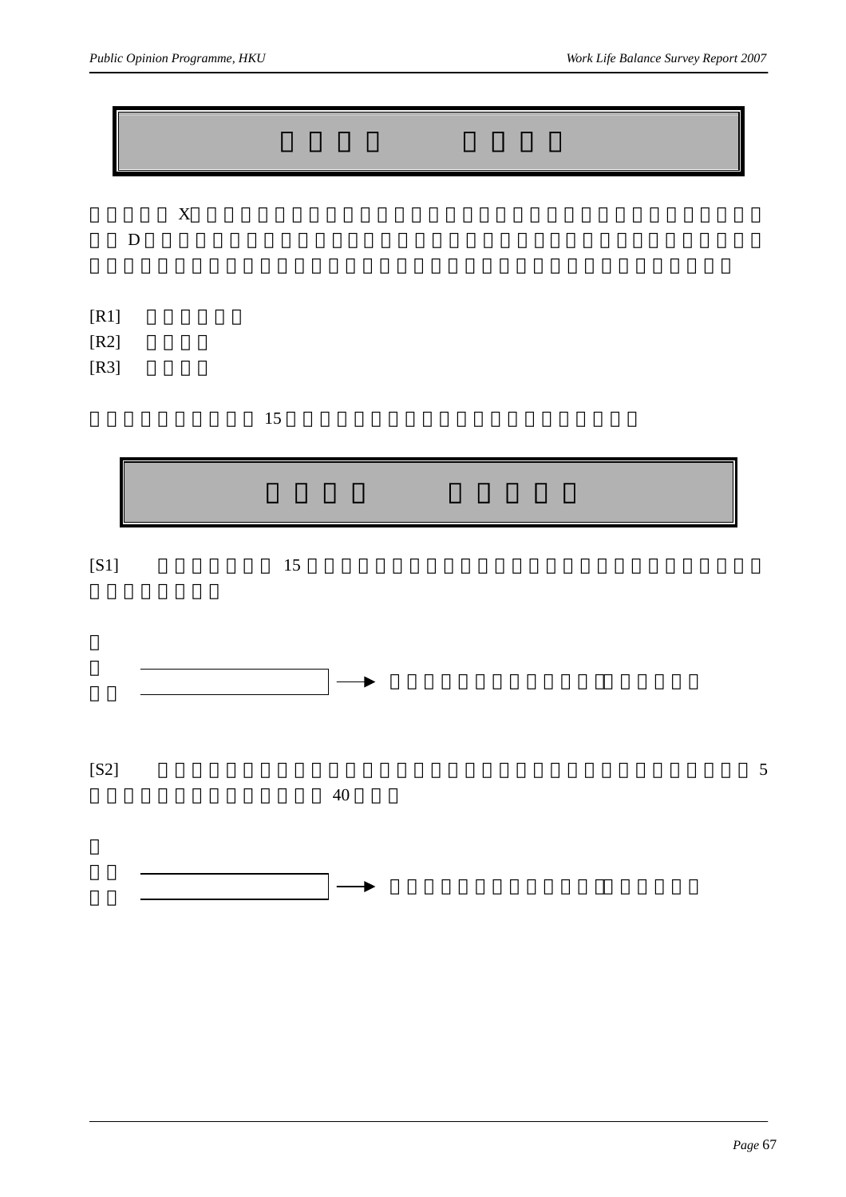X

D

[R1]

[R2]

[R3]

15

[S1] 15

[S2] 5

40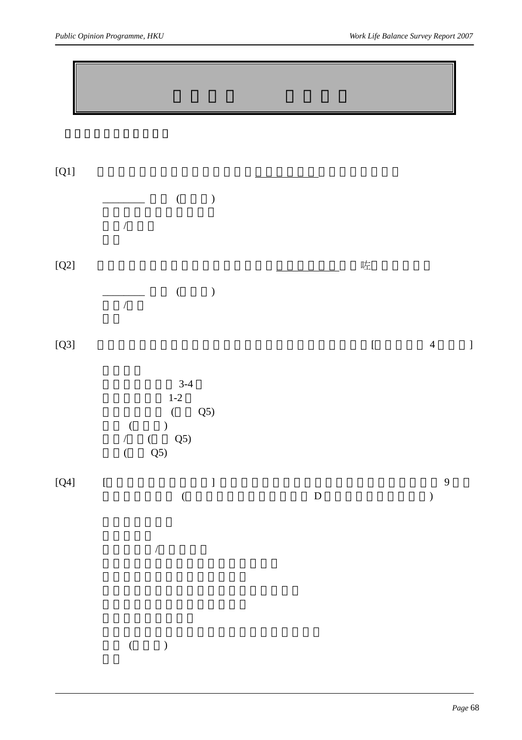[Q1]

________ (　　)

/

[Q2] 咗

________ (　　)

/

[Q3] [ 4 ]

3-4

1-2

( Q5)

(　　)

/ ( Q5)

( Q5)

[Q4] [ ] 9

( D )

/

(　　)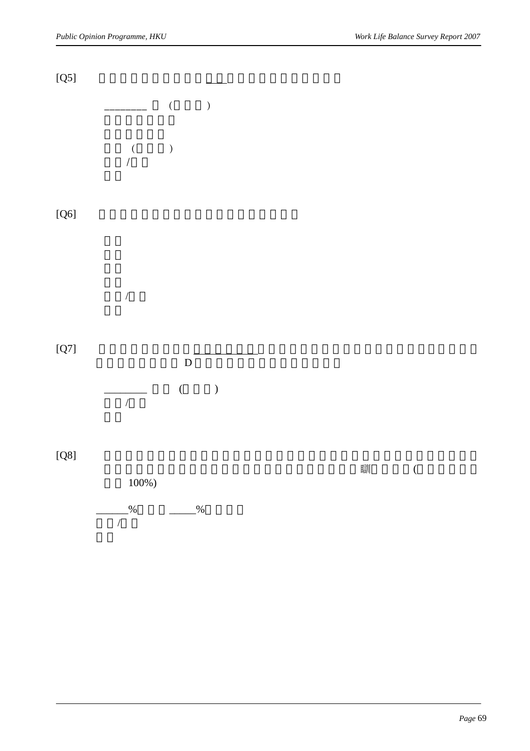[Q5] ___

________ ( )

( )

/

[Q6]

/

[Q7] ________

D

________ ( )

/

[Q8] 瞓 (

100%)

______% _____%

/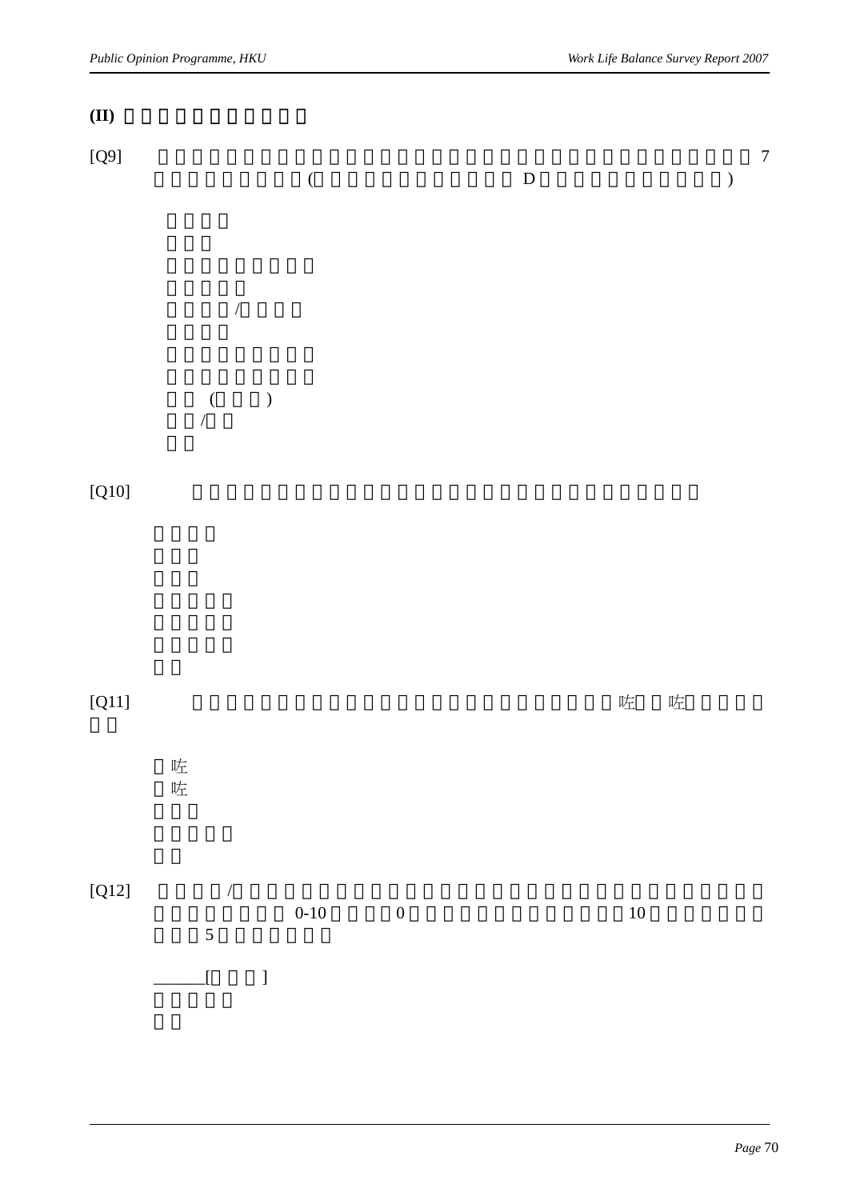**(II)**

[Q9] 7

( D )

/

( )

/

[Q10]

[Q11] 咗 咗

咗

咗

[Q12] /

0-10 0 10

5

______[ ]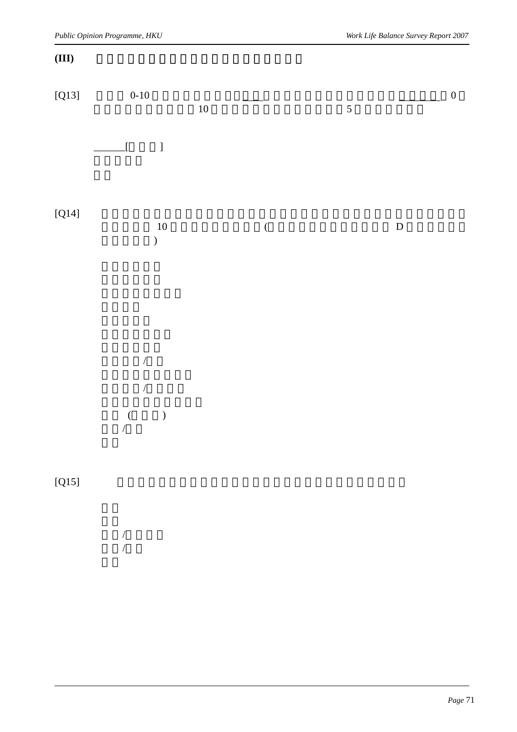**(III)**

[Q13] 0-10 0 10 5

______[ ]

[Q14] 10 ( D )

/

/

( )

/

[Q15]

/

/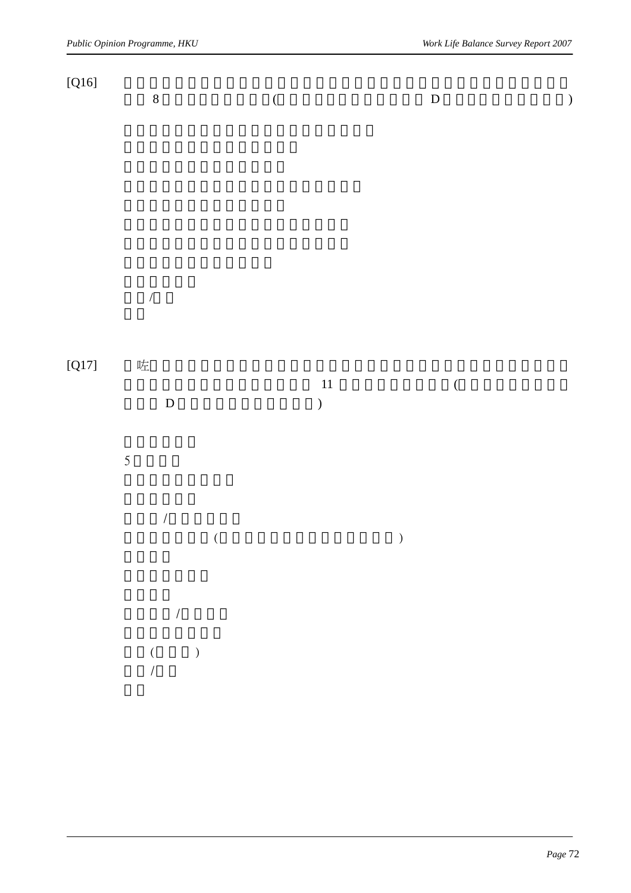[Q16]

8 ( D )

/

[Q17] 咗

11 (

D )

5

/

( )

/

( )

/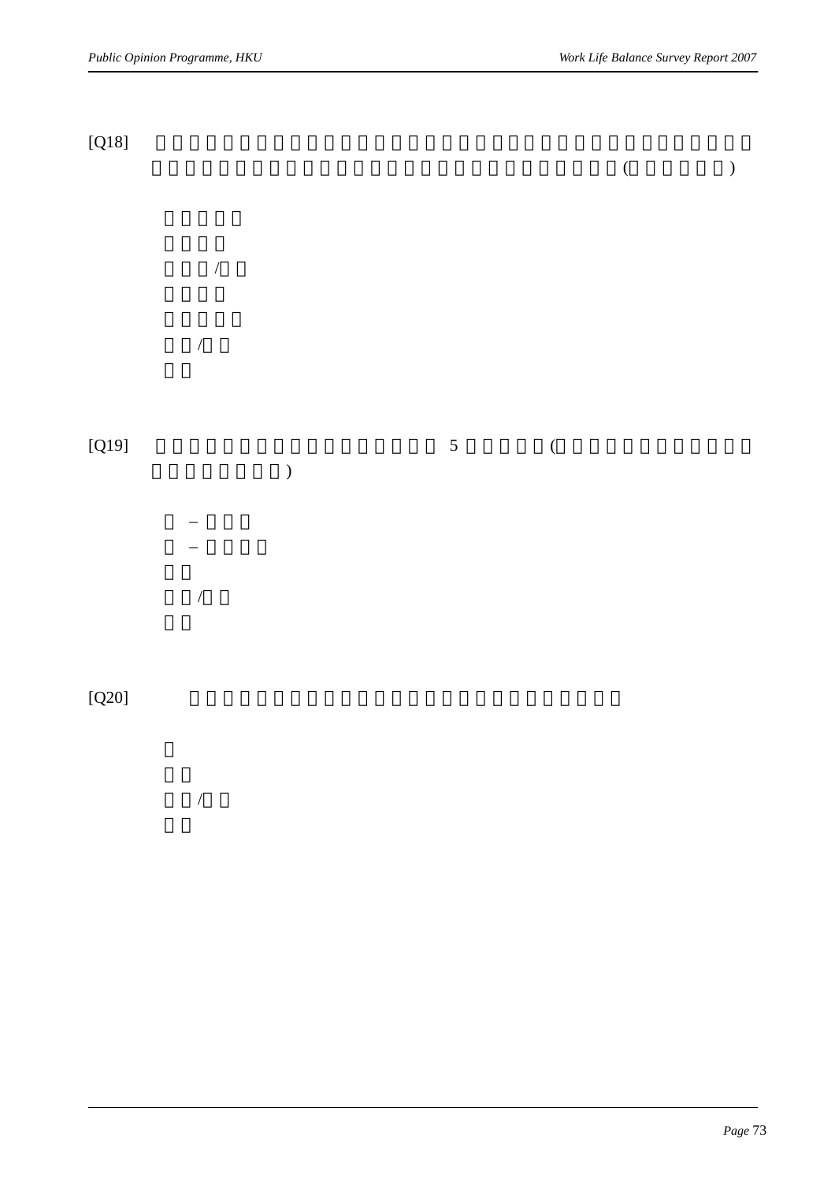[Q18] ( )

/

/

[Q19] 5 ( )

–

–

/

[Q20]

/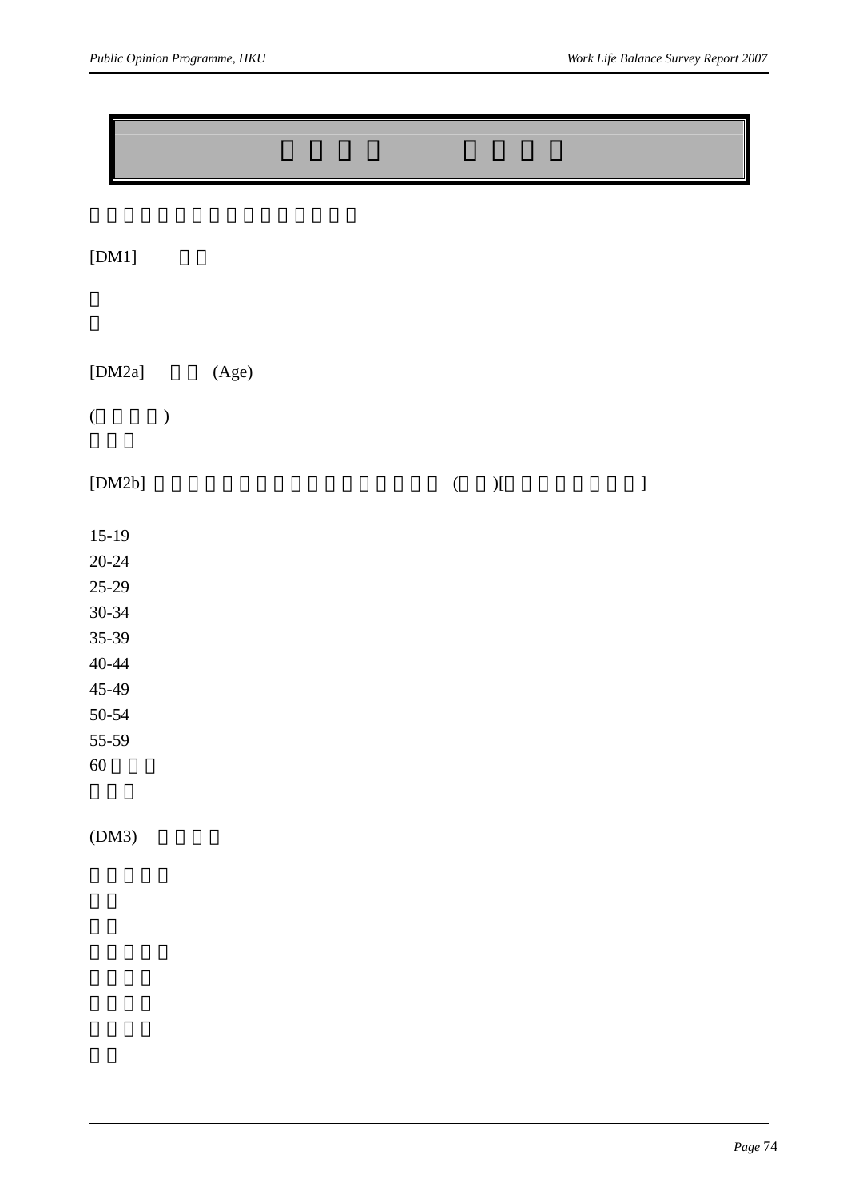[DM1]

[DM2a] (Age)

( )

[DM2b] ( )[ ]

15-19
20-24
25-29
30-34
35-39
40-44
45-49
50-54
55-59
60

(DM3)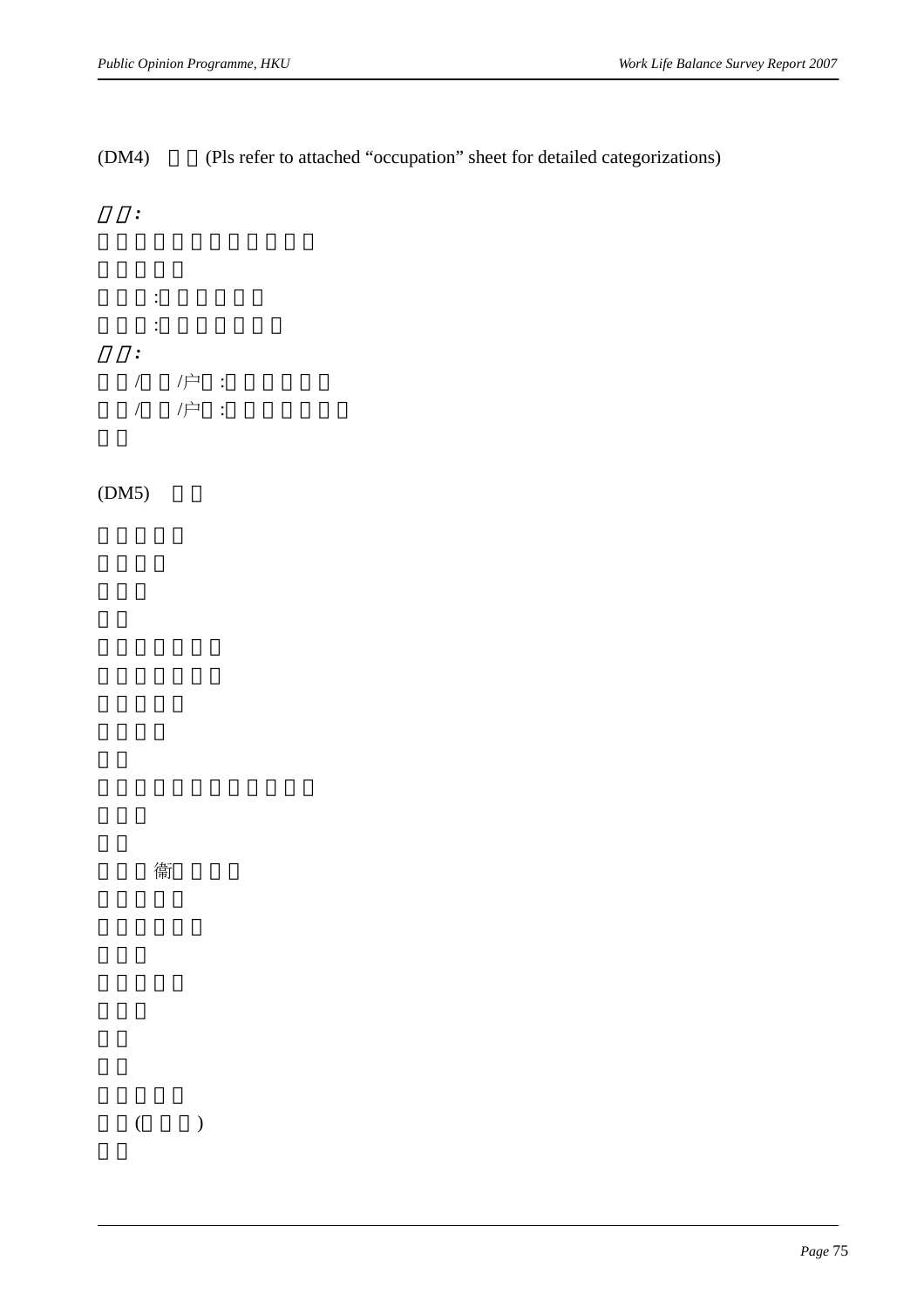(DM4) (Pls refer to attached “occupation” sheet for detailed categorizations)

*:*

:

:

*:*

/ /户 :

/ /户 :

(DM5)

衞

( )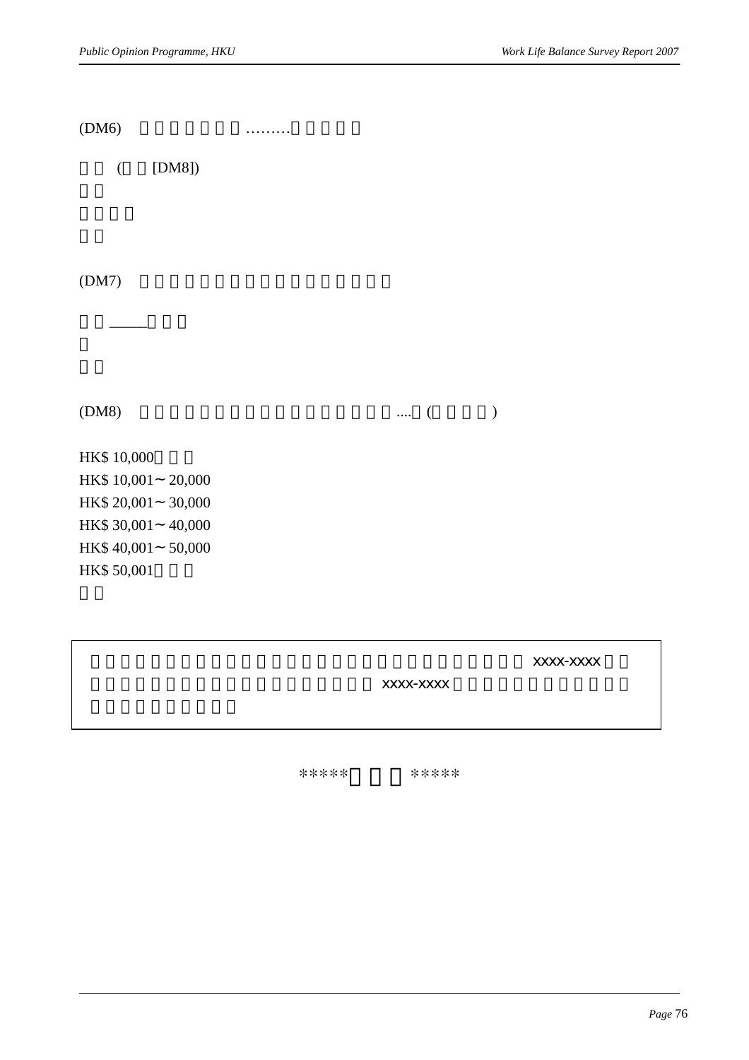(DM6) ………

( [DM8])

(DM7)

_____

(DM8) .... ( )

HK$ 10,000
HK$ 10,001 ~ 20,000
HK$ 20,001 ~ 30,000
HK$ 30,001 ~ 40,000
HK$ 40,001 ~ 50,000
HK$ 50,001

xxxx-xxxx xxxx-xxxx

***** *****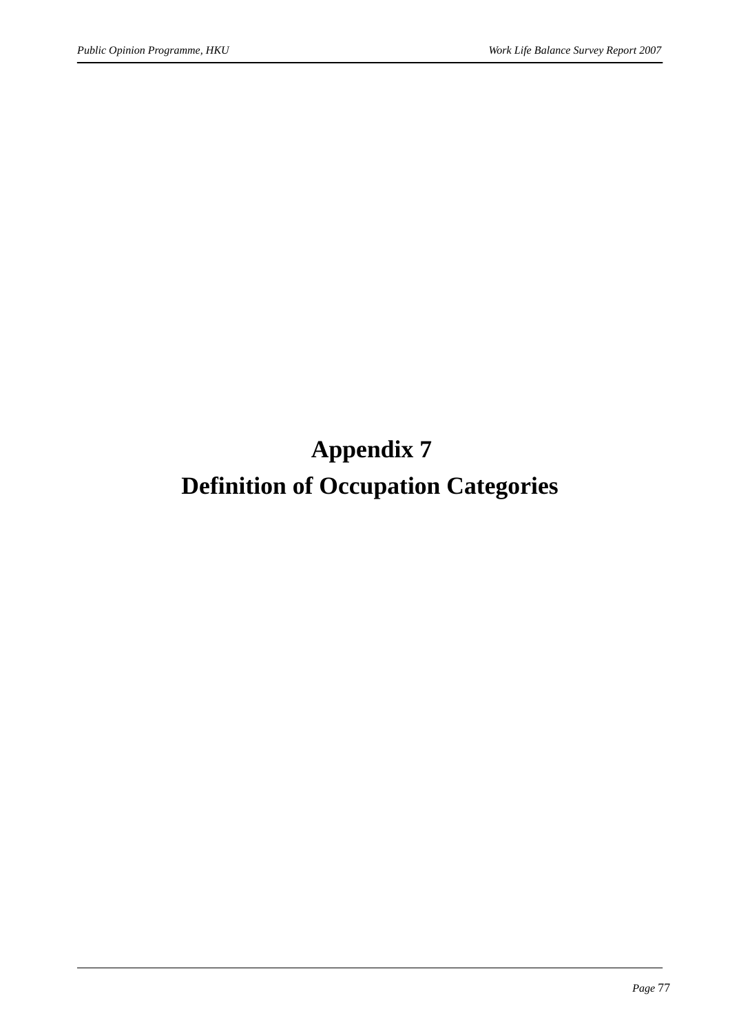# Appendix 7

# Definition of Occupation Categories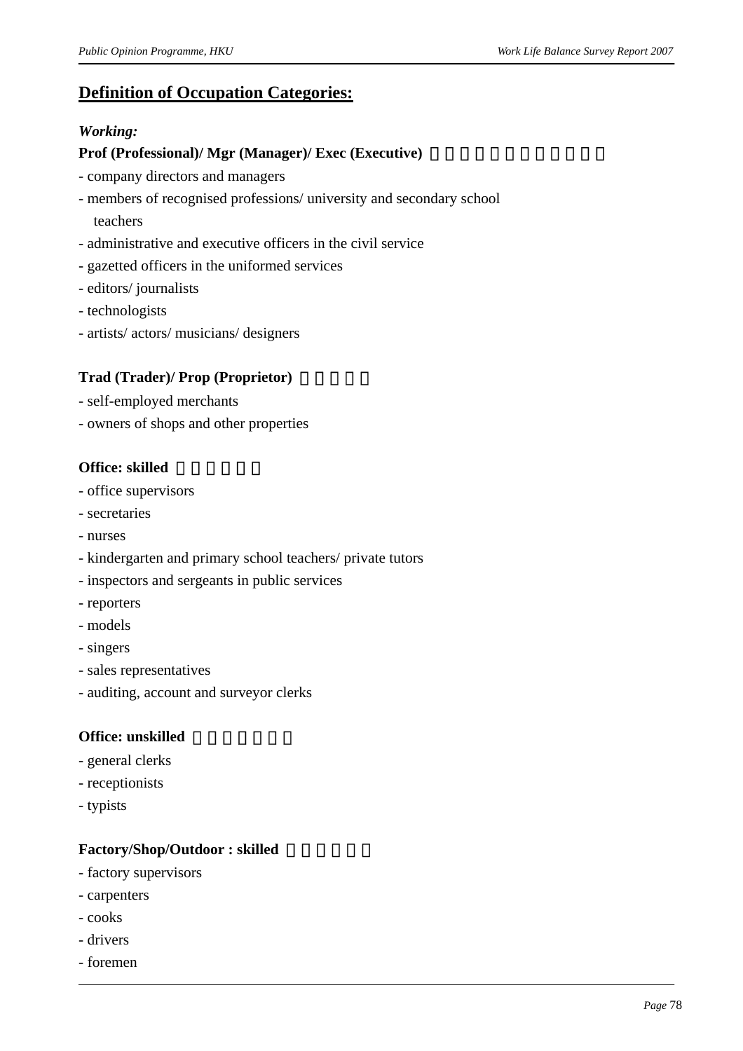## Definition of Occupation Categories:

***Working:***

**Prof (Professional)/ Mgr (Manager)/ Exec (Executive)**

- company directors and managers
- members of recognised professions/ university and secondary school teachers
- administrative and executive officers in the civil service
- gazetted officers in the uniformed services
- editors/ journalists
- technologists
- artists/ actors/ musicians/ designers

**Trad (Trader)/ Prop (Proprietor)**

- self-employed merchants
- owners of shops and other properties

**Office: skilled**

- office supervisors
- secretaries
- nurses
- kindergarten and primary school teachers/ private tutors
- inspectors and sergeants in public services
- reporters
- models
- singers
- sales representatives
- auditing, account and surveyor clerks

**Office: unskilled**

- general clerks
- receptionists
- typists

**Factory/Shop/Outdoor : skilled**

- factory supervisors
- carpenters
- cooks
- drivers
- foremen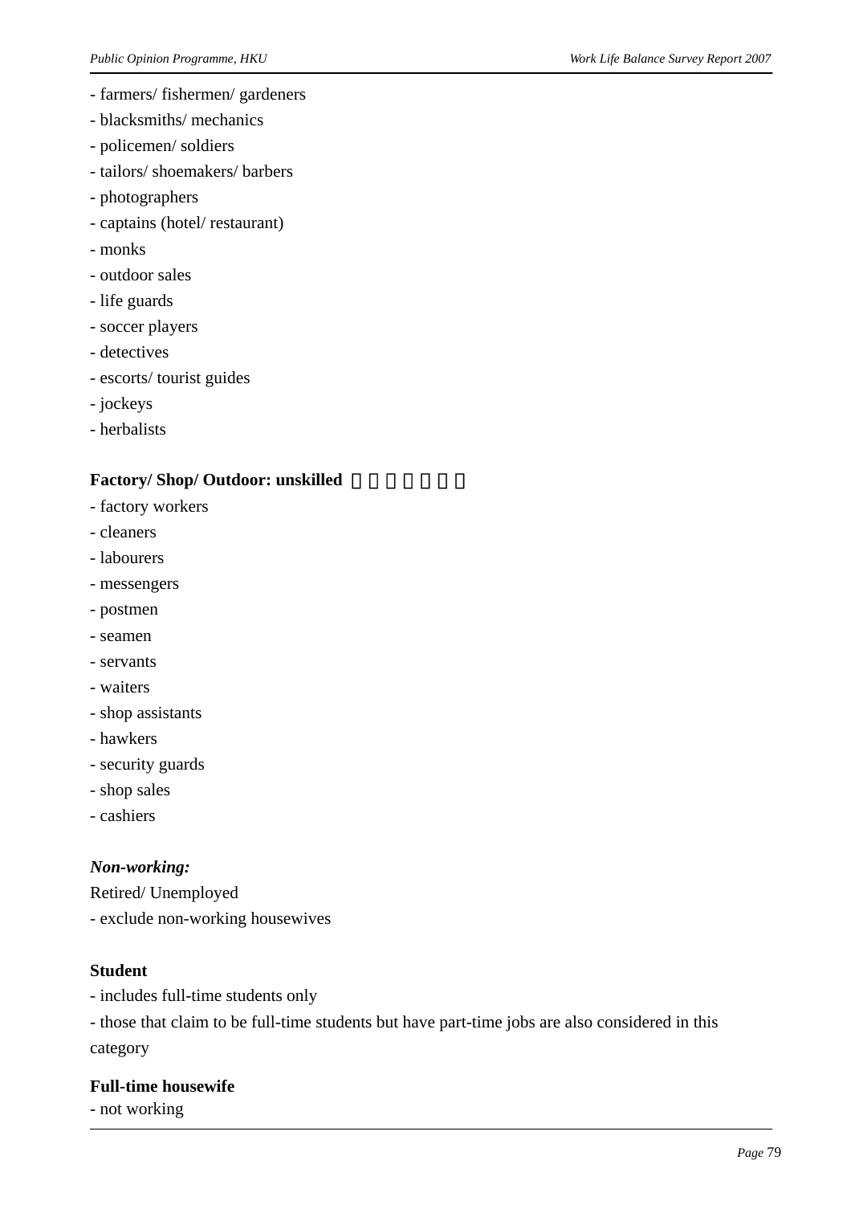- farmers/ fishermen/ gardeners
- blacksmiths/ mechanics
- policemen/ soldiers
- tailors/ shoemakers/ barbers
- photographers
- captains (hotel/ restaurant)
- monks
- outdoor sales
- life guards
- soccer players
- detectives
- escorts/ tourist guides
- jockeys
- herbalists

**Factory/ Shop/ Outdoor: unskilled**

- factory workers
- cleaners
- labourers
- messengers
- postmen
- seamen
- servants
- waiters
- shop assistants
- hawkers
- security guards
- shop sales
- cashiers

***Non-working:***

Retired/ Unemployed

- exclude non-working housewives

**Student**

- includes full-time students only
- those that claim to be full-time students but have part-time jobs are also considered in this category

**Full-time housewife**

- not working